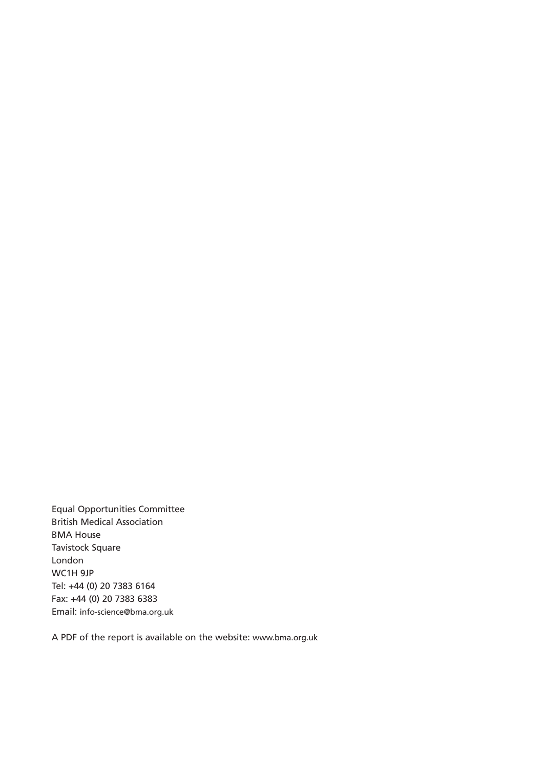Equal Opportunities Committee
British Medical Association
BMA House
Tavistock Square
London
WC1H 9JP
Tel: +44 (0) 20 7383 6164
Fax: +44 (0) 20 7383 6383
Email: info-science@bma.org.uk

A PDF of the report is available on the website: www.bma.org.uk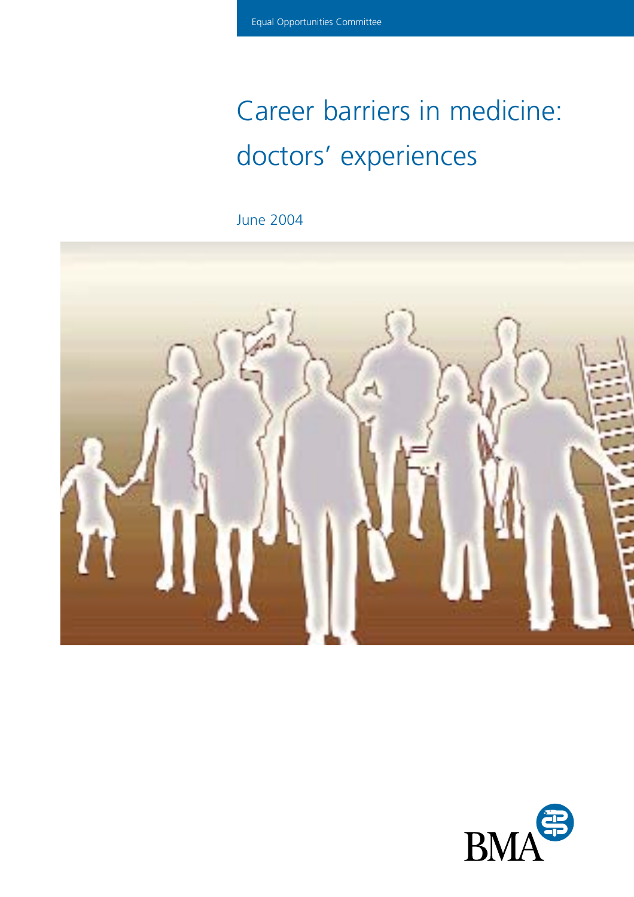Equal Opportunities Committee

# Career barriers in medicine: doctors' experiences

June 2004

BMA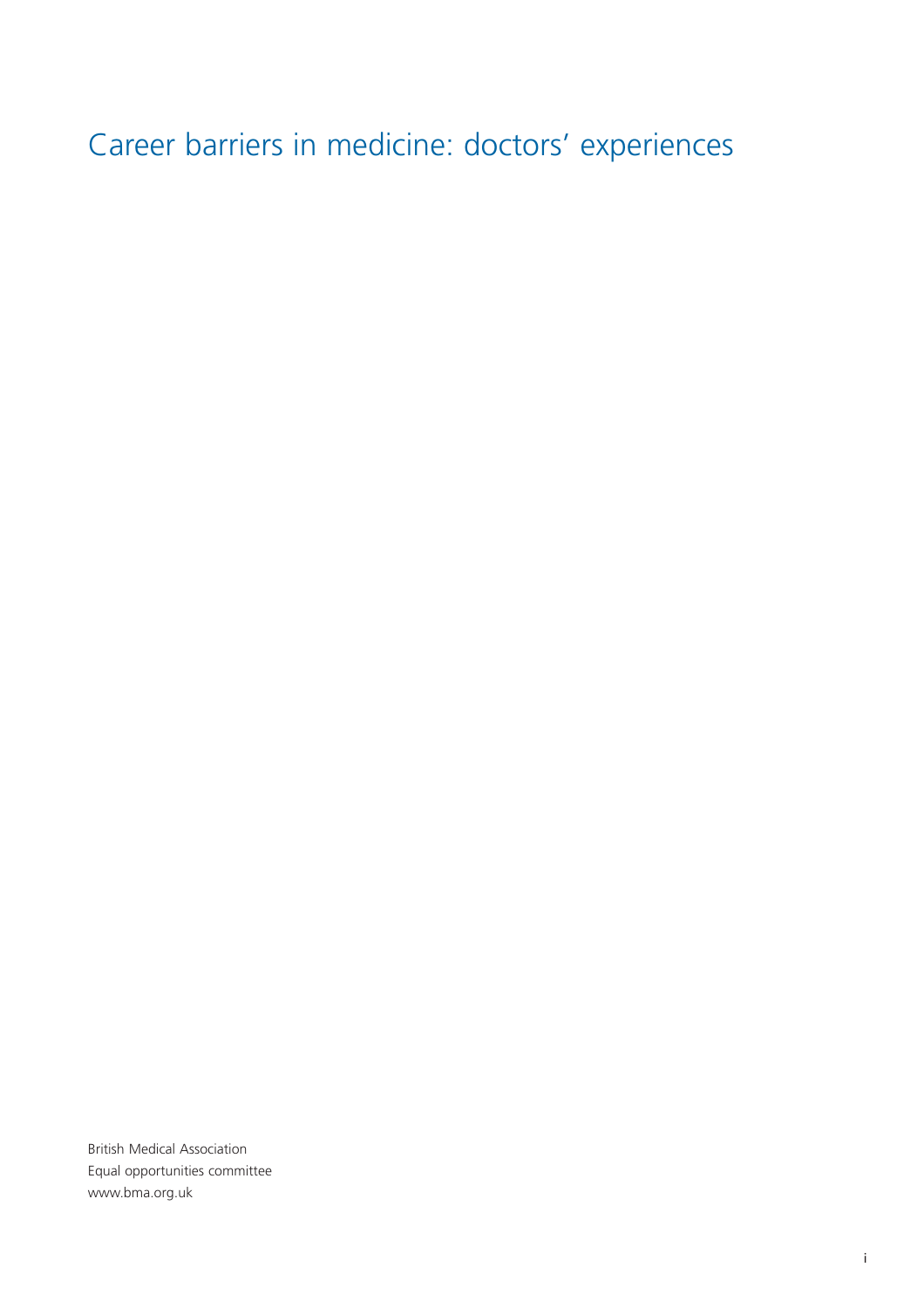# Career barriers in medicine: doctors' experiences

British Medical Association
Equal opportunities committee
www.bma.org.uk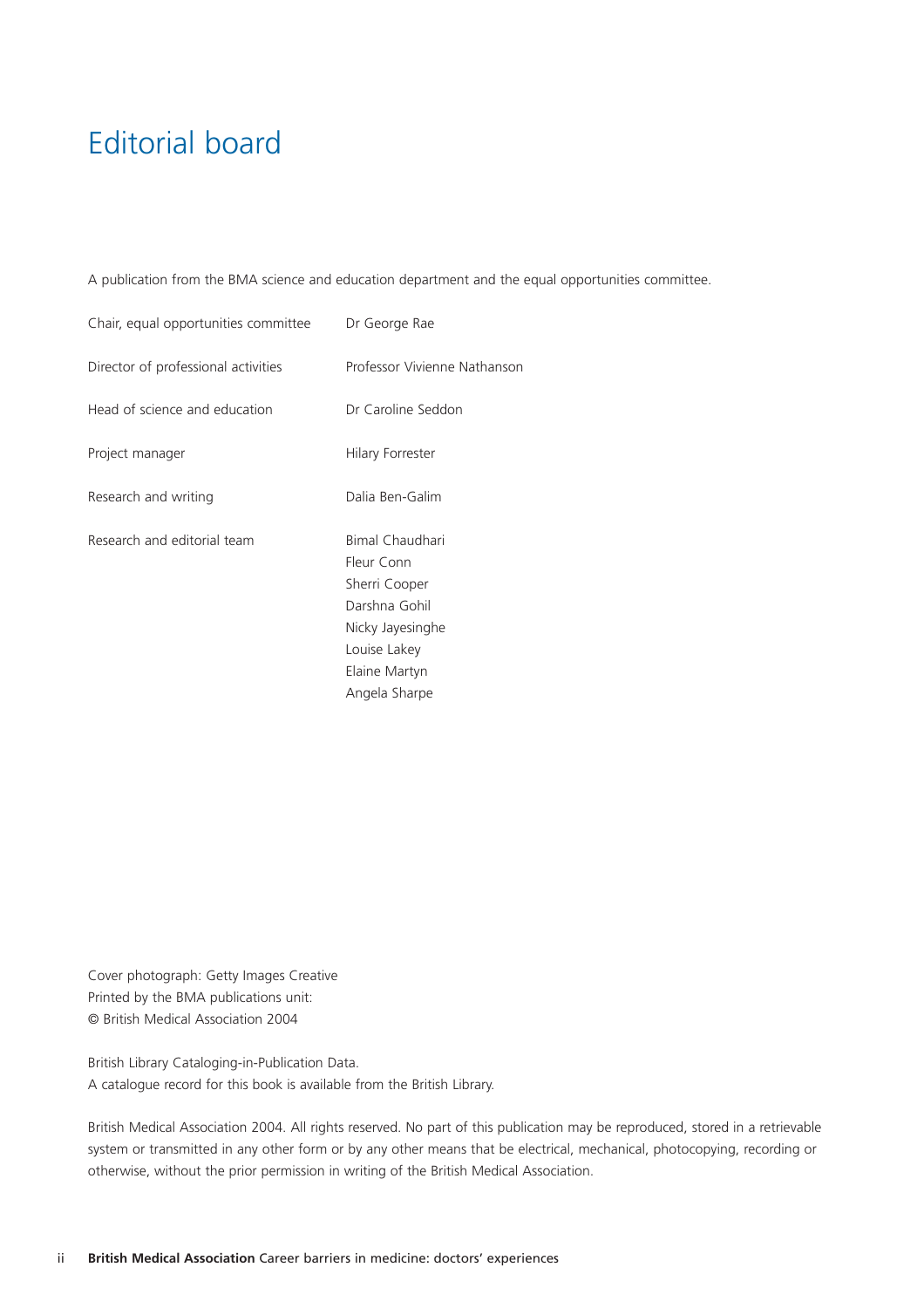# Editorial board

A publication from the BMA science and education department and the equal opportunities committee.

| | |
|---|---|
| Chair, equal opportunities committee | Dr George Rae |
| Director of professional activities | Professor Vivienne Nathanson |
| Head of science and education | Dr Caroline Seddon |
| Project manager | Hilary Forrester |
| Research and writing | Dalia Ben-Galim |
| Research and editorial team | Bimal Chaudhari<br>Fleur Conn<br>Sherri Cooper<br>Darshna Gohil<br>Nicky Jayesinghe<br>Louise Lakey<br>Elaine Martyn<br>Angela Sharpe |

Cover photograph: Getty Images Creative
Printed by the BMA publications unit:
© British Medical Association 2004

British Library Cataloging-in-Publication Data.
A catalogue record for this book is available from the British Library.

British Medical Association 2004. All rights reserved. No part of this publication may be reproduced, stored in a retrievable system or transmitted in any other form or by any other means that be electrical, mechanical, photocopying, recording or otherwise, without the prior permission in writing of the British Medical Association.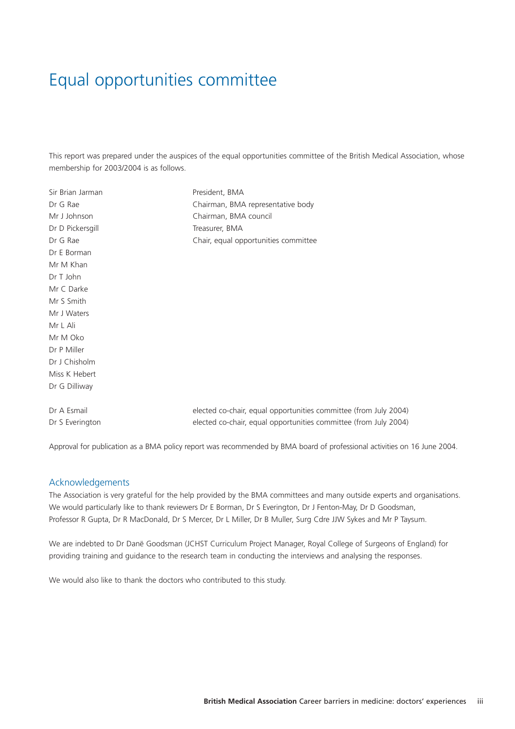# Equal opportunities committee

This report was prepared under the auspices of the equal opportunities committee of the British Medical Association, whose membership for 2003/2004 is as follows.

| | |
|---|---|
| Sir Brian Jarman | President, BMA |
| Dr G Rae | Chairman, BMA representative body |
| Mr J Johnson | Chairman, BMA council |
| Dr D Pickersgill | Treasurer, BMA |
| Dr G Rae | Chair, equal opportunities committee |
| Dr E Borman | |
| Mr M Khan | |
| Dr T John | |
| Mr C Darke | |
| Mr S Smith | |
| Mr J Waters | |
| Mr L Ali | |
| Mr M Oko | |
| Dr P Miller | |
| Dr J Chisholm | |
| Miss K Hebert | |
| Dr G Dilliway | |
| | |
| Dr A Esmail | elected co-chair, equal opportunities committee (from July 2004) |
| Dr S Everington | elected co-chair, equal opportunities committee (from July 2004) |

Approval for publication as a BMA policy report was recommended by BMA board of professional activities on 16 June 2004.

## Acknowledgements

The Association is very grateful for the help provided by the BMA committees and many outside experts and organisations. We would particularly like to thank reviewers Dr E Borman, Dr S Everington, Dr J Fenton-May, Dr D Goodsman, Professor R Gupta, Dr R MacDonald, Dr S Mercer, Dr L Miller, Dr B Muller, Surg Cdre JJW Sykes and Mr P Taysum.

We are indebted to Dr Danë Goodsman (JCHST Curriculum Project Manager, Royal College of Surgeons of England) for providing training and guidance to the research team in conducting the interviews and analysing the responses.

We would also like to thank the doctors who contributed to this study.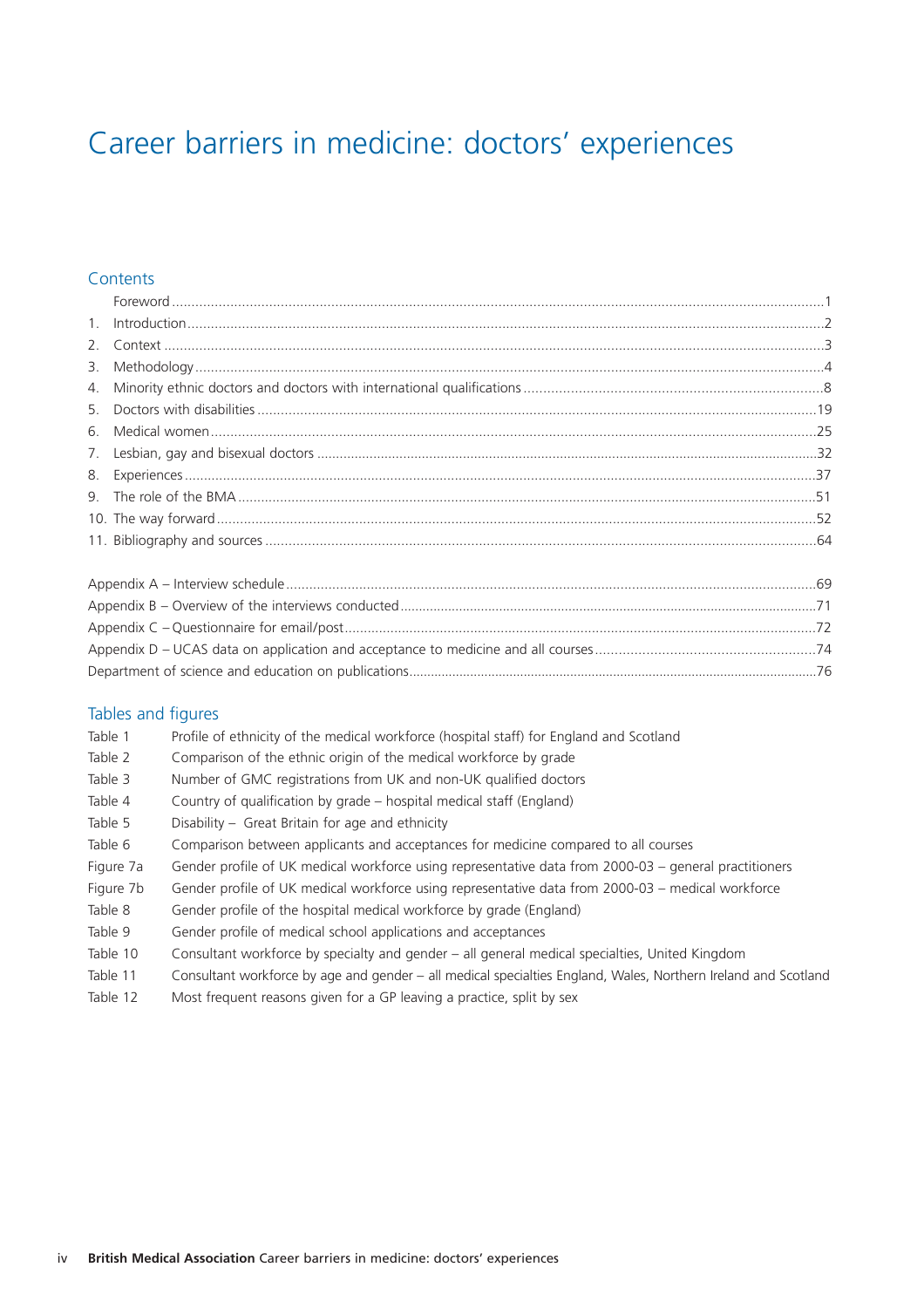# Career barriers in medicine: doctors' experiences

## Contents

| | | |
|---|---|---|
| | Foreword | 1 |
| 1. | Introduction | 2 |
| 2. | Context | 3 |
| 3. | Methodology | 4 |
| 4. | Minority ethnic doctors and doctors with international qualifications | 8 |
| 5. | Doctors with disabilities | 19 |
| 6. | Medical women | 25 |
| 7. | Lesbian, gay and bisexual doctors | 32 |
| 8. | Experiences | 37 |
| 9. | The role of the BMA | 51 |
| 10. | The way forward | 52 |
| 11. | Bibliography and sources | 64 |

| | |
|---|---|
| Appendix A – Interview schedule | 69 |
| Appendix B – Overview of the interviews conducted | 71 |
| Appendix C – Questionnaire for email/post | 72 |
| Appendix D – UCAS data on application and acceptance to medicine and all courses | 74 |
| Department of science and education on publications | 76 |

## Tables and figures

| | |
|---|---|
| Table 1 | Profile of ethnicity of the medical workforce (hospital staff) for England and Scotland |
| Table 2 | Comparison of the ethnic origin of the medical workforce by grade |
| Table 3 | Number of GMC registrations from UK and non-UK qualified doctors |
| Table 4 | Country of qualification by grade – hospital medical staff (England) |
| Table 5 | Disability – Great Britain for age and ethnicity |
| Table 6 | Comparison between applicants and acceptances for medicine compared to all courses |
| Figure 7a | Gender profile of UK medical workforce using representative data from 2000-03 – general practitioners |
| Figure 7b | Gender profile of UK medical workforce using representative data from 2000-03 – medical workforce |
| Table 8 | Gender profile of the hospital medical workforce by grade (England) |
| Table 9 | Gender profile of medical school applications and acceptances |
| Table 10 | Consultant workforce by specialty and gender – all general medical specialties, United Kingdom |
| Table 11 | Consultant workforce by age and gender – all medical specialties England, Wales, Northern Ireland and Scotland |
| Table 12 | Most frequent reasons given for a GP leaving a practice, split by sex |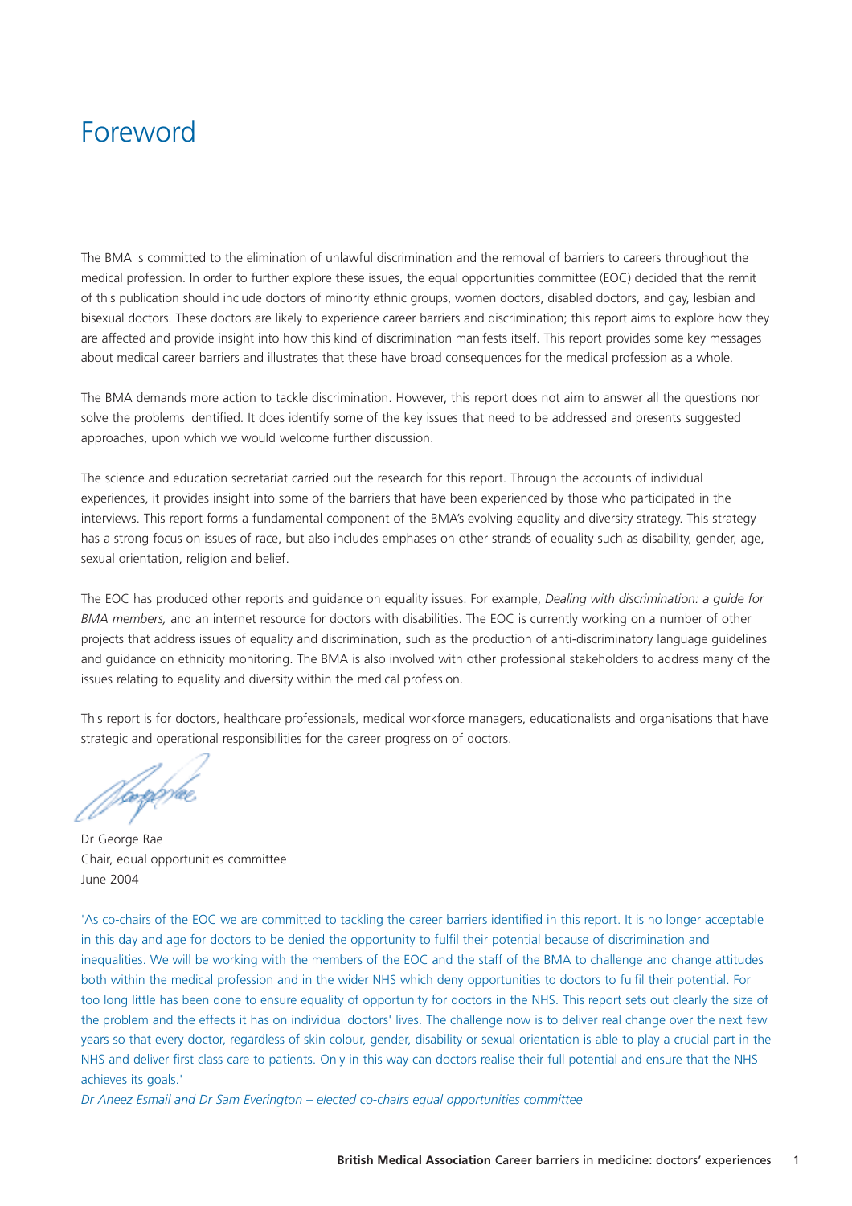# Foreword

The BMA is committed to the elimination of unlawful discrimination and the removal of barriers to careers throughout the medical profession. In order to further explore these issues, the equal opportunities committee (EOC) decided that the remit of this publication should include doctors of minority ethnic groups, women doctors, disabled doctors, and gay, lesbian and bisexual doctors. These doctors are likely to experience career barriers and discrimination; this report aims to explore how they are affected and provide insight into how this kind of discrimination manifests itself. This report provides some key messages about medical career barriers and illustrates that these have broad consequences for the medical profession as a whole.

The BMA demands more action to tackle discrimination. However, this report does not aim to answer all the questions nor solve the problems identified. It does identify some of the key issues that need to be addressed and presents suggested approaches, upon which we would welcome further discussion.

The science and education secretariat carried out the research for this report. Through the accounts of individual experiences, it provides insight into some of the barriers that have been experienced by those who participated in the interviews. This report forms a fundamental component of the BMA's evolving equality and diversity strategy. This strategy has a strong focus on issues of race, but also includes emphases on other strands of equality such as disability, gender, age, sexual orientation, religion and belief.

The EOC has produced other reports and guidance on equality issues. For example, *Dealing with discrimination: a guide for BMA members,* and an internet resource for doctors with disabilities. The EOC is currently working on a number of other projects that address issues of equality and discrimination, such as the production of anti-discriminatory language guidelines and guidance on ethnicity monitoring. The BMA is also involved with other professional stakeholders to address many of the issues relating to equality and diversity within the medical profession.

This report is for doctors, healthcare professionals, medical workforce managers, educationalists and organisations that have strategic and operational responsibilities for the career progression of doctors.

Dr George Rae
Chair, equal opportunities committee
June 2004

'As co-chairs of the EOC we are committed to tackling the career barriers identified in this report. It is no longer acceptable in this day and age for doctors to be denied the opportunity to fulfil their potential because of discrimination and inequalities. We will be working with the members of the EOC and the staff of the BMA to challenge and change attitudes both within the medical profession and in the wider NHS which deny opportunities to doctors to fulfil their potential. For too long little has been done to ensure equality of opportunity for doctors in the NHS. This report sets out clearly the size of the problem and the effects it has on individual doctors' lives. The challenge now is to deliver real change over the next few years so that every doctor, regardless of skin colour, gender, disability or sexual orientation is able to play a crucial part in the NHS and deliver first class care to patients. Only in this way can doctors realise their full potential and ensure that the NHS achieves its goals.'

*Dr Aneez Esmail and Dr Sam Everington – elected co-chairs equal opportunities committee*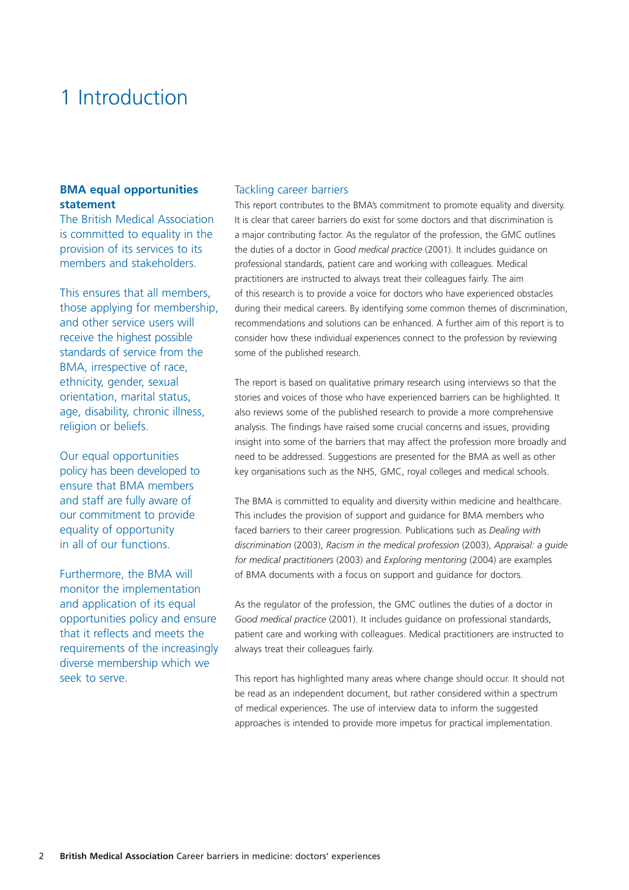# 1 Introduction

**BMA equal opportunities statement**

The British Medical Association is committed to equality in the provision of its services to its members and stakeholders.

This ensures that all members, those applying for membership, and other service users will receive the highest possible standards of service from the BMA, irrespective of race, ethnicity, gender, sexual orientation, marital status, age, disability, chronic illness, religion or beliefs.

Our equal opportunities policy has been developed to ensure that BMA members and staff are fully aware of our commitment to provide equality of opportunity in all of our functions.

Furthermore, the BMA will monitor the implementation and application of its equal opportunities policy and ensure that it reflects and meets the requirements of the increasingly diverse membership which we seek to serve.

## Tackling career barriers

This report contributes to the BMA's commitment to promote equality and diversity. It is clear that career barriers do exist for some doctors and that discrimination is a major contributing factor. As the regulator of the profession, the GMC outlines the duties of a doctor in *Good medical practice* (2001). It includes guidance on professional standards, patient care and working with colleagues. Medical practitioners are instructed to always treat their colleagues fairly. The aim of this research is to provide a voice for doctors who have experienced obstacles during their medical careers. By identifying some common themes of discrimination, recommendations and solutions can be enhanced. A further aim of this report is to consider how these individual experiences connect to the profession by reviewing some of the published research.

The report is based on qualitative primary research using interviews so that the stories and voices of those who have experienced barriers can be highlighted. It also reviews some of the published research to provide a more comprehensive analysis. The findings have raised some crucial concerns and issues, providing insight into some of the barriers that may affect the profession more broadly and need to be addressed. Suggestions are presented for the BMA as well as other key organisations such as the NHS, GMC, royal colleges and medical schools.

The BMA is committed to equality and diversity within medicine and healthcare. This includes the provision of support and guidance for BMA members who faced barriers to their career progression. Publications such as *Dealing with discrimination* (2003), *Racism in the medical profession* (2003), *Appraisal: a guide for medical practitioners* (2003) and *Exploring mentoring* (2004) are examples of BMA documents with a focus on support and guidance for doctors.

As the regulator of the profession, the GMC outlines the duties of a doctor in *Good medical practice* (2001). It includes guidance on professional standards, patient care and working with colleagues. Medical practitioners are instructed to always treat their colleagues fairly.

This report has highlighted many areas where change should occur. It should not be read as an independent document, but rather considered within a spectrum of medical experiences. The use of interview data to inform the suggested approaches is intended to provide more impetus for practical implementation.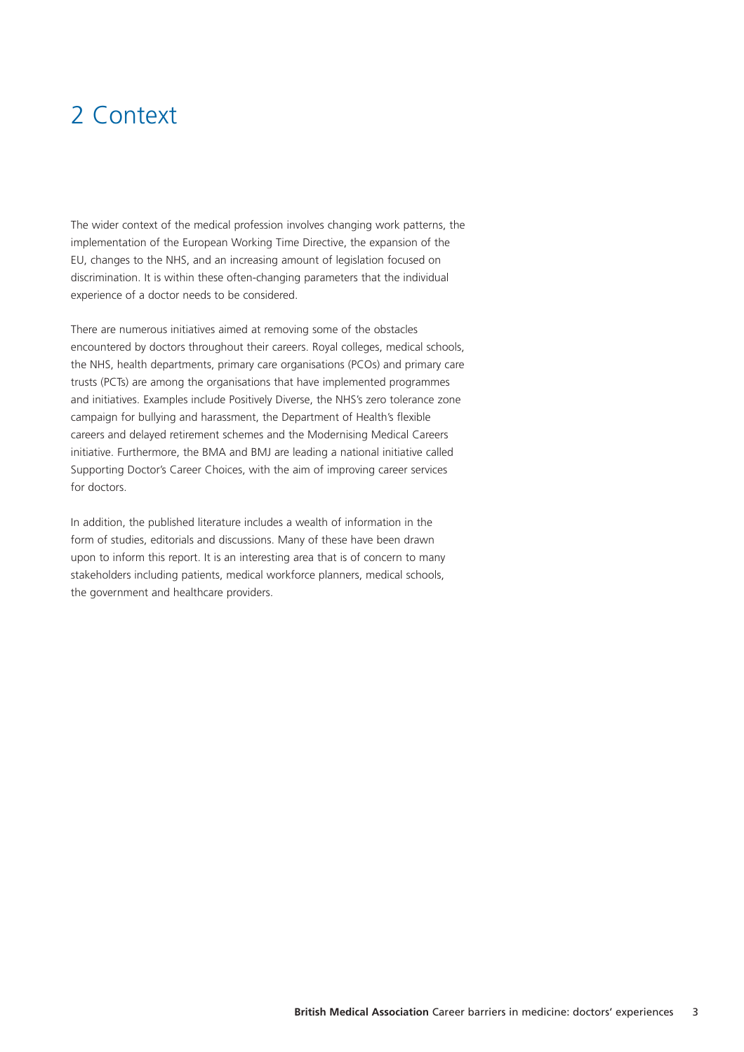# 2 Context

The wider context of the medical profession involves changing work patterns, the implementation of the European Working Time Directive, the expansion of the EU, changes to the NHS, and an increasing amount of legislation focused on discrimination. It is within these often-changing parameters that the individual experience of a doctor needs to be considered.

There are numerous initiatives aimed at removing some of the obstacles encountered by doctors throughout their careers. Royal colleges, medical schools, the NHS, health departments, primary care organisations (PCOs) and primary care trusts (PCTs) are among the organisations that have implemented programmes and initiatives. Examples include Positively Diverse, the NHS's zero tolerance zone campaign for bullying and harassment, the Department of Health's flexible careers and delayed retirement schemes and the Modernising Medical Careers initiative. Furthermore, the BMA and BMJ are leading a national initiative called Supporting Doctor's Career Choices, with the aim of improving career services for doctors.

In addition, the published literature includes a wealth of information in the form of studies, editorials and discussions. Many of these have been drawn upon to inform this report. It is an interesting area that is of concern to many stakeholders including patients, medical workforce planners, medical schools, the government and healthcare providers.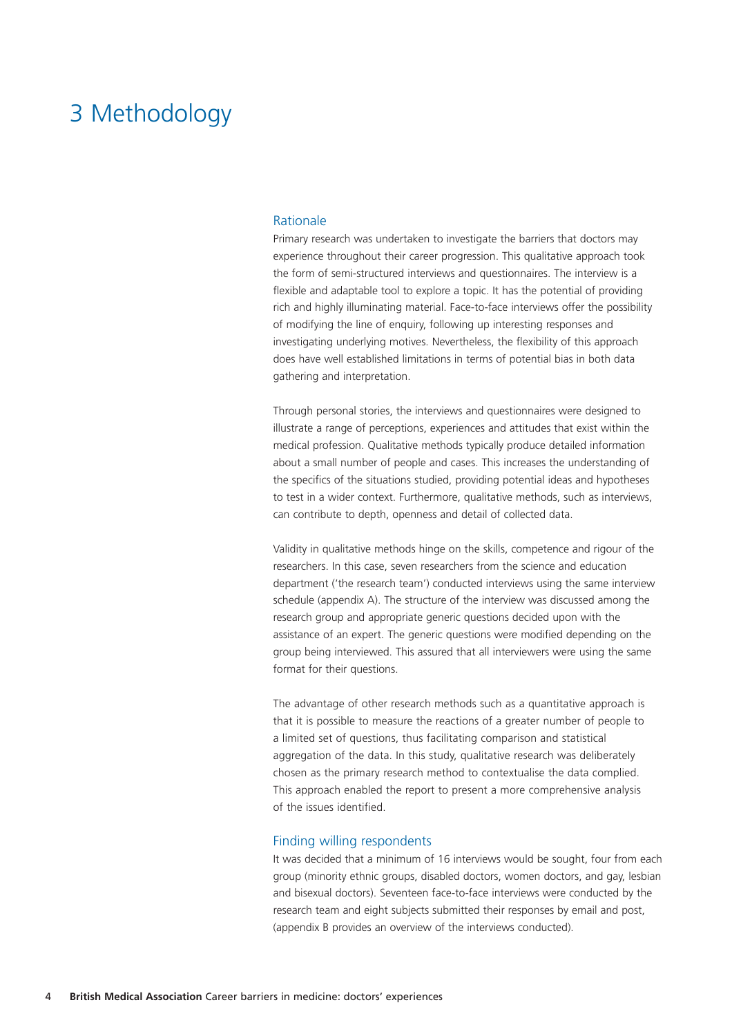# 3 Methodology

## Rationale

Primary research was undertaken to investigate the barriers that doctors may experience throughout their career progression. This qualitative approach took the form of semi-structured interviews and questionnaires. The interview is a flexible and adaptable tool to explore a topic. It has the potential of providing rich and highly illuminating material. Face-to-face interviews offer the possibility of modifying the line of enquiry, following up interesting responses and investigating underlying motives. Nevertheless, the flexibility of this approach does have well established limitations in terms of potential bias in both data gathering and interpretation.

Through personal stories, the interviews and questionnaires were designed to illustrate a range of perceptions, experiences and attitudes that exist within the medical profession. Qualitative methods typically produce detailed information about a small number of people and cases. This increases the understanding of the specifics of the situations studied, providing potential ideas and hypotheses to test in a wider context. Furthermore, qualitative methods, such as interviews, can contribute to depth, openness and detail of collected data.

Validity in qualitative methods hinge on the skills, competence and rigour of the researchers. In this case, seven researchers from the science and education department ('the research team') conducted interviews using the same interview schedule (appendix A). The structure of the interview was discussed among the research group and appropriate generic questions decided upon with the assistance of an expert. The generic questions were modified depending on the group being interviewed. This assured that all interviewers were using the same format for their questions.

The advantage of other research methods such as a quantitative approach is that it is possible to measure the reactions of a greater number of people to a limited set of questions, thus facilitating comparison and statistical aggregation of the data. In this study, qualitative research was deliberately chosen as the primary research method to contextualise the data complied. This approach enabled the report to present a more comprehensive analysis of the issues identified.

## Finding willing respondents

It was decided that a minimum of 16 interviews would be sought, four from each group (minority ethnic groups, disabled doctors, women doctors, and gay, lesbian and bisexual doctors). Seventeen face-to-face interviews were conducted by the research team and eight subjects submitted their responses by email and post, (appendix B provides an overview of the interviews conducted).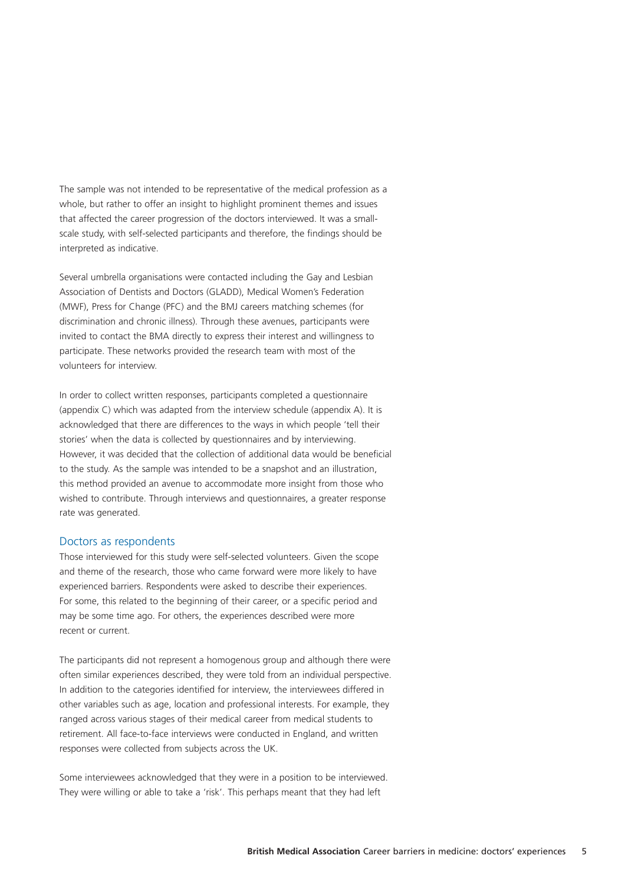The sample was not intended to be representative of the medical profession as a whole, but rather to offer an insight to highlight prominent themes and issues that affected the career progression of the doctors interviewed. It was a small-scale study, with self-selected participants and therefore, the findings should be interpreted as indicative.

Several umbrella organisations were contacted including the Gay and Lesbian Association of Dentists and Doctors (GLADD), Medical Women's Federation (MWF), Press for Change (PFC) and the BMJ careers matching schemes (for discrimination and chronic illness). Through these avenues, participants were invited to contact the BMA directly to express their interest and willingness to participate. These networks provided the research team with most of the volunteers for interview.

In order to collect written responses, participants completed a questionnaire (appendix C) which was adapted from the interview schedule (appendix A). It is acknowledged that there are differences to the ways in which people 'tell their stories' when the data is collected by questionnaires and by interviewing. However, it was decided that the collection of additional data would be beneficial to the study. As the sample was intended to be a snapshot and an illustration, this method provided an avenue to accommodate more insight from those who wished to contribute. Through interviews and questionnaires, a greater response rate was generated.

## Doctors as respondents

Those interviewed for this study were self-selected volunteers. Given the scope and theme of the research, those who came forward were more likely to have experienced barriers. Respondents were asked to describe their experiences. For some, this related to the beginning of their career, or a specific period and may be some time ago. For others, the experiences described were more recent or current.

The participants did not represent a homogenous group and although there were often similar experiences described, they were told from an individual perspective. In addition to the categories identified for interview, the interviewees differed in other variables such as age, location and professional interests. For example, they ranged across various stages of their medical career from medical students to retirement. All face-to-face interviews were conducted in England, and written responses were collected from subjects across the UK.

Some interviewees acknowledged that they were in a position to be interviewed. They were willing or able to take a 'risk'. This perhaps meant that they had left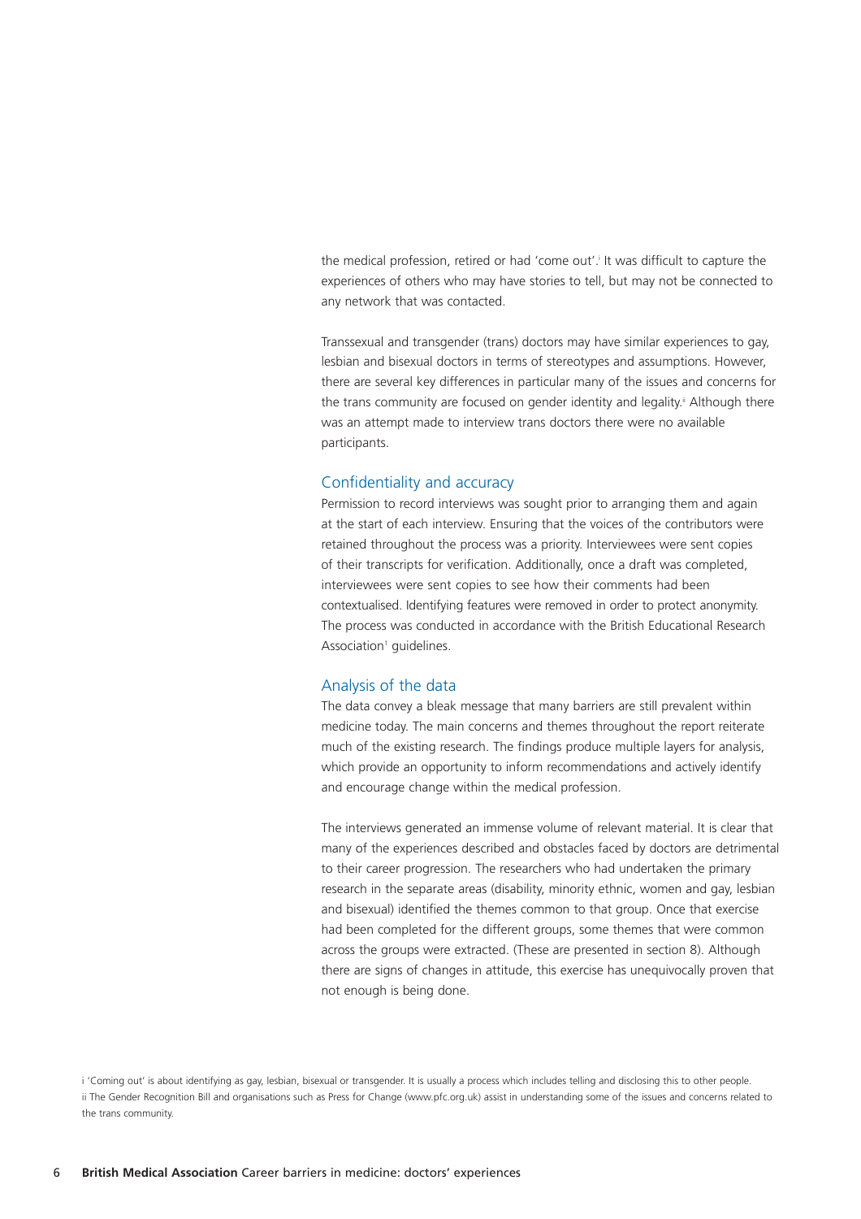the medical profession, retired or had 'come out'.[i] It was difficult to capture the experiences of others who may have stories to tell, but may not be connected to any network that was contacted.

Transsexual and transgender (trans) doctors may have similar experiences to gay, lesbian and bisexual doctors in terms of stereotypes and assumptions. However, there are several key differences in particular many of the issues and concerns for the trans community are focused on gender identity and legality.[ii] Although there was an attempt made to interview trans doctors there were no available participants.

## Confidentiality and accuracy

Permission to record interviews was sought prior to arranging them and again at the start of each interview. Ensuring that the voices of the contributors were retained throughout the process was a priority. Interviewees were sent copies of their transcripts for verification. Additionally, once a draft was completed, interviewees were sent copies to see how their comments had been contextualised. Identifying features were removed in order to protect anonymity. The process was conducted in accordance with the British Educational Research Association[1] guidelines.

## Analysis of the data

The data convey a bleak message that many barriers are still prevalent within medicine today. The main concerns and themes throughout the report reiterate much of the existing research. The findings produce multiple layers for analysis, which provide an opportunity to inform recommendations and actively identify and encourage change within the medical profession.

The interviews generated an immense volume of relevant material. It is clear that many of the experiences described and obstacles faced by doctors are detrimental to their career progression. The researchers who had undertaken the primary research in the separate areas (disability, minority ethnic, women and gay, lesbian and bisexual) identified the themes common to that group. Once that exercise had been completed for the different groups, some themes that were common across the groups were extracted. (These are presented in section 8). Although there are signs of changes in attitude, this exercise has unequivocally proven that not enough is being done.

i 'Coming out' is about identifying as gay, lesbian, bisexual or transgender. It is usually a process which includes telling and disclosing this to other people.

ii The Gender Recognition Bill and organisations such as Press for Change (www.pfc.org.uk) assist in understanding some of the issues and concerns related to the trans community.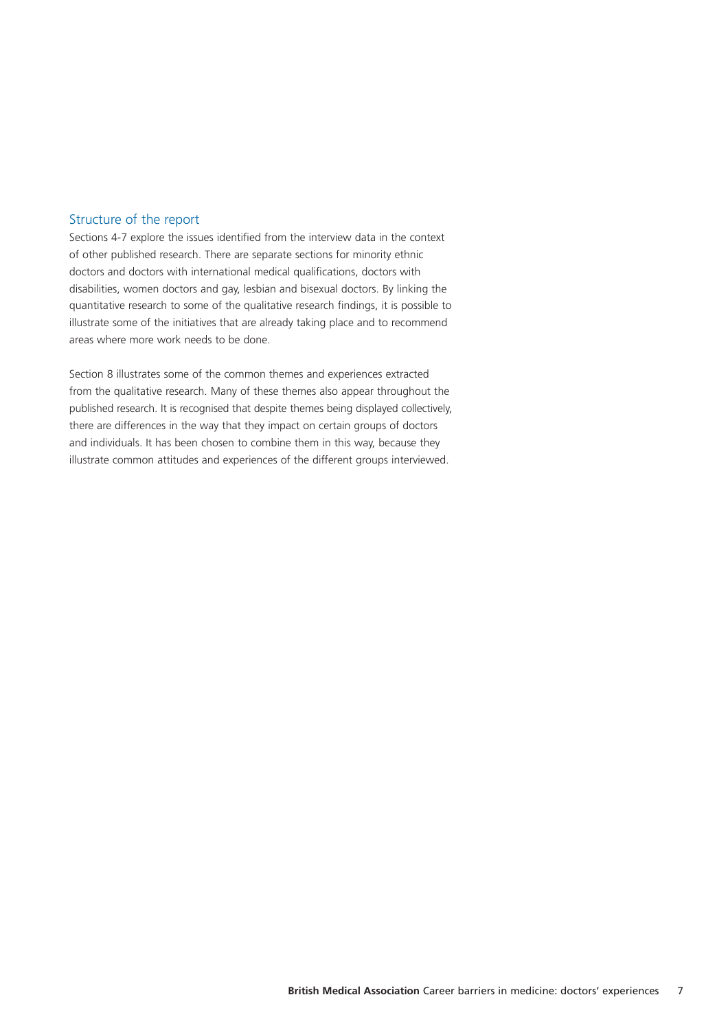## Structure of the report

Sections 4-7 explore the issues identified from the interview data in the context of other published research. There are separate sections for minority ethnic doctors and doctors with international medical qualifications, doctors with disabilities, women doctors and gay, lesbian and bisexual doctors. By linking the quantitative research to some of the qualitative research findings, it is possible to illustrate some of the initiatives that are already taking place and to recommend areas where more work needs to be done.

Section 8 illustrates some of the common themes and experiences extracted from the qualitative research. Many of these themes also appear throughout the published research. It is recognised that despite themes being displayed collectively, there are differences in the way that they impact on certain groups of doctors and individuals. It has been chosen to combine them in this way, because they illustrate common attitudes and experiences of the different groups interviewed.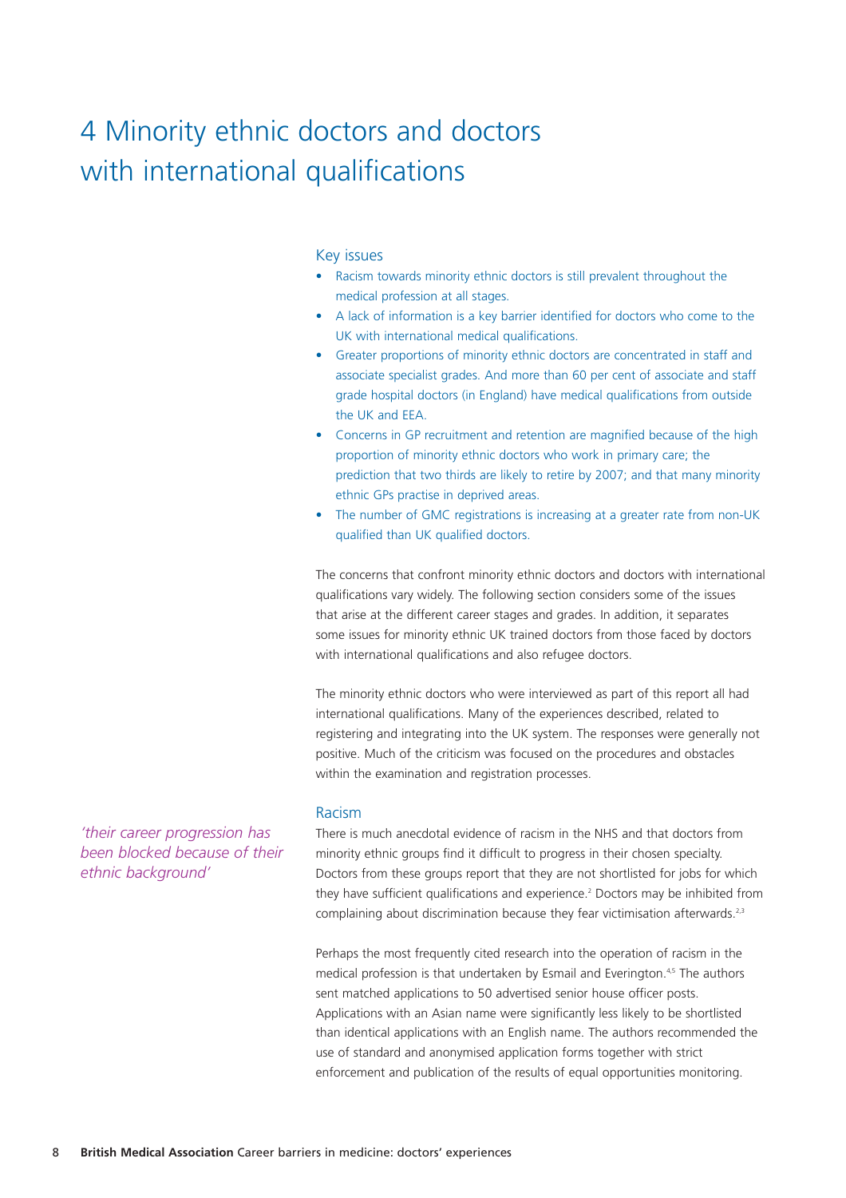# 4 Minority ethnic doctors and doctors with international qualifications

## Key issues

- Racism towards minority ethnic doctors is still prevalent throughout the medical profession at all stages.
- A lack of information is a key barrier identified for doctors who come to the UK with international medical qualifications.
- Greater proportions of minority ethnic doctors are concentrated in staff and associate specialist grades. And more than 60 per cent of associate and staff grade hospital doctors (in England) have medical qualifications from outside the UK and EEA.
- Concerns in GP recruitment and retention are magnified because of the high proportion of minority ethnic doctors who work in primary care; the prediction that two thirds are likely to retire by 2007; and that many minority ethnic GPs practise in deprived areas.
- The number of GMC registrations is increasing at a greater rate from non-UK qualified than UK qualified doctors.

The concerns that confront minority ethnic doctors and doctors with international qualifications vary widely. The following section considers some of the issues that arise at the different career stages and grades. In addition, it separates some issues for minority ethnic UK trained doctors from those faced by doctors with international qualifications and also refugee doctors.

The minority ethnic doctors who were interviewed as part of this report all had international qualifications. Many of the experiences described, related to registering and integrating into the UK system. The responses were generally not positive. Much of the criticism was focused on the procedures and obstacles within the examination and registration processes.

## Racism

*'their career progression has been blocked because of their ethnic background'*

There is much anecdotal evidence of racism in the NHS and that doctors from minority ethnic groups find it difficult to progress in their chosen specialty. Doctors from these groups report that they are not shortlisted for jobs for which they have sufficient qualifications and experience.[2] Doctors may be inhibited from complaining about discrimination because they fear victimisation afterwards.[2,3]

Perhaps the most frequently cited research into the operation of racism in the medical profession is that undertaken by Esmail and Everington.[4,5] The authors sent matched applications to 50 advertised senior house officer posts. Applications with an Asian name were significantly less likely to be shortlisted than identical applications with an English name. The authors recommended the use of standard and anonymised application forms together with strict enforcement and publication of the results of equal opportunities monitoring.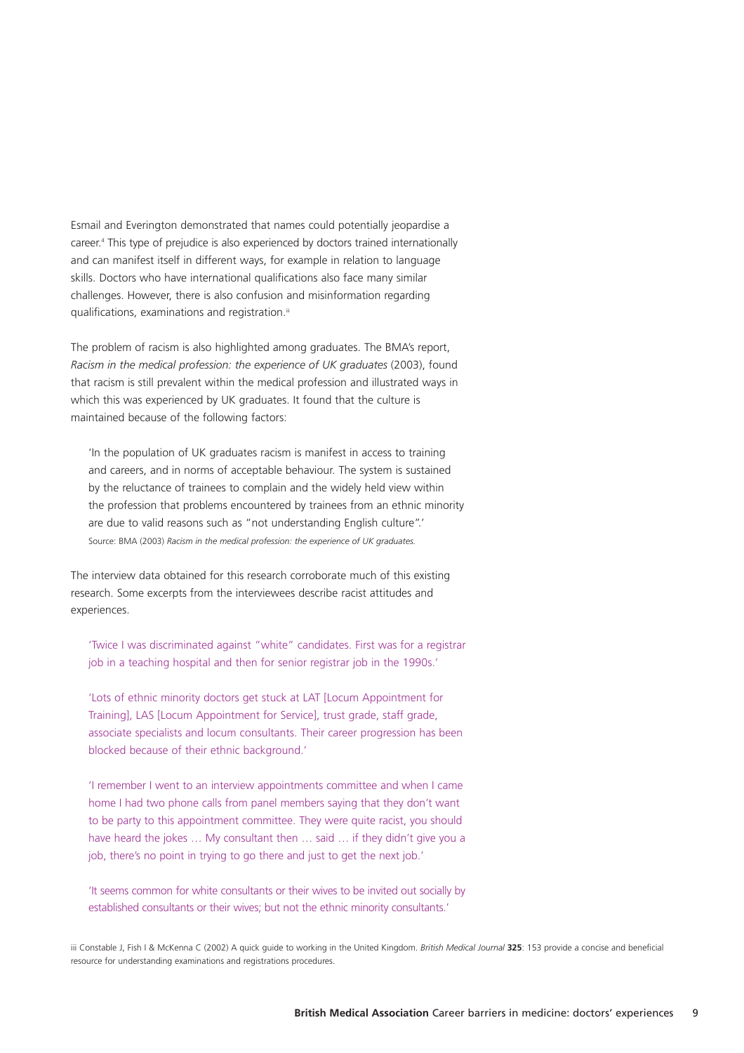Esmail and Everington demonstrated that names could potentially jeopardise a career.[4] This type of prejudice is also experienced by doctors trained internationally and can manifest itself in different ways, for example in relation to language skills. Doctors who have international qualifications also face many similar challenges. However, there is also confusion and misinformation regarding qualifications, examinations and registration.[iii]

The problem of racism is also highlighted among graduates. The BMA's report, *Racism in the medical profession: the experience of UK graduates* (2003), found that racism is still prevalent within the medical profession and illustrated ways in which this was experienced by UK graduates. It found that the culture is maintained because of the following factors:

> 'In the population of UK graduates racism is manifest in access to training and careers, and in norms of acceptable behaviour. The system is sustained by the reluctance of trainees to complain and the widely held view within the profession that problems encountered by trainees from an ethnic minority are due to valid reasons such as "not understanding English culture".'
>
> Source: BMA (2003) *Racism in the medical profession: the experience of UK graduates.*

The interview data obtained for this research corroborate much of this existing research. Some excerpts from the interviewees describe racist attitudes and experiences.

> 'Twice I was discriminated against "white" candidates. First was for a registrar job in a teaching hospital and then for senior registrar job in the 1990s.'

> 'Lots of ethnic minority doctors get stuck at LAT [Locum Appointment for Training], LAS [Locum Appointment for Service], trust grade, staff grade, associate specialists and locum consultants. Their career progression has been blocked because of their ethnic background.'

> 'I remember I went to an interview appointments committee and when I came home I had two phone calls from panel members saying that they don't want to be party to this appointment committee. They were quite racist, you should have heard the jokes … My consultant then … said … if they didn't give you a job, there's no point in trying to go there and just to get the next job.'

> 'It seems common for white consultants or their wives to be invited out socially by established consultants or their wives; but not the ethnic minority consultants.'

iii Constable J, Fish I & McKenna C (2002) A quick guide to working in the United Kingdom. *British Medical Journal* **325**: 153 provide a concise and beneficial resource for understanding examinations and registrations procedures.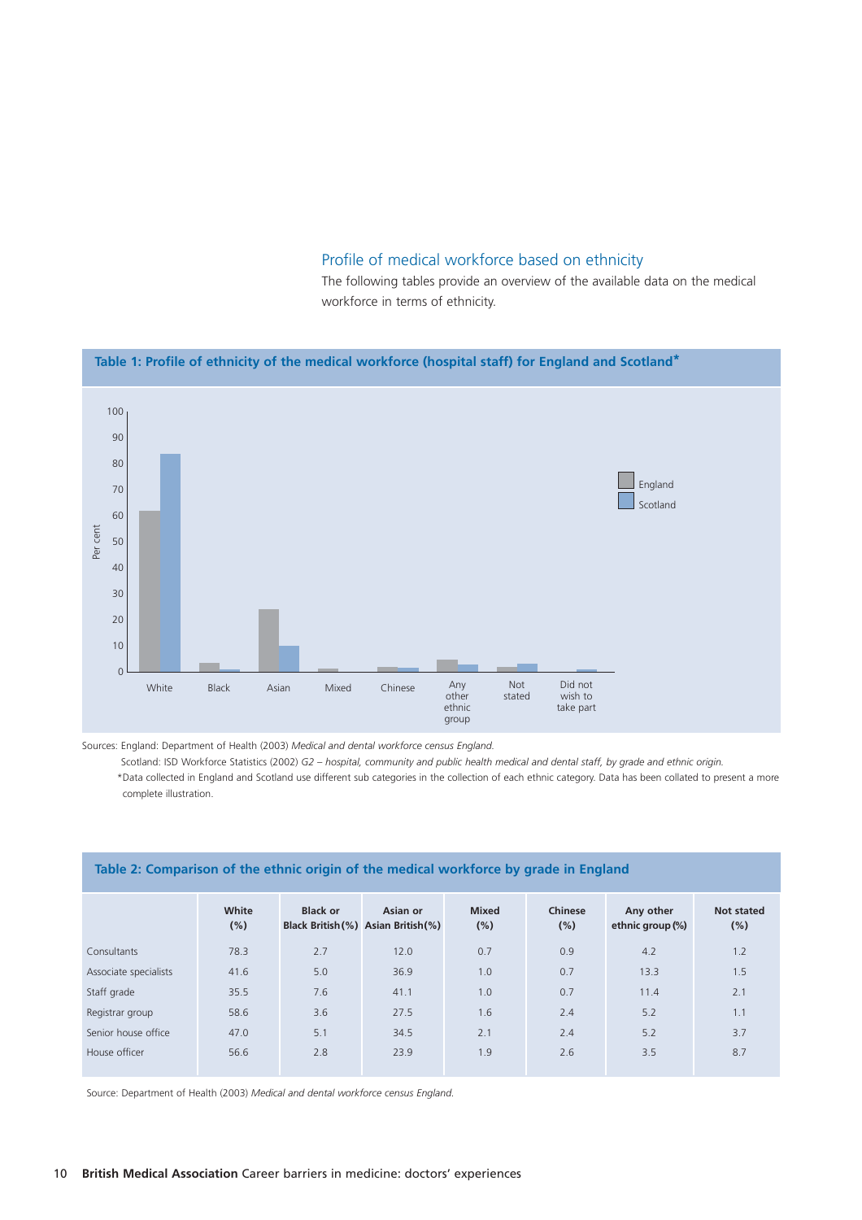## Profile of medical workforce based on ethnicity

The following tables provide an overview of the available data on the medical workforce in terms of ethnicity.

**Table 1: Profile of ethnicity of the medical workforce (hospital staff) for England and Scotland***

Sources: England: Department of Health (2003) *Medical and dental workforce census England.*

Scotland: ISD Workforce Statistics (2002) *G2 – hospital, community and public health medical and dental staff, by grade and ethnic origin.*

*Data collected in England and Scotland use different sub categories in the collection of each ethnic category. Data has been collated to present a more complete illustration.

**Table 2: Comparison of the ethnic origin of the medical workforce by grade in England**

| | White (%) | Black or Black British (%) | Asian or Asian British (%) | Mixed (%) | Chinese (%) | Any other ethnic group (%) | Not stated (%) |
|---|---|---|---|---|---|---|---|
| Consultants | 78.3 | 2.7 | 12.0 | 0.7 | 0.9 | 4.2 | 1.2 |
| Associate specialists | 41.6 | 5.0 | 36.9 | 1.0 | 0.7 | 13.3 | 1.5 |
| Staff grade | 35.5 | 7.6 | 41.1 | 1.0 | 0.7 | 11.4 | 2.1 |
| Registrar group | 58.6 | 3.6 | 27.5 | 1.6 | 2.4 | 5.2 | 1.1 |
| Senior house office | 47.0 | 5.1 | 34.5 | 2.1 | 2.4 | 5.2 | 3.7 |
| House officer | 56.6 | 2.8 | 23.9 | 1.9 | 2.6 | 3.5 | 8.7 |

Source: Department of Health (2003) *Medical and dental workforce census England.*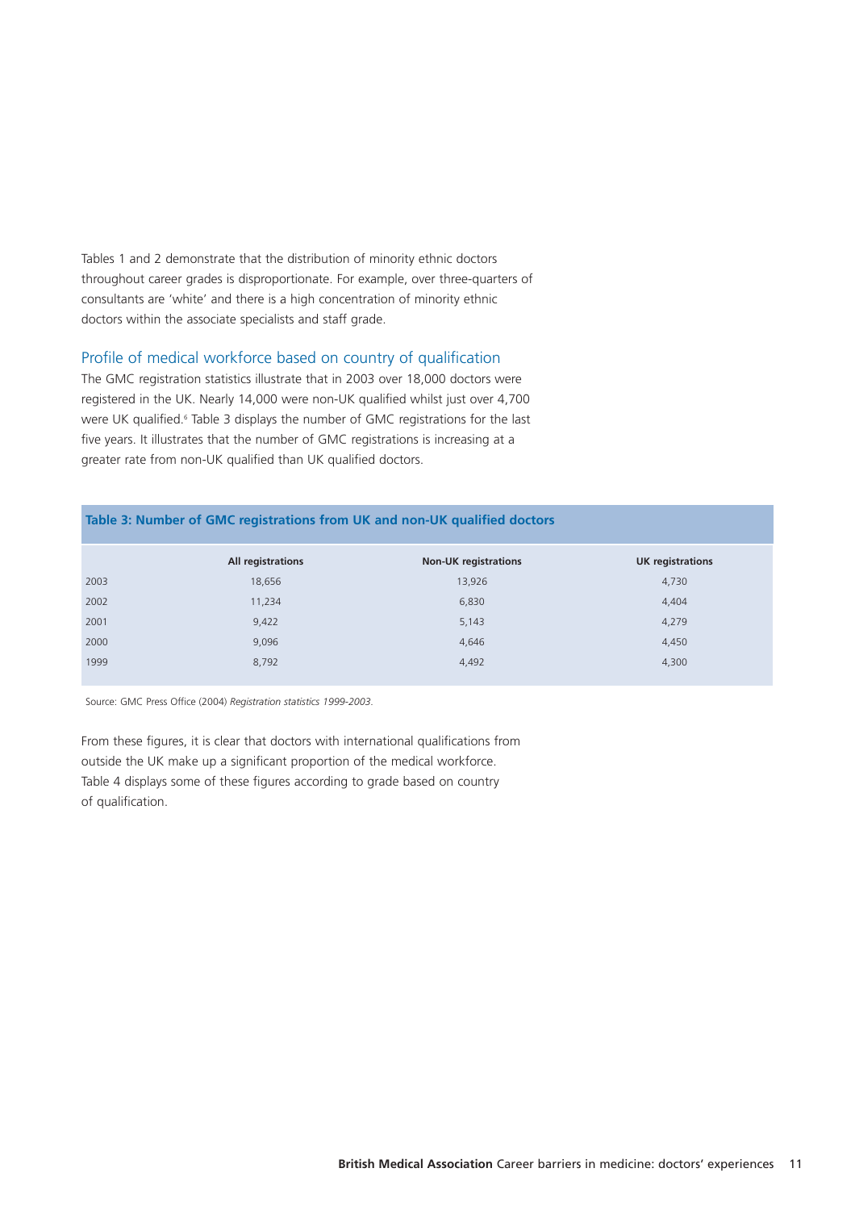Tables 1 and 2 demonstrate that the distribution of minority ethnic doctors throughout career grades is disproportionate. For example, over three-quarters of consultants are 'white' and there is a high concentration of minority ethnic doctors within the associate specialists and staff grade.

## Profile of medical workforce based on country of qualification

The GMC registration statistics illustrate that in 2003 over 18,000 doctors were registered in the UK. Nearly 14,000 were non-UK qualified whilst just over 4,700 were UK qualified.[6] Table 3 displays the number of GMC registrations for the last five years. It illustrates that the number of GMC registrations is increasing at a greater rate from non-UK qualified than UK qualified doctors.

**Table 3: Number of GMC registrations from UK and non-UK qualified doctors**

| | All registrations | Non-UK registrations | UK registrations |
|---|---|---|---|
| 2003 | 18,656 | 13,926 | 4,730 |
| 2002 | 11,234 | 6,830 | 4,404 |
| 2001 | 9,422 | 5,143 | 4,279 |
| 2000 | 9,096 | 4,646 | 4,450 |
| 1999 | 8,792 | 4,492 | 4,300 |

Source: GMC Press Office (2004) *Registration statistics 1999-2003.*

From these figures, it is clear that doctors with international qualifications from outside the UK make up a significant proportion of the medical workforce. Table 4 displays some of these figures according to grade based on country of qualification.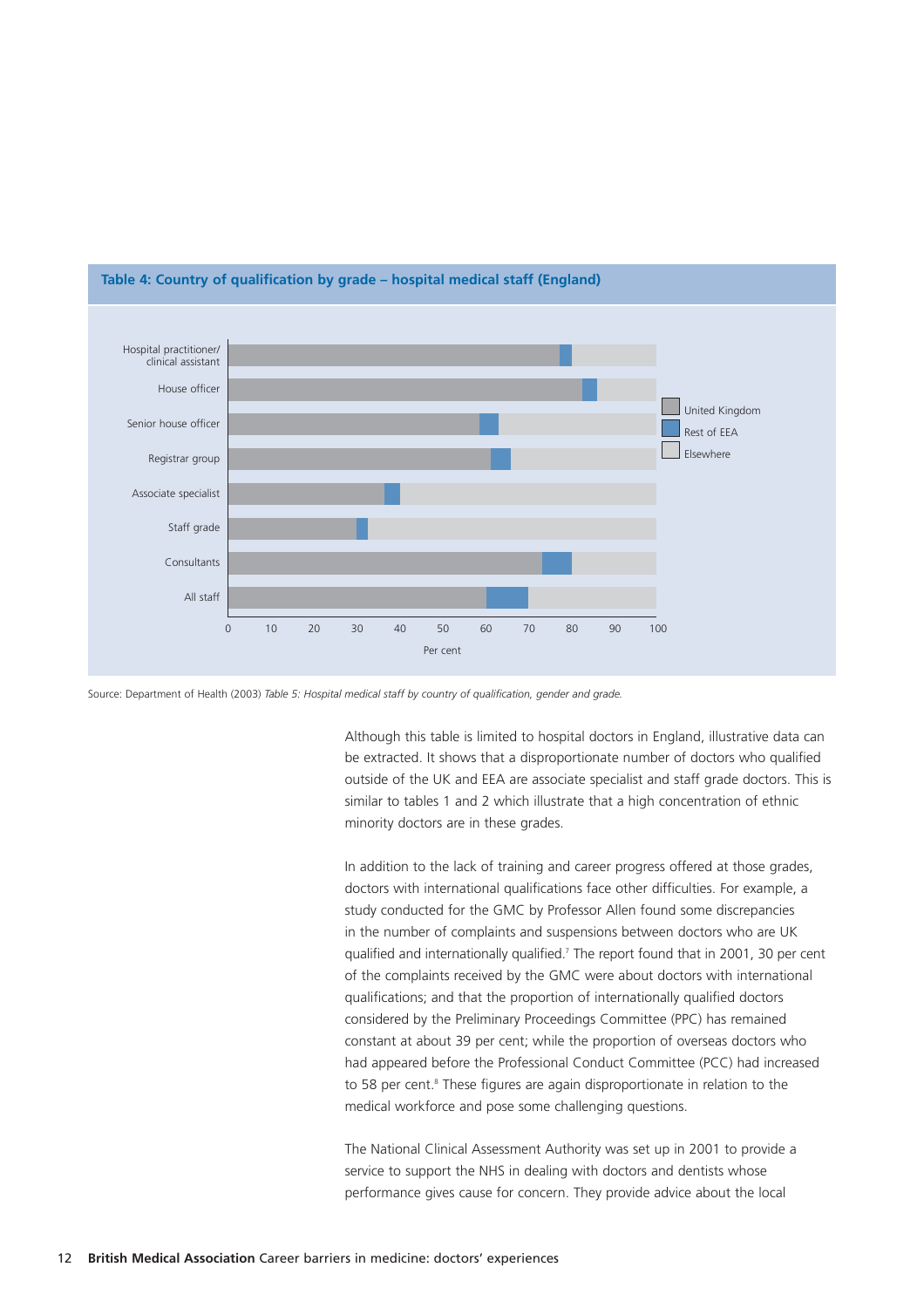**Table 4: Country of qualification by grade – hospital medical staff (England)**

Source: Department of Health (2003) *Table 5: Hospital medical staff by country of qualification, gender and grade.*

Although this table is limited to hospital doctors in England, illustrative data can be extracted. It shows that a disproportionate number of doctors who qualified outside of the UK and EEA are associate specialist and staff grade doctors. This is similar to tables 1 and 2 which illustrate that a high concentration of ethnic minority doctors are in these grades.

In addition to the lack of training and career progress offered at those grades, doctors with international qualifications face other difficulties. For example, a study conducted for the GMC by Professor Allen found some discrepancies in the number of complaints and suspensions between doctors who are UK qualified and internationally qualified.[7] The report found that in 2001, 30 per cent of the complaints received by the GMC were about doctors with international qualifications; and that the proportion of internationally qualified doctors considered by the Preliminary Proceedings Committee (PPC) has remained constant at about 39 per cent; while the proportion of overseas doctors who had appeared before the Professional Conduct Committee (PCC) had increased to 58 per cent.[8] These figures are again disproportionate in relation to the medical workforce and pose some challenging questions.

The National Clinical Assessment Authority was set up in 2001 to provide a service to support the NHS in dealing with doctors and dentists whose performance gives cause for concern. They provide advice about the local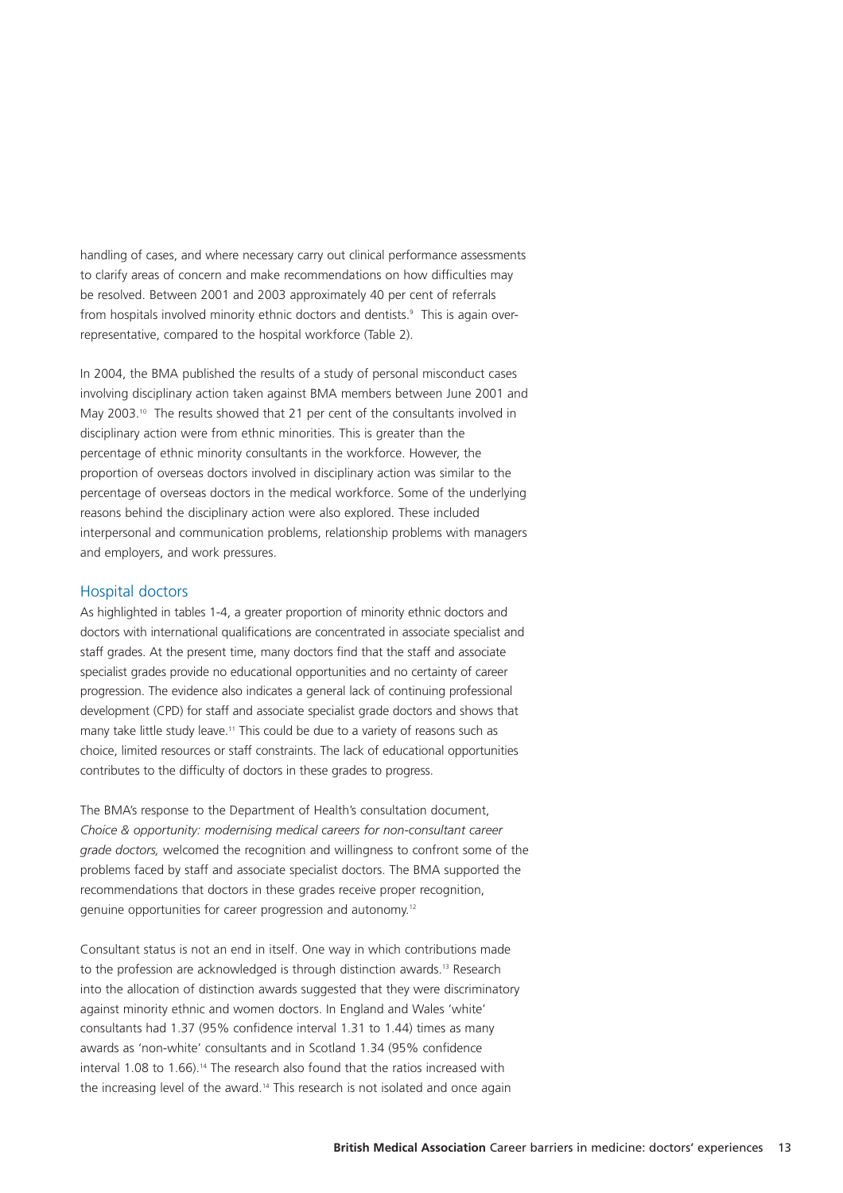handling of cases, and where necessary carry out clinical performance assessments to clarify areas of concern and make recommendations on how difficulties may be resolved. Between 2001 and 2003 approximately 40 per cent of referrals from hospitals involved minority ethnic doctors and dentists.[9] This is again over-representative, compared to the hospital workforce (Table 2).

In 2004, the BMA published the results of a study of personal misconduct cases involving disciplinary action taken against BMA members between June 2001 and May 2003.[10] The results showed that 21 per cent of the consultants involved in disciplinary action were from ethnic minorities. This is greater than the percentage of ethnic minority consultants in the workforce. However, the proportion of overseas doctors involved in disciplinary action was similar to the percentage of overseas doctors in the medical workforce. Some of the underlying reasons behind the disciplinary action were also explored. These included interpersonal and communication problems, relationship problems with managers and employers, and work pressures.

## Hospital doctors

As highlighted in tables 1-4, a greater proportion of minority ethnic doctors and doctors with international qualifications are concentrated in associate specialist and staff grades. At the present time, many doctors find that the staff and associate specialist grades provide no educational opportunities and no certainty of career progression. The evidence also indicates a general lack of continuing professional development (CPD) for staff and associate specialist grade doctors and shows that many take little study leave.[11] This could be due to a variety of reasons such as choice, limited resources or staff constraints. The lack of educational opportunities contributes to the difficulty of doctors in these grades to progress.

The BMA's response to the Department of Health's consultation document, *Choice & opportunity: modernising medical careers for non-consultant career grade doctors,* welcomed the recognition and willingness to confront some of the problems faced by staff and associate specialist doctors. The BMA supported the recommendations that doctors in these grades receive proper recognition, genuine opportunities for career progression and autonomy.[12]

Consultant status is not an end in itself. One way in which contributions made to the profession are acknowledged is through distinction awards.[13] Research into the allocation of distinction awards suggested that they were discriminatory against minority ethnic and women doctors. In England and Wales 'white' consultants had 1.37 (95% confidence interval 1.31 to 1.44) times as many awards as 'non-white' consultants and in Scotland 1.34 (95% confidence interval 1.08 to 1.66).[14] The research also found that the ratios increased with the increasing level of the award.[14] This research is not isolated and once again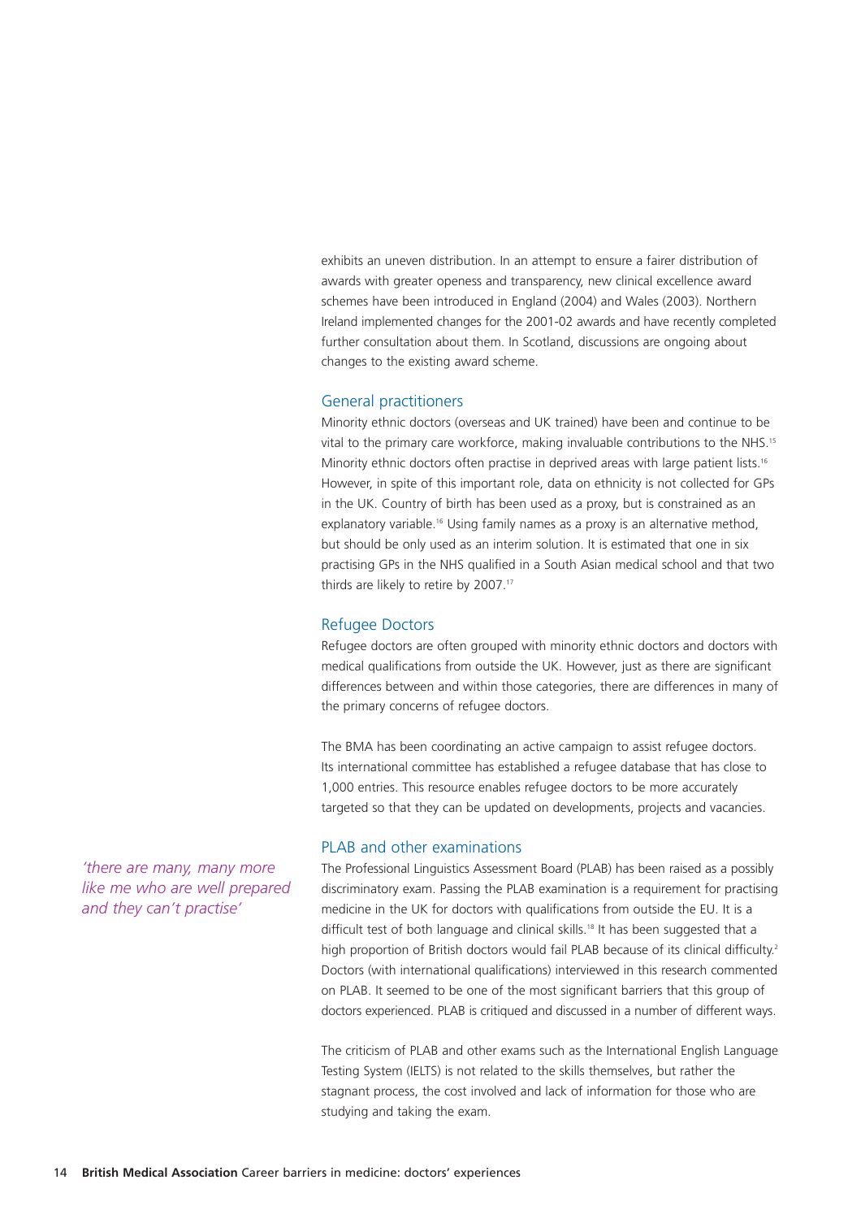exhibits an uneven distribution. In an attempt to ensure a fairer distribution of awards with greater openess and transparency, new clinical excellence award schemes have been introduced in England (2004) and Wales (2003). Northern Ireland implemented changes for the 2001-02 awards and have recently completed further consultation about them. In Scotland, discussions are ongoing about changes to the existing award scheme.

## General practitioners

Minority ethnic doctors (overseas and UK trained) have been and continue to be vital to the primary care workforce, making invaluable contributions to the NHS.[15] Minority ethnic doctors often practise in deprived areas with large patient lists.[16] However, in spite of this important role, data on ethnicity is not collected for GPs in the UK. Country of birth has been used as a proxy, but is constrained as an explanatory variable.[16] Using family names as a proxy is an alternative method, but should be only used as an interim solution. It is estimated that one in six practising GPs in the NHS qualified in a South Asian medical school and that two thirds are likely to retire by 2007.[17]

## Refugee Doctors

Refugee doctors are often grouped with minority ethnic doctors and doctors with medical qualifications from outside the UK. However, just as there are significant differences between and within those categories, there are differences in many of the primary concerns of refugee doctors.

The BMA has been coordinating an active campaign to assist refugee doctors. Its international committee has established a refugee database that has close to 1,000 entries. This resource enables refugee doctors to be more accurately targeted so that they can be updated on developments, projects and vacancies.

## PLAB and other examinations

*'there are many, many more like me who are well prepared and they can't practise'*

The Professional Linguistics Assessment Board (PLAB) has been raised as a possibly discriminatory exam. Passing the PLAB examination is a requirement for practising medicine in the UK for doctors with qualifications from outside the EU. It is a difficult test of both language and clinical skills.[18] It has been suggested that a high proportion of British doctors would fail PLAB because of its clinical difficulty.[2] Doctors (with international qualifications) interviewed in this research commented on PLAB. It seemed to be one of the most significant barriers that this group of doctors experienced. PLAB is critiqued and discussed in a number of different ways.

The criticism of PLAB and other exams such as the International English Language Testing System (IELTS) is not related to the skills themselves, but rather the stagnant process, the cost involved and lack of information for those who are studying and taking the exam.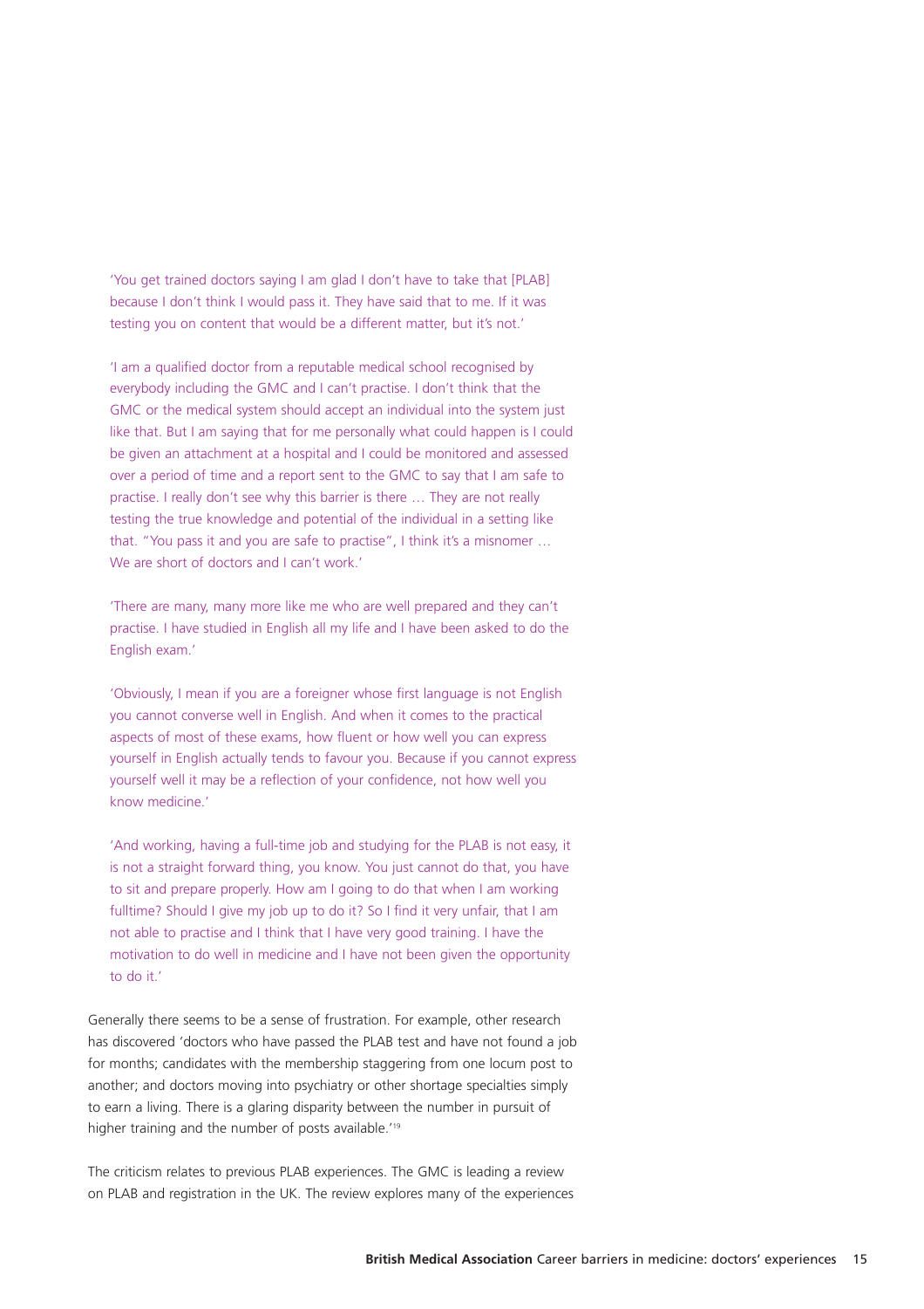'You get trained doctors saying I am glad I don't have to take that [PLAB] because I don't think I would pass it. They have said that to me. If it was testing you on content that would be a different matter, but it's not.'

'I am a qualified doctor from a reputable medical school recognised by everybody including the GMC and I can't practise. I don't think that the GMC or the medical system should accept an individual into the system just like that. But I am saying that for me personally what could happen is I could be given an attachment at a hospital and I could be monitored and assessed over a period of time and a report sent to the GMC to say that I am safe to practise. I really don't see why this barrier is there … They are not really testing the true knowledge and potential of the individual in a setting like that. "You pass it and you are safe to practise", I think it's a misnomer … We are short of doctors and I can't work.'

'There are many, many more like me who are well prepared and they can't practise. I have studied in English all my life and I have been asked to do the English exam.'

'Obviously, I mean if you are a foreigner whose first language is not English you cannot converse well in English. And when it comes to the practical aspects of most of these exams, how fluent or how well you can express yourself in English actually tends to favour you. Because if you cannot express yourself well it may be a reflection of your confidence, not how well you know medicine.'

'And working, having a full-time job and studying for the PLAB is not easy, it is not a straight forward thing, you know. You just cannot do that, you have to sit and prepare properly. How am I going to do that when I am working fulltime? Should I give my job up to do it? So I find it very unfair, that I am not able to practise and I think that I have very good training. I have the motivation to do well in medicine and I have not been given the opportunity to do it.'

Generally there seems to be a sense of frustration. For example, other research has discovered 'doctors who have passed the PLAB test and have not found a job for months; candidates with the membership staggering from one locum post to another; and doctors moving into psychiatry or other shortage specialties simply to earn a living. There is a glaring disparity between the number in pursuit of higher training and the number of posts available.'[19]

The criticism relates to previous PLAB experiences. The GMC is leading a review on PLAB and registration in the UK. The review explores many of the experiences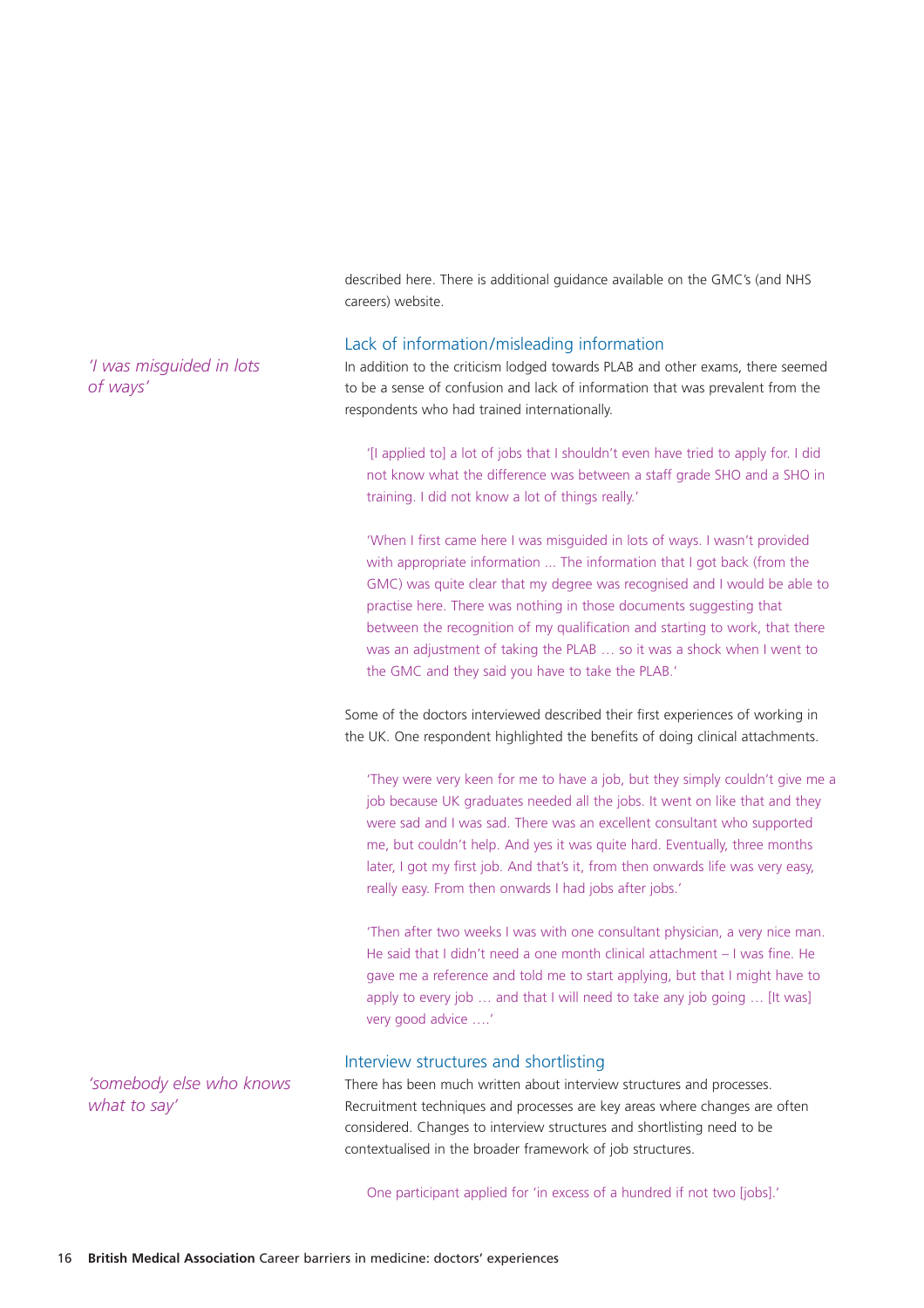described here. There is additional guidance available on the GMC's (and NHS careers) website.

### Lack of information/misleading information

*'I was misguided in lots of ways'*

In addition to the criticism lodged towards PLAB and other exams, there seemed to be a sense of confusion and lack of information that was prevalent from the respondents who had trained internationally.

> '[I applied to] a lot of jobs that I shouldn't even have tried to apply for. I did not know what the difference was between a staff grade SHO and a SHO in training. I did not know a lot of things really.'

> 'When I first came here I was misguided in lots of ways. I wasn't provided with appropriate information ... The information that I got back (from the GMC) was quite clear that my degree was recognised and I would be able to practise here. There was nothing in those documents suggesting that between the recognition of my qualification and starting to work, that there was an adjustment of taking the PLAB … so it was a shock when I went to the GMC and they said you have to take the PLAB.'

Some of the doctors interviewed described their first experiences of working in the UK. One respondent highlighted the benefits of doing clinical attachments.

> 'They were very keen for me to have a job, but they simply couldn't give me a job because UK graduates needed all the jobs. It went on like that and they were sad and I was sad. There was an excellent consultant who supported me, but couldn't help. And yes it was quite hard. Eventually, three months later, I got my first job. And that's it, from then onwards life was very easy, really easy. From then onwards I had jobs after jobs.'

> 'Then after two weeks I was with one consultant physician, a very nice man. He said that I didn't need a one month clinical attachment – I was fine. He gave me a reference and told me to start applying, but that I might have to apply to every job … and that I will need to take any job going … [It was] very good advice ….'

### Interview structures and shortlisting

*'somebody else who knows what to say'*

There has been much written about interview structures and processes. Recruitment techniques and processes are key areas where changes are often considered. Changes to interview structures and shortlisting need to be contextualised in the broader framework of job structures.

> One participant applied for 'in excess of a hundred if not two [jobs].'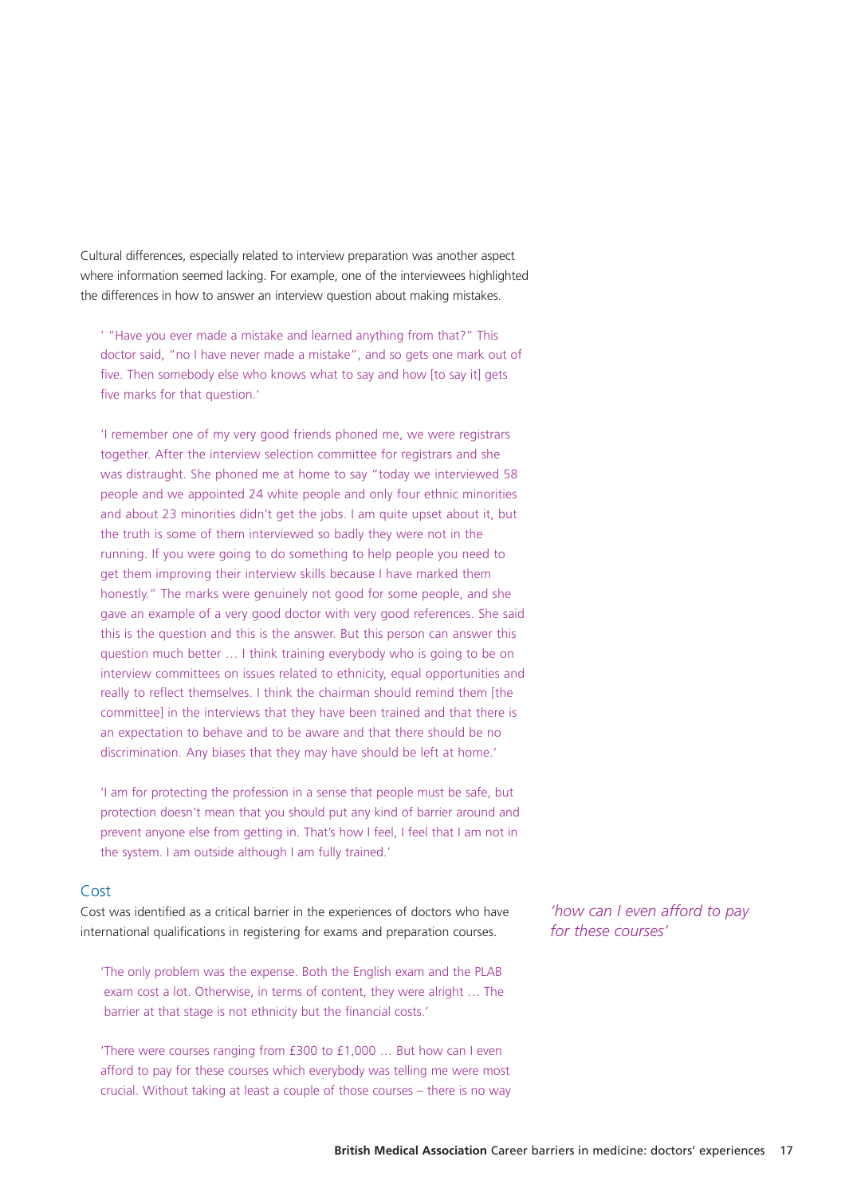Cultural differences, especially related to interview preparation was another aspect where information seemed lacking. For example, one of the interviewees highlighted the differences in how to answer an interview question about making mistakes.

> ' "Have you ever made a mistake and learned anything from that?" This doctor said, "no I have never made a mistake", and so gets one mark out of five. Then somebody else who knows what to say and how [to say it] gets five marks for that question.'

> 'I remember one of my very good friends phoned me, we were registrars together. After the interview selection committee for registrars and she was distraught. She phoned me at home to say "today we interviewed 58 people and we appointed 24 white people and only four ethnic minorities and about 23 minorities didn't get the jobs. I am quite upset about it, but the truth is some of them interviewed so badly they were not in the running. If you were going to do something to help people you need to get them improving their interview skills because I have marked them honestly." The marks were genuinely not good for some people, and she gave an example of a very good doctor with very good references. She said this is the question and this is the answer. But this person can answer this question much better … I think training everybody who is going to be on interview committees on issues related to ethnicity, equal opportunities and really to reflect themselves. I think the chairman should remind them [the committee] in the interviews that they have been trained and that there is an expectation to behave and to be aware and that there should be no discrimination. Any biases that they may have should be left at home.'

> 'I am for protecting the profession in a sense that people must be safe, but protection doesn't mean that you should put any kind of barrier around and prevent anyone else from getting in. That's how I feel, I feel that I am not in the system. I am outside although I am fully trained.'

## Cost

Cost was identified as a critical barrier in the experiences of doctors who have international qualifications in registering for exams and preparation courses.

*'how can I even afford to pay for these courses'*

> 'The only problem was the expense. Both the English exam and the PLAB exam cost a lot. Otherwise, in terms of content, they were alright … The barrier at that stage is not ethnicity but the financial costs.'

> 'There were courses ranging from £300 to £1,000 … But how can I even afford to pay for these courses which everybody was telling me were most crucial. Without taking at least a couple of those courses – there is no way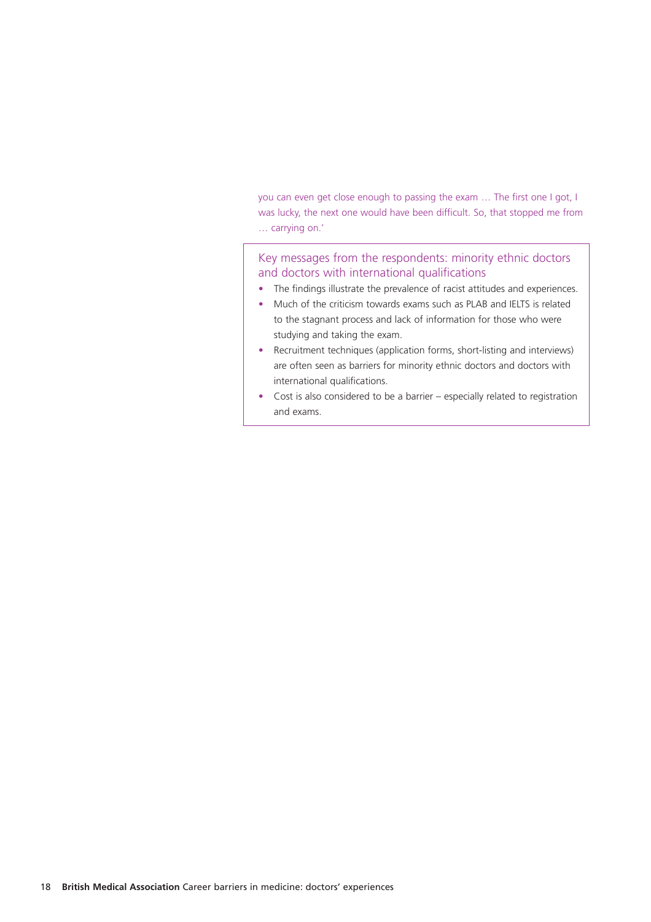you can even get close enough to passing the exam … The first one I got, I was lucky, the next one would have been difficult. So, that stopped me from … carrying on.'

### Key messages from the respondents: minority ethnic doctors and doctors with international qualifications

- The findings illustrate the prevalence of racist attitudes and experiences.
- Much of the criticism towards exams such as PLAB and IELTS is related to the stagnant process and lack of information for those who were studying and taking the exam.
- Recruitment techniques (application forms, short-listing and interviews) are often seen as barriers for minority ethnic doctors and doctors with international qualifications.
- Cost is also considered to be a barrier – especially related to registration and exams.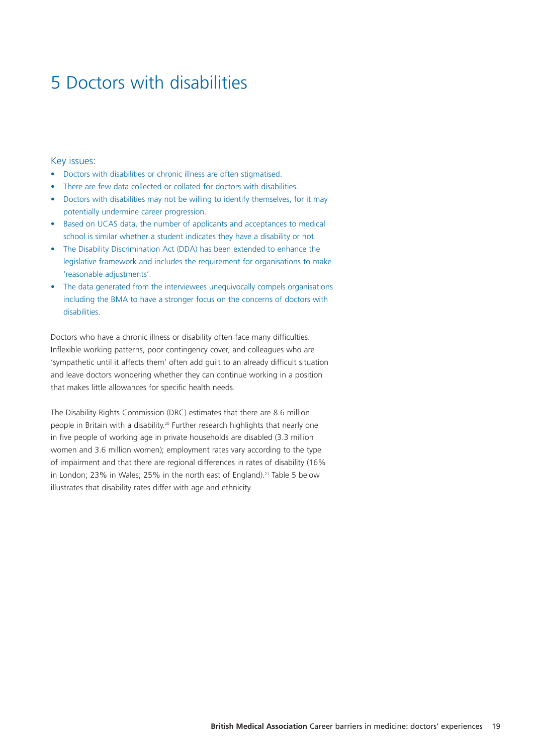# 5 Doctors with disabilities

## Key issues:

- Doctors with disabilities or chronic illness are often stigmatised.
- There are few data collected or collated for doctors with disabilities.
- Doctors with disabilities may not be willing to identify themselves, for it may potentially undermine career progression.
- Based on UCAS data, the number of applicants and acceptances to medical school is similar whether a student indicates they have a disability or not.
- The Disability Discrimination Act (DDA) has been extended to enhance the legislative framework and includes the requirement for organisations to make 'reasonable adjustments'.
- The data generated from the interviewees unequivocally compels organisations including the BMA to have a stronger focus on the concerns of doctors with disabilities.

Doctors who have a chronic illness or disability often face many difficulties. Inflexible working patterns, poor contingency cover, and colleagues who are 'sympathetic until it affects them' often add guilt to an already difficult situation and leave doctors wondering whether they can continue working in a position that makes little allowances for specific health needs.

The Disability Rights Commission (DRC) estimates that there are 8.6 million people in Britain with a disability.[20] Further research highlights that nearly one in five people of working age in private households are disabled (3.3 million women and 3.6 million women); employment rates vary according to the type of impairment and that there are regional differences in rates of disability (16% in London; 23% in Wales; 25% in the north east of England).[21] Table 5 below illustrates that disability rates differ with age and ethnicity.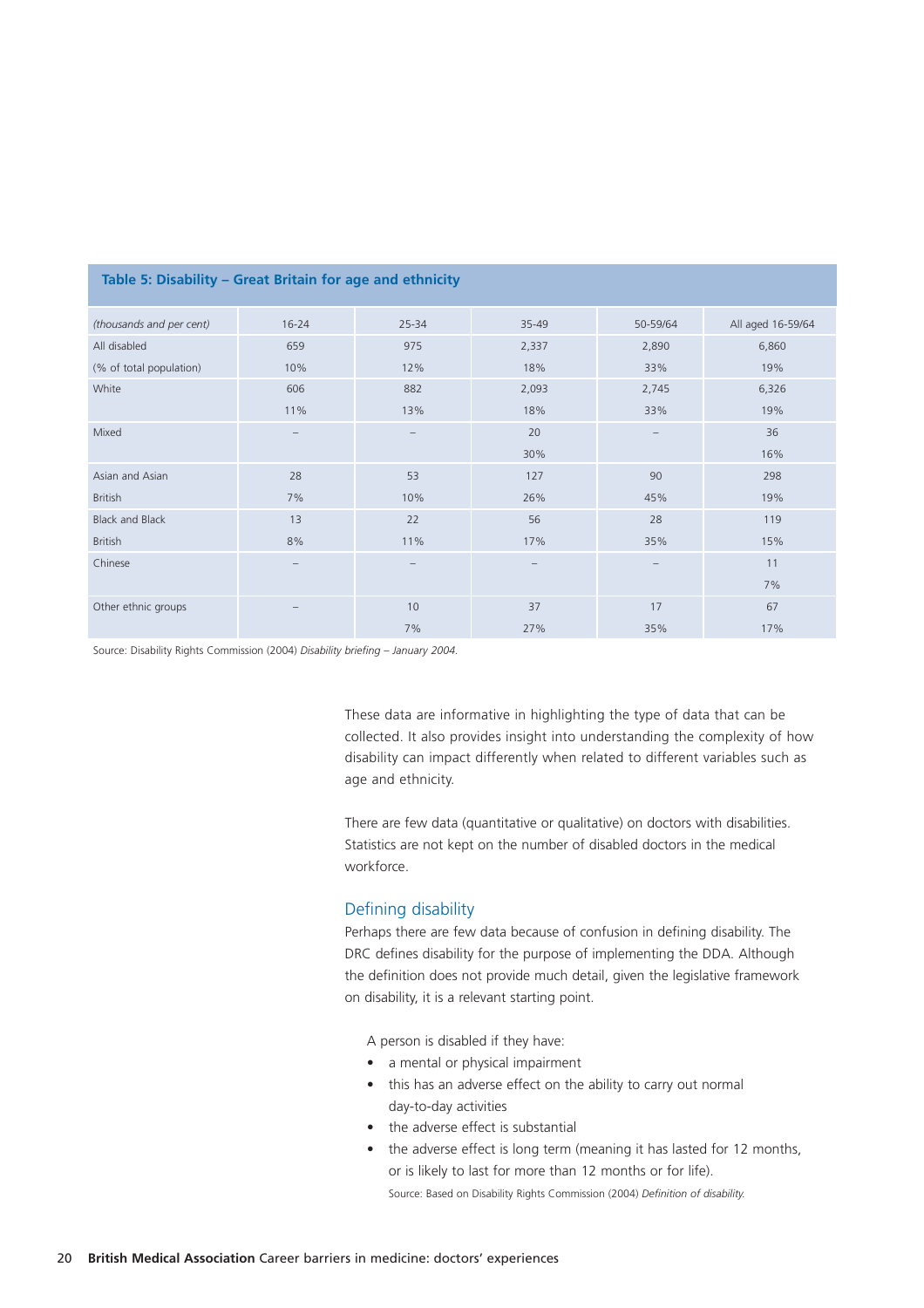**Table 5: Disability – Great Britain for age and ethnicity**

| *(thousands and per cent)* | 16-24 | 25-34 | 35-49 | 50-59/64 | All aged 16-59/64 |
|---|---|---|---|---|---|
| All disabled | 659 | 975 | 2,337 | 2,890 | 6,860 |
| (% of total population) | 10% | 12% | 18% | 33% | 19% |
| White | 606 | 882 | 2,093 | 2,745 | 6,326 |
| | 11% | 13% | 18% | 33% | 19% |
| Mixed | – | – | 20 | – | 36 |
| | | | 30% | | 16% |
| Asian and Asian | 28 | 53 | 127 | 90 | 298 |
| British | 7% | 10% | 26% | 45% | 19% |
| Black and Black | 13 | 22 | 56 | 28 | 119 |
| British | 8% | 11% | 17% | 35% | 15% |
| Chinese | – | – | – | – | 11 |
| | | | | | 7% |
| Other ethnic groups | – | 10 | 37 | 17 | 67 |
| | | 7% | 27% | 35% | 17% |

Source: Disability Rights Commission (2004) *Disability briefing – January 2004.*

These data are informative in highlighting the type of data that can be collected. It also provides insight into understanding the complexity of how disability can impact differently when related to different variables such as age and ethnicity.

There are few data (quantitative or qualitative) on doctors with disabilities. Statistics are not kept on the number of disabled doctors in the medical workforce.

## Defining disability

Perhaps there are few data because of confusion in defining disability. The DRC defines disability for the purpose of implementing the DDA. Although the definition does not provide much detail, given the legislative framework on disability, it is a relevant starting point.

A person is disabled if they have:

- a mental or physical impairment
- this has an adverse effect on the ability to carry out normal day-to-day activities
- the adverse effect is substantial
- the adverse effect is long term (meaning it has lasted for 12 months, or is likely to last for more than 12 months or for life).

Source: Based on Disability Rights Commission (2004) *Definition of disability.*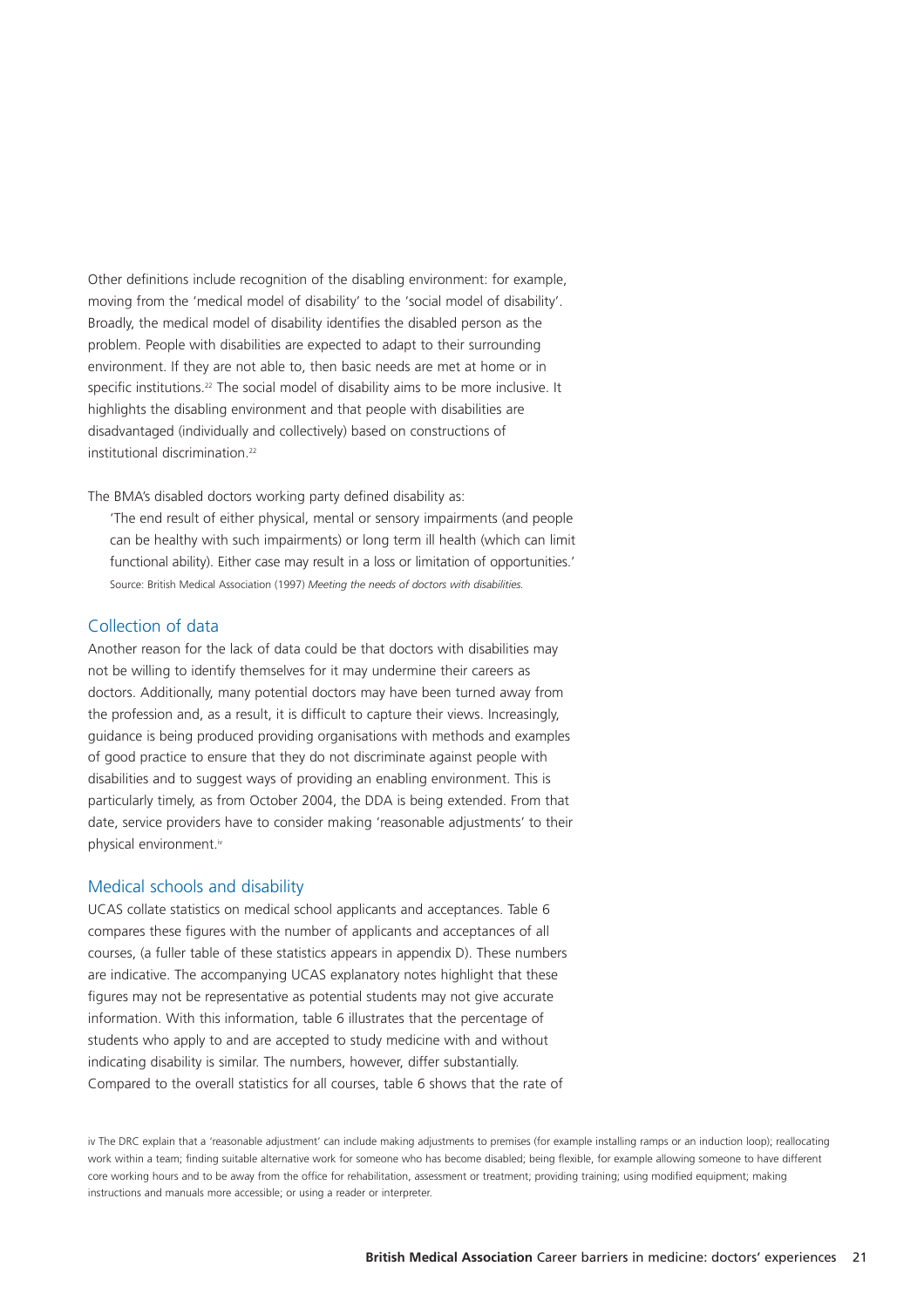Other definitions include recognition of the disabling environment: for example, moving from the 'medical model of disability' to the 'social model of disability'. Broadly, the medical model of disability identifies the disabled person as the problem. People with disabilities are expected to adapt to their surrounding environment. If they are not able to, then basic needs are met at home or in specific institutions.[22] The social model of disability aims to be more inclusive. It highlights the disabling environment and that people with disabilities are disadvantaged (individually and collectively) based on constructions of institutional discrimination.[22]

The BMA's disabled doctors working party defined disability as:

> 'The end result of either physical, mental or sensory impairments (and people can be healthy with such impairments) or long term ill health (which can limit functional ability). Either case may result in a loss or limitation of opportunities.'
>
> Source: British Medical Association (1997) *Meeting the needs of doctors with disabilities.*

## Collection of data

Another reason for the lack of data could be that doctors with disabilities may not be willing to identify themselves for it may undermine their careers as doctors. Additionally, many potential doctors may have been turned away from the profession and, as a result, it is difficult to capture their views. Increasingly, guidance is being produced providing organisations with methods and examples of good practice to ensure that they do not discriminate against people with disabilities and to suggest ways of providing an enabling environment. This is particularly timely, as from October 2004, the DDA is being extended. From that date, service providers have to consider making 'reasonable adjustments' to their physical environment.[iv]

## Medical schools and disability

UCAS collate statistics on medical school applicants and acceptances. Table 6 compares these figures with the number of applicants and acceptances of all courses, (a fuller table of these statistics appears in appendix D). These numbers are indicative. The accompanying UCAS explanatory notes highlight that these figures may not be representative as potential students may not give accurate information. With this information, table 6 illustrates that the percentage of students who apply to and are accepted to study medicine with and without indicating disability is similar. The numbers, however, differ substantially. Compared to the overall statistics for all courses, table 6 shows that the rate of

iv The DRC explain that a 'reasonable adjustment' can include making adjustments to premises (for example installing ramps or an induction loop); reallocating work within a team; finding suitable alternative work for someone who has become disabled; being flexible, for example allowing someone to have different core working hours and to be away from the office for rehabilitation, assessment or treatment; providing training; using modified equipment; making instructions and manuals more accessible; or using a reader or interpreter.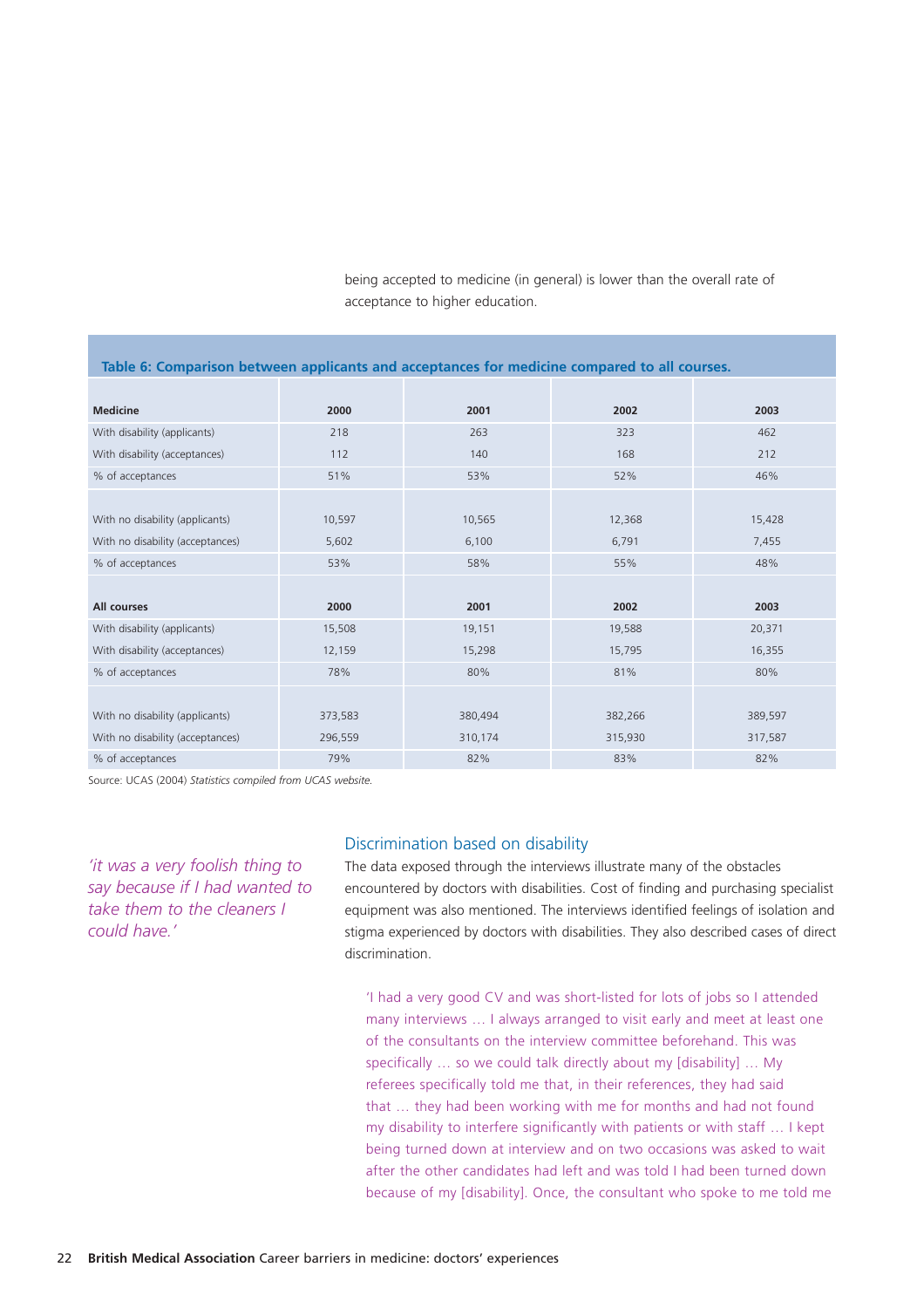being accepted to medicine (in general) is lower than the overall rate of acceptance to higher education.

**Table 6: Comparison between applicants and acceptances for medicine compared to all courses.**

| **Medicine** | **2000** | **2001** | **2002** | **2003** |
|---|---|---|---|---|
| With disability (applicants) | 218 | 263 | 323 | 462 |
| With disability (acceptances) | 112 | 140 | 168 | 212 |
| % of acceptances | 51% | 53% | 52% | 46% |
| | | | | |
| With no disability (applicants) | 10,597 | 10,565 | 12,368 | 15,428 |
| With no disability (acceptances) | 5,602 | 6,100 | 6,791 | 7,455 |
| % of acceptances | 53% | 58% | 55% | 48% |
| | | | | |
| **All courses** | **2000** | **2001** | **2002** | **2003** |
| With disability (applicants) | 15,508 | 19,151 | 19,588 | 20,371 |
| With disability (acceptances) | 12,159 | 15,298 | 15,795 | 16,355 |
| % of acceptances | 78% | 80% | 81% | 80% |
| | | | | |
| With no disability (applicants) | 373,583 | 380,494 | 382,266 | 389,597 |
| With no disability (acceptances) | 296,559 | 310,174 | 315,930 | 317,587 |
| % of acceptances | 79% | 82% | 83% | 82% |

Source: UCAS (2004) *Statistics compiled from UCAS website.*

*'it was a very foolish thing to say because if I had wanted to take them to the cleaners I could have.'*

## Discrimination based on disability

The data exposed through the interviews illustrate many of the obstacles encountered by doctors with disabilities. Cost of finding and purchasing specialist equipment was also mentioned. The interviews identified feelings of isolation and stigma experienced by doctors with disabilities. They also described cases of direct discrimination.

> 'I had a very good CV and was short-listed for lots of jobs so I attended many interviews … I always arranged to visit early and meet at least one of the consultants on the interview committee beforehand. This was specifically … so we could talk directly about my [disability] … My referees specifically told me that, in their references, they had said that … they had been working with me for months and had not found my disability to interfere significantly with patients or with staff … I kept being turned down at interview and on two occasions was asked to wait after the other candidates had left and was told I had been turned down because of my [disability]. Once, the consultant who spoke to me told me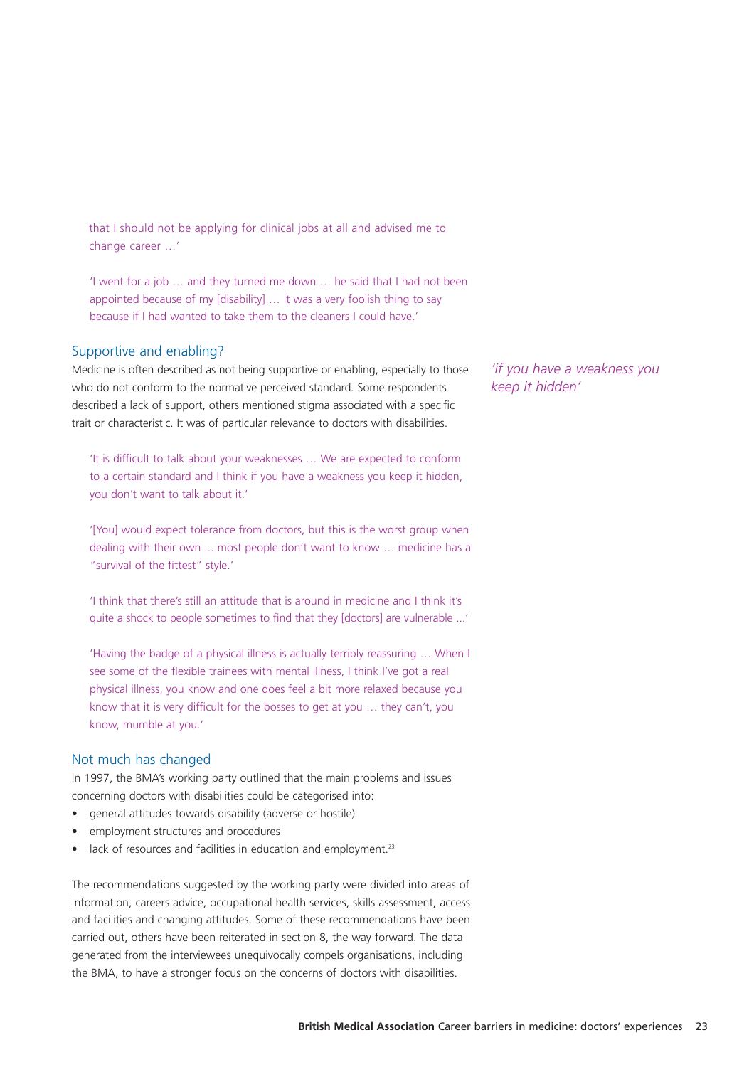that I should not be applying for clinical jobs at all and advised me to change career …'

'I went for a job … and they turned me down … he said that I had not been appointed because of my [disability] … it was a very foolish thing to say because if I had wanted to take them to the cleaners I could have.'

## Supportive and enabling?

Medicine is often described as not being supportive or enabling, especially to those who do not conform to the normative perceived standard. Some respondents described a lack of support, others mentioned stigma associated with a specific trait or characteristic. It was of particular relevance to doctors with disabilities.

*'if you have a weakness you keep it hidden'*

'It is difficult to talk about your weaknesses … We are expected to conform to a certain standard and I think if you have a weakness you keep it hidden, you don't want to talk about it.'

'[You] would expect tolerance from doctors, but this is the worst group when dealing with their own ... most people don't want to know … medicine has a "survival of the fittest" style.'

'I think that there's still an attitude that is around in medicine and I think it's quite a shock to people sometimes to find that they [doctors] are vulnerable ...'

'Having the badge of a physical illness is actually terribly reassuring … When I see some of the flexible trainees with mental illness, I think I've got a real physical illness, you know and one does feel a bit more relaxed because you know that it is very difficult for the bosses to get at you … they can't, you know, mumble at you.'

## Not much has changed

In 1997, the BMA's working party outlined that the main problems and issues concerning doctors with disabilities could be categorised into:

- general attitudes towards disability (adverse or hostile)
- employment structures and procedures
- lack of resources and facilities in education and employment.[23]

The recommendations suggested by the working party were divided into areas of information, careers advice, occupational health services, skills assessment, access and facilities and changing attitudes. Some of these recommendations have been carried out, others have been reiterated in section 8, the way forward. The data generated from the interviewees unequivocally compels organisations, including the BMA, to have a stronger focus on the concerns of doctors with disabilities.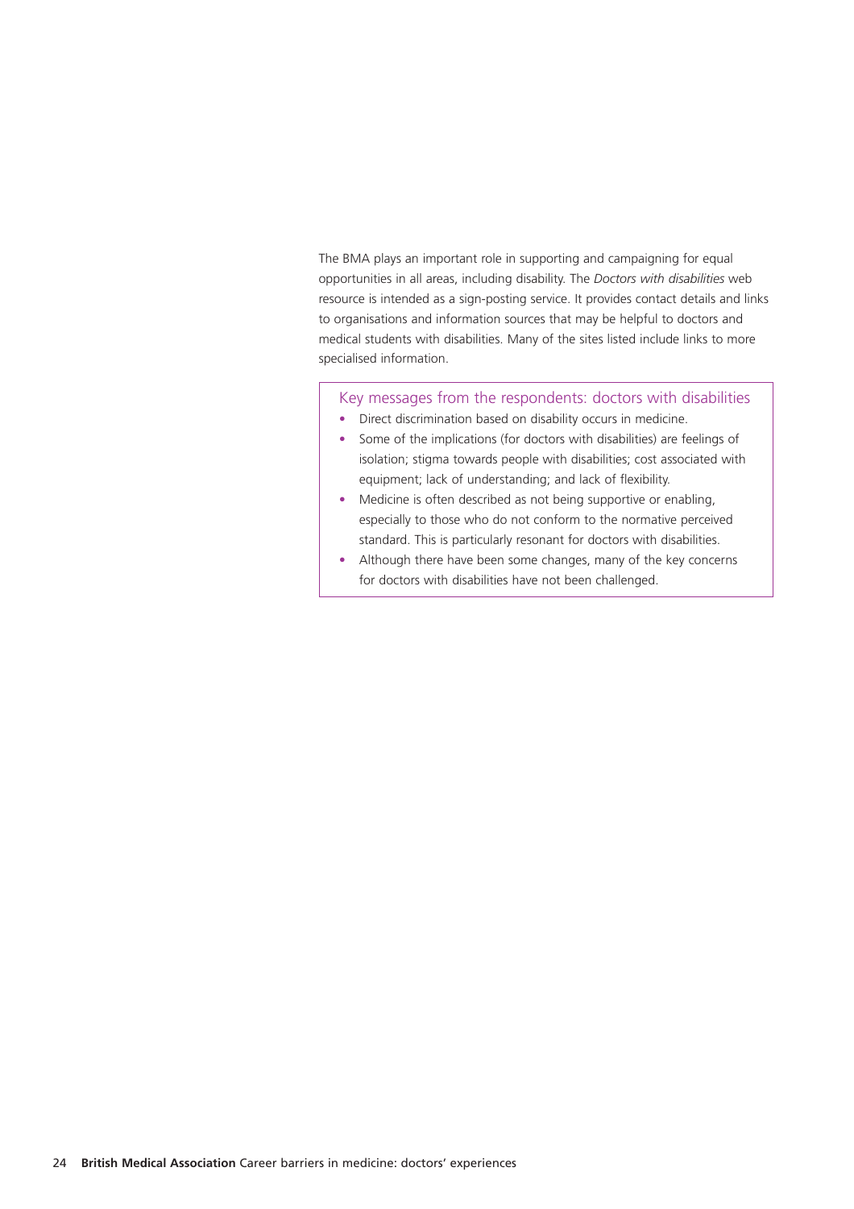The BMA plays an important role in supporting and campaigning for equal opportunities in all areas, including disability. The *Doctors with disabilities* web resource is intended as a sign-posting service. It provides contact details and links to organisations and information sources that may be helpful to doctors and medical students with disabilities. Many of the sites listed include links to more specialised information.

### Key messages from the respondents: doctors with disabilities

- Direct discrimination based on disability occurs in medicine.
- Some of the implications (for doctors with disabilities) are feelings of isolation; stigma towards people with disabilities; cost associated with equipment; lack of understanding; and lack of flexibility.
- Medicine is often described as not being supportive or enabling, especially to those who do not conform to the normative perceived standard. This is particularly resonant for doctors with disabilities.
- Although there have been some changes, many of the key concerns for doctors with disabilities have not been challenged.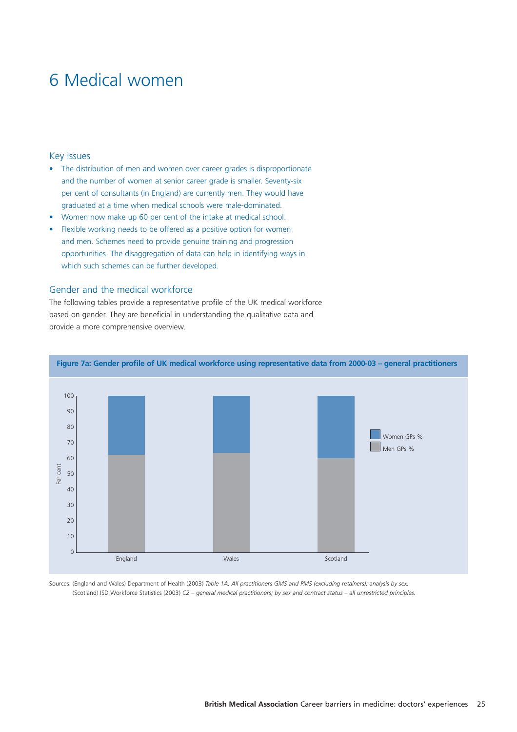# 6 Medical women

## Key issues

- The distribution of men and women over career grades is disproportionate and the number of women at senior career grade is smaller. Seventy-six per cent of consultants (in England) are currently men. They would have graduated at a time when medical schools were male-dominated.
- Women now make up 60 per cent of the intake at medical school.
- Flexible working needs to be offered as a positive option for women and men. Schemes need to provide genuine training and progression opportunities. The disaggregation of data can help in identifying ways in which such schemes can be further developed.

## Gender and the medical workforce

The following tables provide a representative profile of the UK medical workforce based on gender. They are beneficial in understanding the qualitative data and provide a more comprehensive overview.

**Figure 7a: Gender profile of UK medical workforce using representative data from 2000-03 – general practitioners**

Sources: (England and Wales) Department of Health (2003) *Table 1A: All practitioners GMS and PMS (excluding retainers): analysis by sex.* (Scotland) ISD Workforce Statistics (2003) *C2 – general medical practitioners; by sex and contract status – all unrestricted principles.*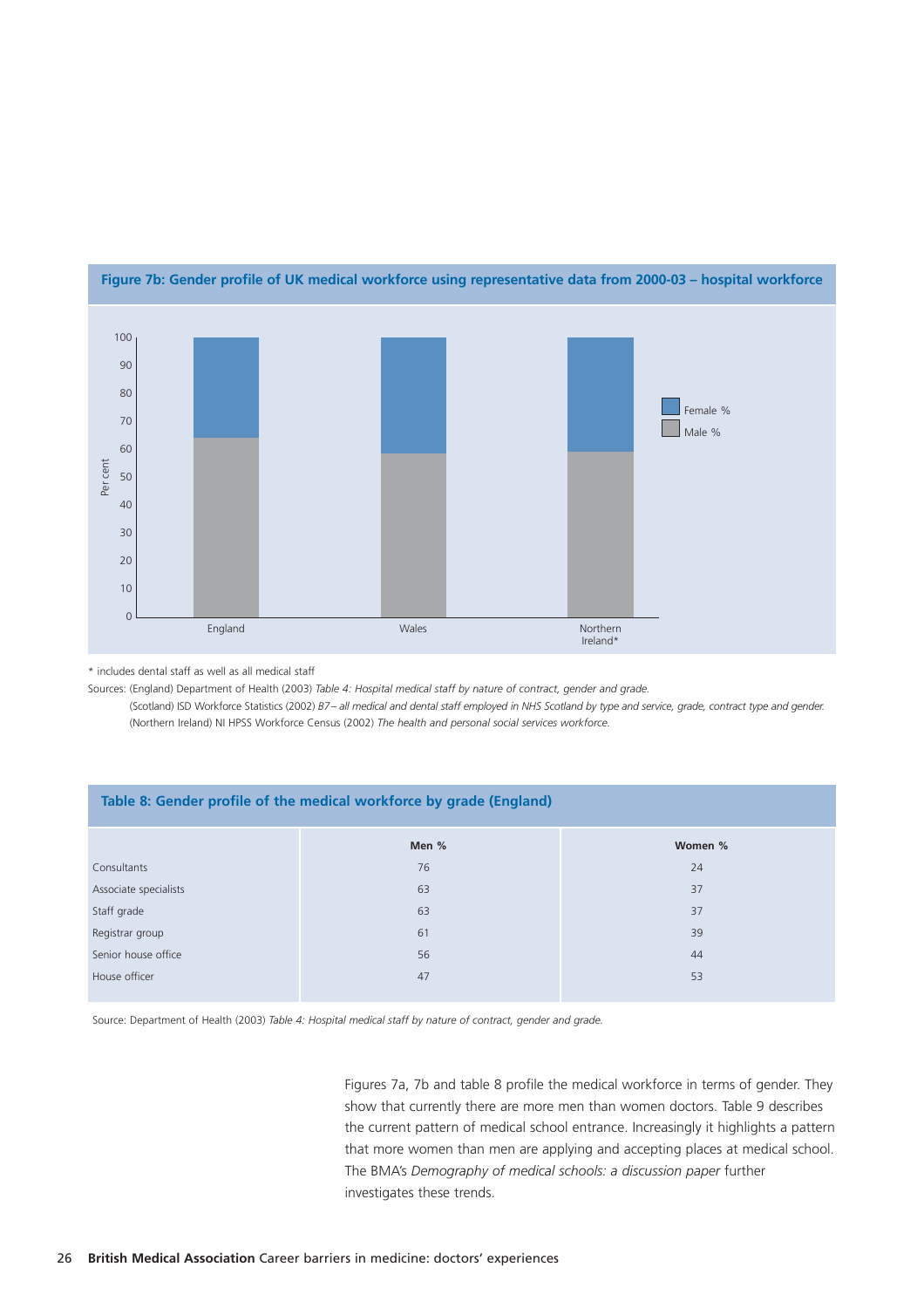**Figure 7b: Gender profile of UK medical workforce using representative data from 2000-03 – hospital workforce**

\* includes dental staff as well as all medical staff

Sources: (England) Department of Health (2003) *Table 4: Hospital medical staff by nature of contract, gender and grade.*

(Scotland) ISD Workforce Statistics (2002) *B7 – all medical and dental staff employed in NHS Scotland by type and service, grade, contract type and gender.*

(Northern Ireland) NI HPSS Workforce Census (2002) *The health and personal social services workforce.*

**Table 8: Gender profile of the medical workforce by grade (England)**

| | Men % | Women % |
|---|---|---|
| Consultants | 76 | 24 |
| Associate specialists | 63 | 37 |
| Staff grade | 63 | 37 |
| Registrar group | 61 | 39 |
| Senior house office | 56 | 44 |
| House officer | 47 | 53 |

Source: Department of Health (2003) *Table 4: Hospital medical staff by nature of contract, gender and grade.*

Figures 7a, 7b and table 8 profile the medical workforce in terms of gender. They show that currently there are more men than women doctors. Table 9 describes the current pattern of medical school entrance. Increasingly it highlights a pattern that more women than men are applying and accepting places at medical school. The BMA's *Demography of medical schools: a discussion paper* further investigates these trends.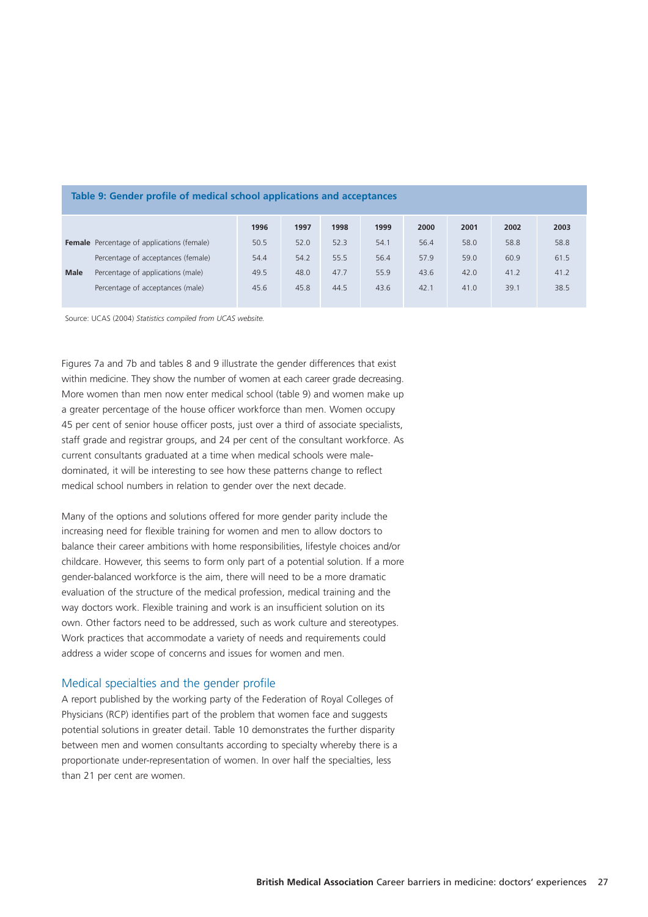**Table 9: Gender profile of medical school applications and acceptances**

| | | 1996 | 1997 | 1998 | 1999 | 2000 | 2001 | 2002 | 2003 |
|---|---|---|---|---|---|---|---|---|---|
| **Female** | Percentage of applications (female) | 50.5 | 52.0 | 52.3 | 54.1 | 56.4 | 58.0 | 58.8 | 58.8 |
| | Percentage of acceptances (female) | 54.4 | 54.2 | 55.5 | 56.4 | 57.9 | 59.0 | 60.9 | 61.5 |
| **Male** | Percentage of applications (male) | 49.5 | 48.0 | 47.7 | 55.9 | 43.6 | 42.0 | 41.2 | 41.2 |
| | Percentage of acceptances (male) | 45.6 | 45.8 | 44.5 | 43.6 | 42.1 | 41.0 | 39.1 | 38.5 |

Source: UCAS (2004) *Statistics compiled from UCAS website.*

Figures 7a and 7b and tables 8 and 9 illustrate the gender differences that exist within medicine. They show the number of women at each career grade decreasing. More women than men now enter medical school (table 9) and women make up a greater percentage of the house officer workforce than men. Women occupy 45 per cent of senior house officer posts, just over a third of associate specialists, staff grade and registrar groups, and 24 per cent of the consultant workforce. As current consultants graduated at a time when medical schools were male-dominated, it will be interesting to see how these patterns change to reflect medical school numbers in relation to gender over the next decade.

Many of the options and solutions offered for more gender parity include the increasing need for flexible training for women and men to allow doctors to balance their career ambitions with home responsibilities, lifestyle choices and/or childcare. However, this seems to form only part of a potential solution. If a more gender-balanced workforce is the aim, there will need to be a more dramatic evaluation of the structure of the medical profession, medical training and the way doctors work. Flexible training and work is an insufficient solution on its own. Other factors need to be addressed, such as work culture and stereotypes. Work practices that accommodate a variety of needs and requirements could address a wider scope of concerns and issues for women and men.

## Medical specialties and the gender profile

A report published by the working party of the Federation of Royal Colleges of Physicians (RCP) identifies part of the problem that women face and suggests potential solutions in greater detail. Table 10 demonstrates the further disparity between men and women consultants according to specialty whereby there is a proportionate under-representation of women. In over half the specialties, less than 21 per cent are women.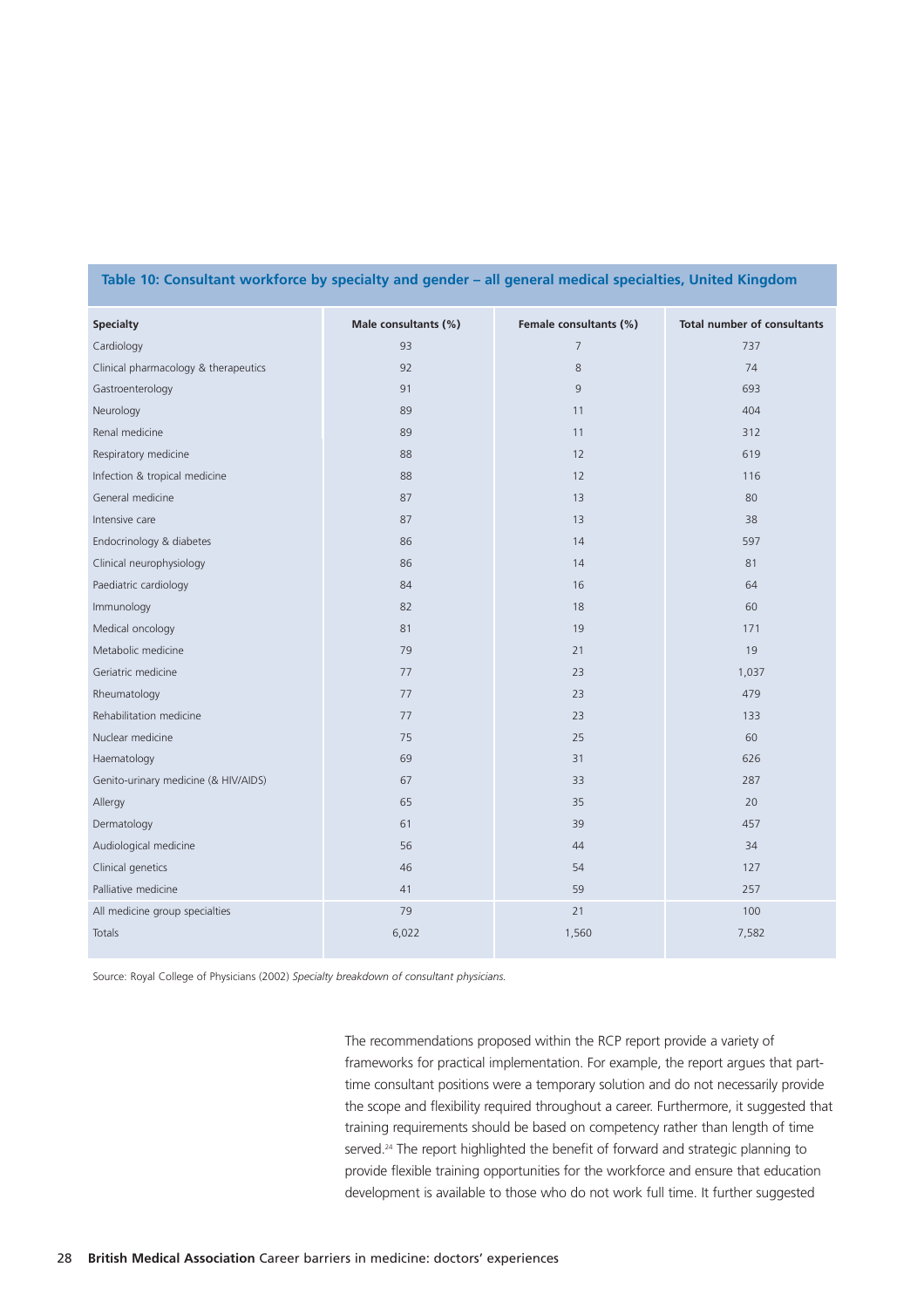**Table 10: Consultant workforce by specialty and gender – all general medical specialties, United Kingdom**

| Specialty | Male consultants (%) | Female consultants (%) | Total number of consultants |
|---|---|---|---|
| Cardiology | 93 | 7 | 737 |
| Clinical pharmacology & therapeutics | 92 | 8 | 74 |
| Gastroenterology | 91 | 9 | 693 |
| Neurology | 89 | 11 | 404 |
| Renal medicine | 89 | 11 | 312 |
| Respiratory medicine | 88 | 12 | 619 |
| Infection & tropical medicine | 88 | 12 | 116 |
| General medicine | 87 | 13 | 80 |
| Intensive care | 87 | 13 | 38 |
| Endocrinology & diabetes | 86 | 14 | 597 |
| Clinical neurophysiology | 86 | 14 | 81 |
| Paediatric cardiology | 84 | 16 | 64 |
| Immunology | 82 | 18 | 60 |
| Medical oncology | 81 | 19 | 171 |
| Metabolic medicine | 79 | 21 | 19 |
| Geriatric medicine | 77 | 23 | 1,037 |
| Rheumatology | 77 | 23 | 479 |
| Rehabilitation medicine | 77 | 23 | 133 |
| Nuclear medicine | 75 | 25 | 60 |
| Haematology | 69 | 31 | 626 |
| Genito-urinary medicine (& HIV/AIDS) | 67 | 33 | 287 |
| Allergy | 65 | 35 | 20 |
| Dermatology | 61 | 39 | 457 |
| Audiological medicine | 56 | 44 | 34 |
| Clinical genetics | 46 | 54 | 127 |
| Palliative medicine | 41 | 59 | 257 |
| All medicine group specialties | 79 | 21 | 100 |
| Totals | 6,022 | 1,560 | 7,582 |

Source: Royal College of Physicians (2002) *Specialty breakdown of consultant physicians.*

The recommendations proposed within the RCP report provide a variety of frameworks for practical implementation. For example, the report argues that part-time consultant positions were a temporary solution and do not necessarily provide the scope and flexibility required throughout a career. Furthermore, it suggested that training requirements should be based on competency rather than length of time served.[24] The report highlighted the benefit of forward and strategic planning to provide flexible training opportunities for the workforce and ensure that education development is available to those who do not work full time. It further suggested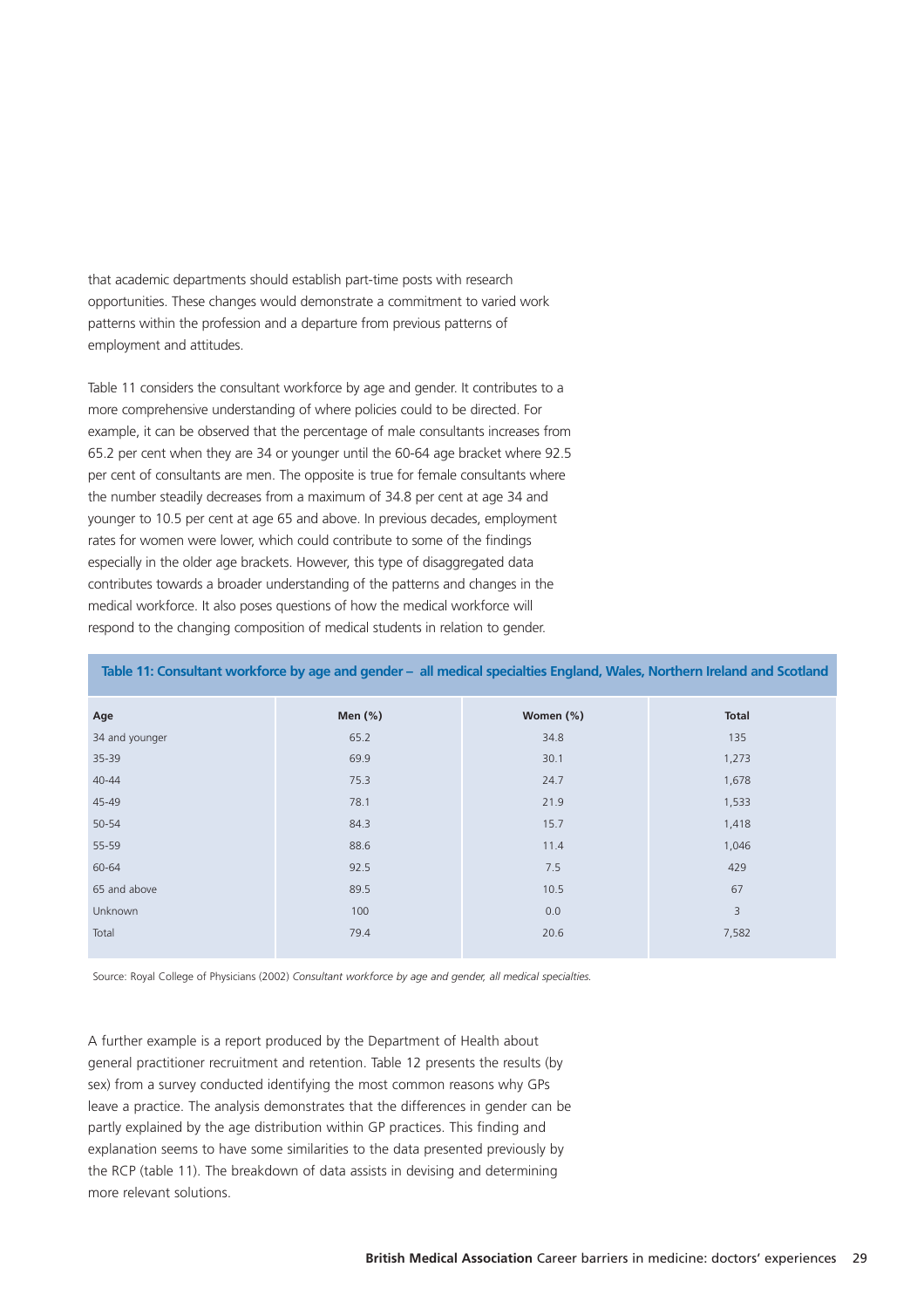that academic departments should establish part-time posts with research opportunities. These changes would demonstrate a commitment to varied work patterns within the profession and a departure from previous patterns of employment and attitudes.

Table 11 considers the consultant workforce by age and gender. It contributes to a more comprehensive understanding of where policies could to be directed. For example, it can be observed that the percentage of male consultants increases from 65.2 per cent when they are 34 or younger until the 60-64 age bracket where 92.5 per cent of consultants are men. The opposite is true for female consultants where the number steadily decreases from a maximum of 34.8 per cent at age 34 and younger to 10.5 per cent at age 65 and above. In previous decades, employment rates for women were lower, which could contribute to some of the findings especially in the older age brackets. However, this type of disaggregated data contributes towards a broader understanding of the patterns and changes in the medical workforce. It also poses questions of how the medical workforce will respond to the changing composition of medical students in relation to gender.

**Table 11: Consultant workforce by age and gender – all medical specialties England, Wales, Northern Ireland and Scotland**

| Age | Men (%) | Women (%) | Total |
|---|---|---|---|
| 34 and younger | 65.2 | 34.8 | 135 |
| 35-39 | 69.9 | 30.1 | 1,273 |
| 40-44 | 75.3 | 24.7 | 1,678 |
| 45-49 | 78.1 | 21.9 | 1,533 |
| 50-54 | 84.3 | 15.7 | 1,418 |
| 55-59 | 88.6 | 11.4 | 1,046 |
| 60-64 | 92.5 | 7.5 | 429 |
| 65 and above | 89.5 | 10.5 | 67 |
| Unknown | 100 | 0.0 | 3 |
| Total | 79.4 | 20.6 | 7,582 |

Source: Royal College of Physicians (2002) *Consultant workforce by age and gender, all medical specialties.*

A further example is a report produced by the Department of Health about general practitioner recruitment and retention. Table 12 presents the results (by sex) from a survey conducted identifying the most common reasons why GPs leave a practice. The analysis demonstrates that the differences in gender can be partly explained by the age distribution within GP practices. This finding and explanation seems to have some similarities to the data presented previously by the RCP (table 11). The breakdown of data assists in devising and determining more relevant solutions.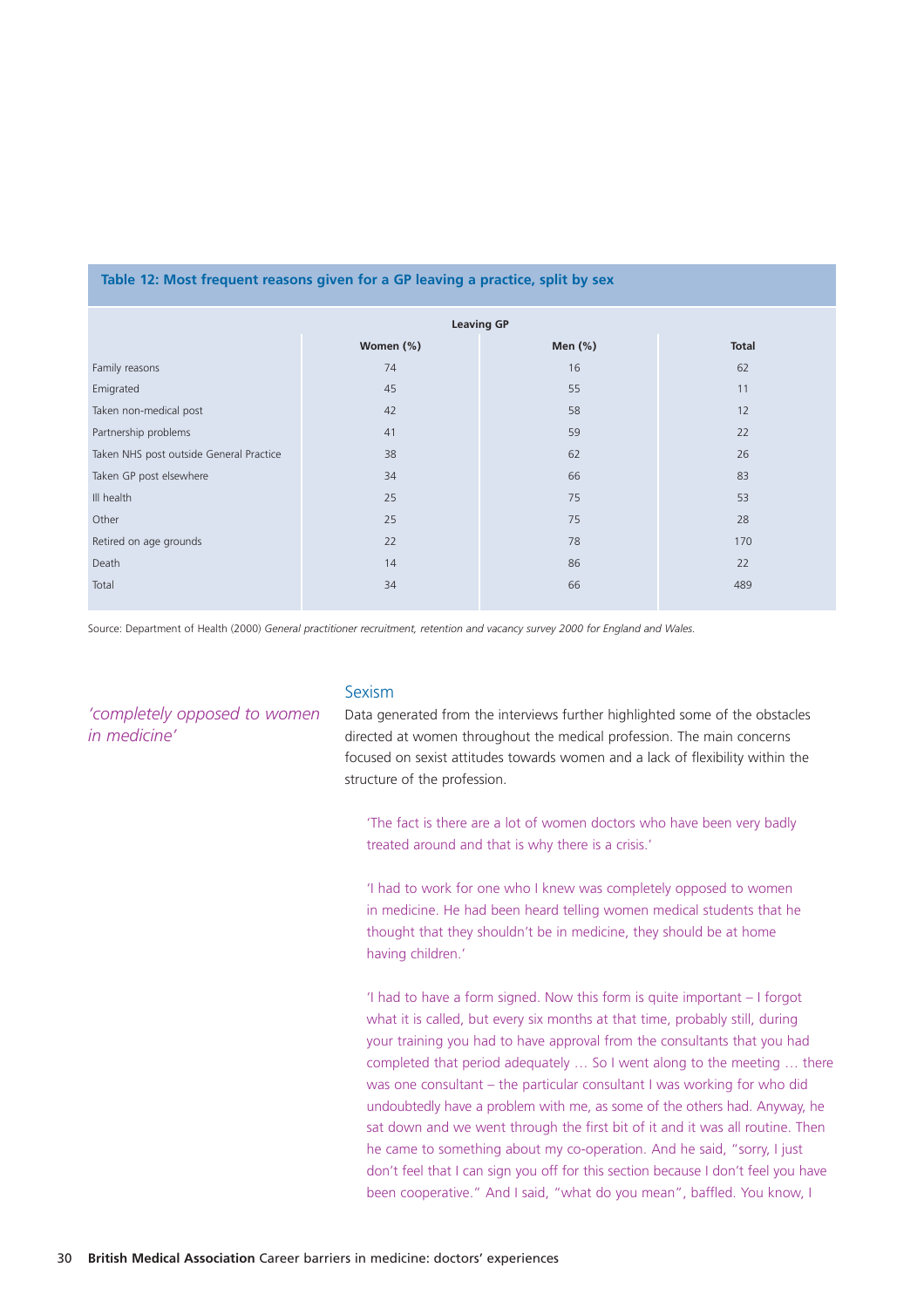**Table 12: Most frequent reasons given for a GP leaving a practice, split by sex**

| | Leaving GP | | |
|---|---|---|---|
| | Women (%) | Men (%) | Total |
| Family reasons | 74 | 16 | 62 |
| Emigrated | 45 | 55 | 11 |
| Taken non-medical post | 42 | 58 | 12 |
| Partnership problems | 41 | 59 | 22 |
| Taken NHS post outside General Practice | 38 | 62 | 26 |
| Taken GP post elsewhere | 34 | 66 | 83 |
| Ill health | 25 | 75 | 53 |
| Other | 25 | 75 | 28 |
| Retired on age grounds | 22 | 78 | 170 |
| Death | 14 | 86 | 22 |
| Total | 34 | 66 | 489 |

Source: Department of Health (2000) *General practitioner recruitment, retention and vacancy survey 2000 for England and Wales.*

## Sexism

*'completely opposed to women in medicine'*

Data generated from the interviews further highlighted some of the obstacles directed at women throughout the medical profession. The main concerns focused on sexist attitudes towards women and a lack of flexibility within the structure of the profession.

> 'The fact is there are a lot of women doctors who have been very badly treated around and that is why there is a crisis.'

> 'I had to work for one who I knew was completely opposed to women in medicine. He had been heard telling women medical students that he thought that they shouldn't be in medicine, they should be at home having children.'

> 'I had to have a form signed. Now this form is quite important – I forgot what it is called, but every six months at that time, probably still, during your training you had to have approval from the consultants that you had completed that period adequately … So I went along to the meeting … there was one consultant – the particular consultant I was working for who did undoubtedly have a problem with me, as some of the others had. Anyway, he sat down and we went through the first bit of it and it was all routine. Then he came to something about my co-operation. And he said, "sorry, I just don't feel that I can sign you off for this section because I don't feel you have been cooperative." And I said, "what do you mean", baffled. You know, I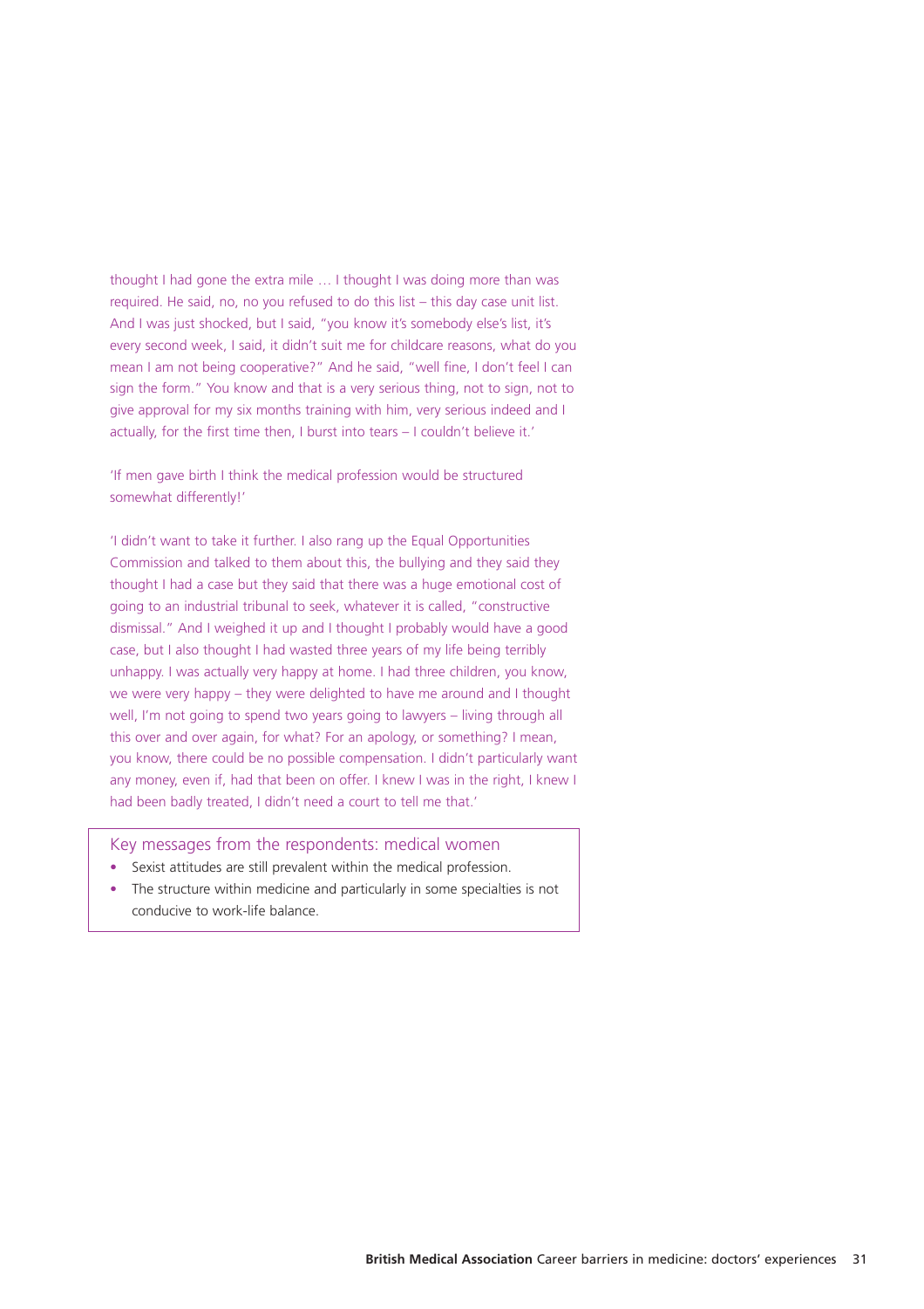thought I had gone the extra mile … I thought I was doing more than was required. He said, no, no you refused to do this list – this day case unit list. And I was just shocked, but I said, "you know it's somebody else's list, it's every second week, I said, it didn't suit me for childcare reasons, what do you mean I am not being cooperative?" And he said, "well fine, I don't feel I can sign the form." You know and that is a very serious thing, not to sign, not to give approval for my six months training with him, very serious indeed and I actually, for the first time then, I burst into tears – I couldn't believe it.'

'If men gave birth I think the medical profession would be structured somewhat differently!'

'I didn't want to take it further. I also rang up the Equal Opportunities Commission and talked to them about this, the bullying and they said they thought I had a case but they said that there was a huge emotional cost of going to an industrial tribunal to seek, whatever it is called, "constructive dismissal." And I weighed it up and I thought I probably would have a good case, but I also thought I had wasted three years of my life being terribly unhappy. I was actually very happy at home. I had three children, you know, we were very happy – they were delighted to have me around and I thought well, I'm not going to spend two years going to lawyers – living through all this over and over again, for what? For an apology, or something? I mean, you know, there could be no possible compensation. I didn't particularly want any money, even if, had that been on offer. I knew I was in the right, I knew I had been badly treated, I didn't need a court to tell me that.'

### Key messages from the respondents: medical women

- Sexist attitudes are still prevalent within the medical profession.
- The structure within medicine and particularly in some specialties is not conducive to work-life balance.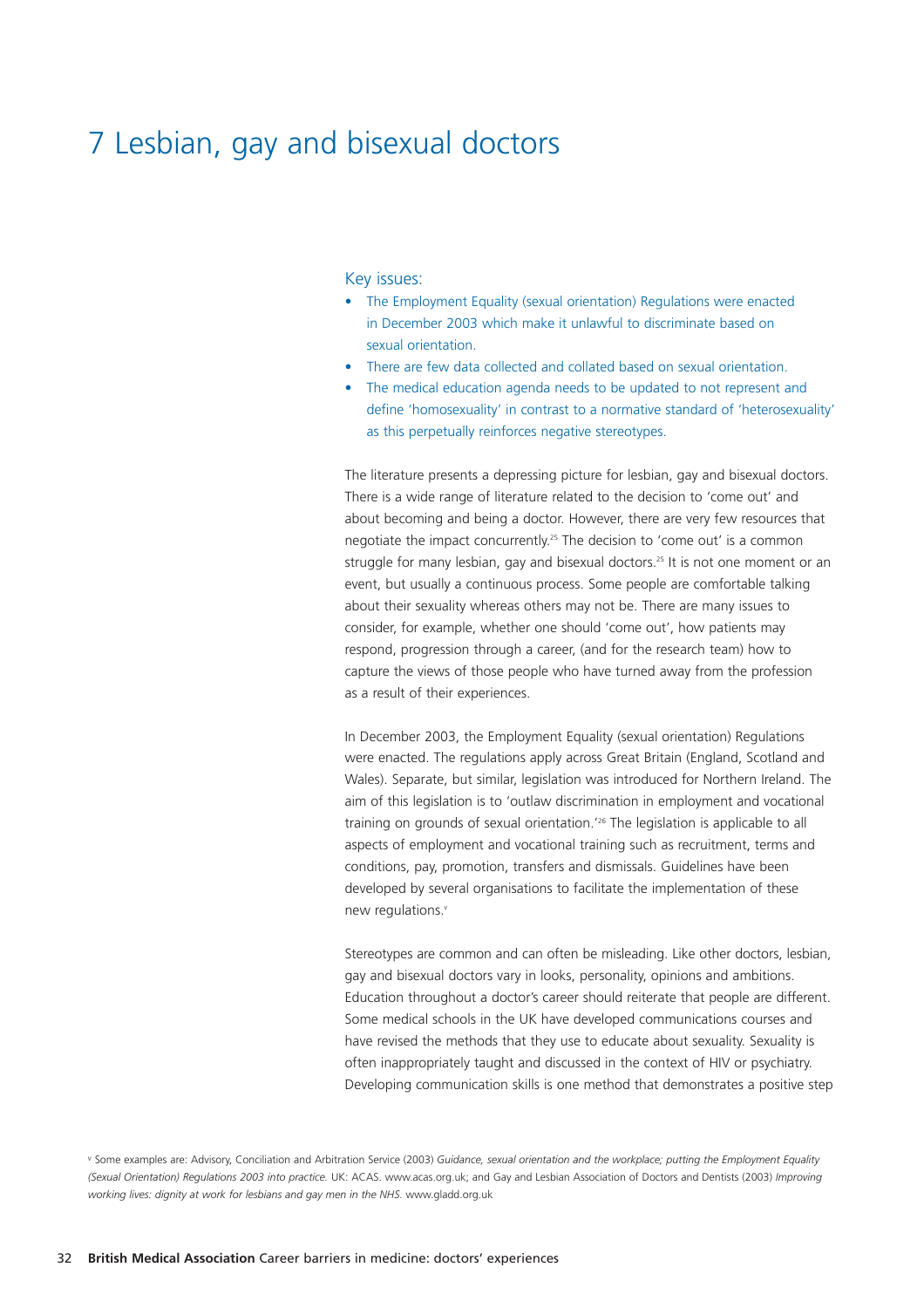# 7 Lesbian, gay and bisexual doctors

Key issues:

- The Employment Equality (sexual orientation) Regulations were enacted in December 2003 which make it unlawful to discriminate based on sexual orientation.
- There are few data collected and collated based on sexual orientation.
- The medical education agenda needs to be updated to not represent and define 'homosexuality' in contrast to a normative standard of 'heterosexuality' as this perpetually reinforces negative stereotypes.

The literature presents a depressing picture for lesbian, gay and bisexual doctors. There is a wide range of literature related to the decision to 'come out' and about becoming and being a doctor. However, there are very few resources that negotiate the impact concurrently.[25] The decision to 'come out' is a common struggle for many lesbian, gay and bisexual doctors.[25] It is not one moment or an event, but usually a continuous process. Some people are comfortable talking about their sexuality whereas others may not be. There are many issues to consider, for example, whether one should 'come out', how patients may respond, progression through a career, (and for the research team) how to capture the views of those people who have turned away from the profession as a result of their experiences.

In December 2003, the Employment Equality (sexual orientation) Regulations were enacted. The regulations apply across Great Britain (England, Scotland and Wales). Separate, but similar, legislation was introduced for Northern Ireland. The aim of this legislation is to 'outlaw discrimination in employment and vocational training on grounds of sexual orientation.'[26] The legislation is applicable to all aspects of employment and vocational training such as recruitment, terms and conditions, pay, promotion, transfers and dismissals. Guidelines have been developed by several organisations to facilitate the implementation of these new regulations.[v]

Stereotypes are common and can often be misleading. Like other doctors, lesbian, gay and bisexual doctors vary in looks, personality, opinions and ambitions. Education throughout a doctor's career should reiterate that people are different. Some medical schools in the UK have developed communications courses and have revised the methods that they use to educate about sexuality. Sexuality is often inappropriately taught and discussed in the context of HIV or psychiatry. Developing communication skills is one method that demonstrates a positive step

[v] Some examples are: Advisory, Conciliation and Arbitration Service (2003) *Guidance, sexual orientation and the workplace; putting the Employment Equality (Sexual Orientation) Regulations 2003 into practice.* UK: ACAS. www.acas.org.uk; and Gay and Lesbian Association of Doctors and Dentists (2003) *Improving working lives: dignity at work for lesbians and gay men in the NHS.* www.gladd.org.uk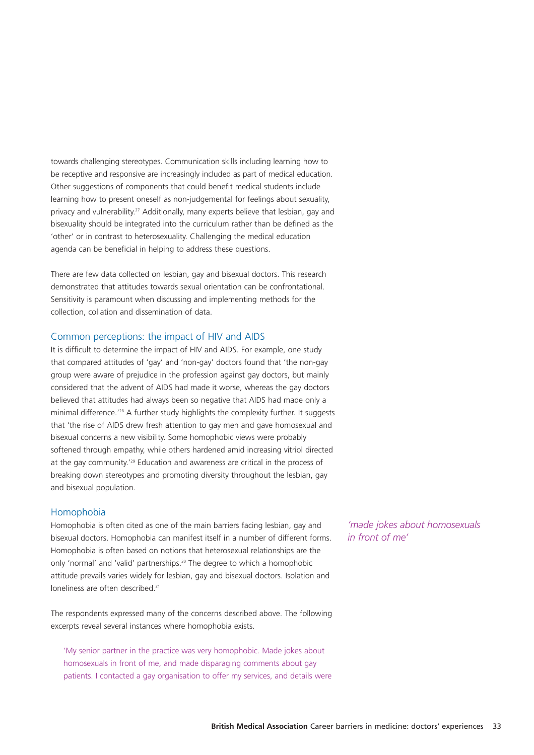towards challenging stereotypes. Communication skills including learning how to be receptive and responsive are increasingly included as part of medical education. Other suggestions of components that could benefit medical students include learning how to present oneself as non-judgemental for feelings about sexuality, privacy and vulnerability.[27] Additionally, many experts believe that lesbian, gay and bisexuality should be integrated into the curriculum rather than be defined as the 'other' or in contrast to heterosexuality. Challenging the medical education agenda can be beneficial in helping to address these questions.

There are few data collected on lesbian, gay and bisexual doctors. This research demonstrated that attitudes towards sexual orientation can be confrontational. Sensitivity is paramount when discussing and implementing methods for the collection, collation and dissemination of data.

## Common perceptions: the impact of HIV and AIDS

It is difficult to determine the impact of HIV and AIDS. For example, one study that compared attitudes of 'gay' and 'non-gay' doctors found that 'the non-gay group were aware of prejudice in the profession against gay doctors, but mainly considered that the advent of AIDS had made it worse, whereas the gay doctors believed that attitudes had always been so negative that AIDS had made only a minimal difference.'[28] A further study highlights the complexity further. It suggests that 'the rise of AIDS drew fresh attention to gay men and gave homosexual and bisexual concerns a new visibility. Some homophobic views were probably softened through empathy, while others hardened amid increasing vitriol directed at the gay community.'[29] Education and awareness are critical in the process of breaking down stereotypes and promoting diversity throughout the lesbian, gay and bisexual population.

## Homophobia

Homophobia is often cited as one of the main barriers facing lesbian, gay and bisexual doctors. Homophobia can manifest itself in a number of different forms. Homophobia is often based on notions that heterosexual relationships are the only 'normal' and 'valid' partnerships.[30] The degree to which a homophobic attitude prevails varies widely for lesbian, gay and bisexual doctors. Isolation and loneliness are often described.[31]

*'made jokes about homosexuals in front of me'*

The respondents expressed many of the concerns described above. The following excerpts reveal several instances where homophobia exists.

> 'My senior partner in the practice was very homophobic. Made jokes about homosexuals in front of me, and made disparaging comments about gay patients. I contacted a gay organisation to offer my services, and details were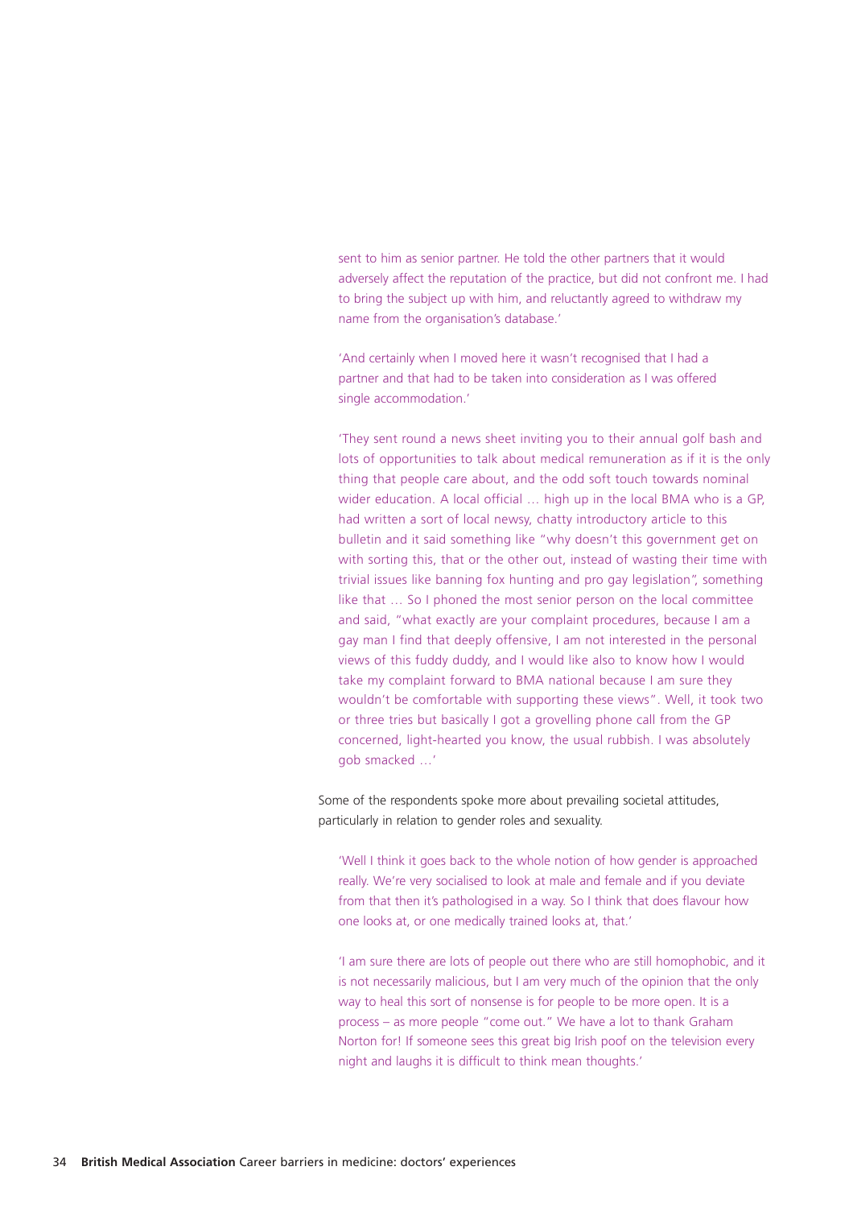> sent to him as senior partner. He told the other partners that it would adversely affect the reputation of the practice, but did not confront me. I had to bring the subject up with him, and reluctantly agreed to withdraw my name from the organisation's database.'

> 'And certainly when I moved here it wasn't recognised that I had a partner and that had to be taken into consideration as I was offered single accommodation.'

> 'They sent round a news sheet inviting you to their annual golf bash and lots of opportunities to talk about medical remuneration as if it is the only thing that people care about, and the odd soft touch towards nominal wider education. A local official … high up in the local BMA who is a GP, had written a sort of local newsy, chatty introductory article to this bulletin and it said something like "why doesn't this government get on with sorting this, that or the other out, instead of wasting their time with trivial issues like banning fox hunting and pro gay legislation", something like that … So I phoned the most senior person on the local committee and said, "what exactly are your complaint procedures, because I am a gay man I find that deeply offensive, I am not interested in the personal views of this fuddy duddy, and I would like also to know how I would take my complaint forward to BMA national because I am sure they wouldn't be comfortable with supporting these views". Well, it took two or three tries but basically I got a grovelling phone call from the GP concerned, light-hearted you know, the usual rubbish. I was absolutely gob smacked …'

Some of the respondents spoke more about prevailing societal attitudes, particularly in relation to gender roles and sexuality.

> 'Well I think it goes back to the whole notion of how gender is approached really. We're very socialised to look at male and female and if you deviate from that then it's pathologised in a way. So I think that does flavour how one looks at, or one medically trained looks at, that.'

> 'I am sure there are lots of people out there who are still homophobic, and it is not necessarily malicious, but I am very much of the opinion that the only way to heal this sort of nonsense is for people to be more open. It is a process – as more people "come out." We have a lot to thank Graham Norton for! If someone sees this great big Irish poof on the television every night and laughs it is difficult to think mean thoughts.'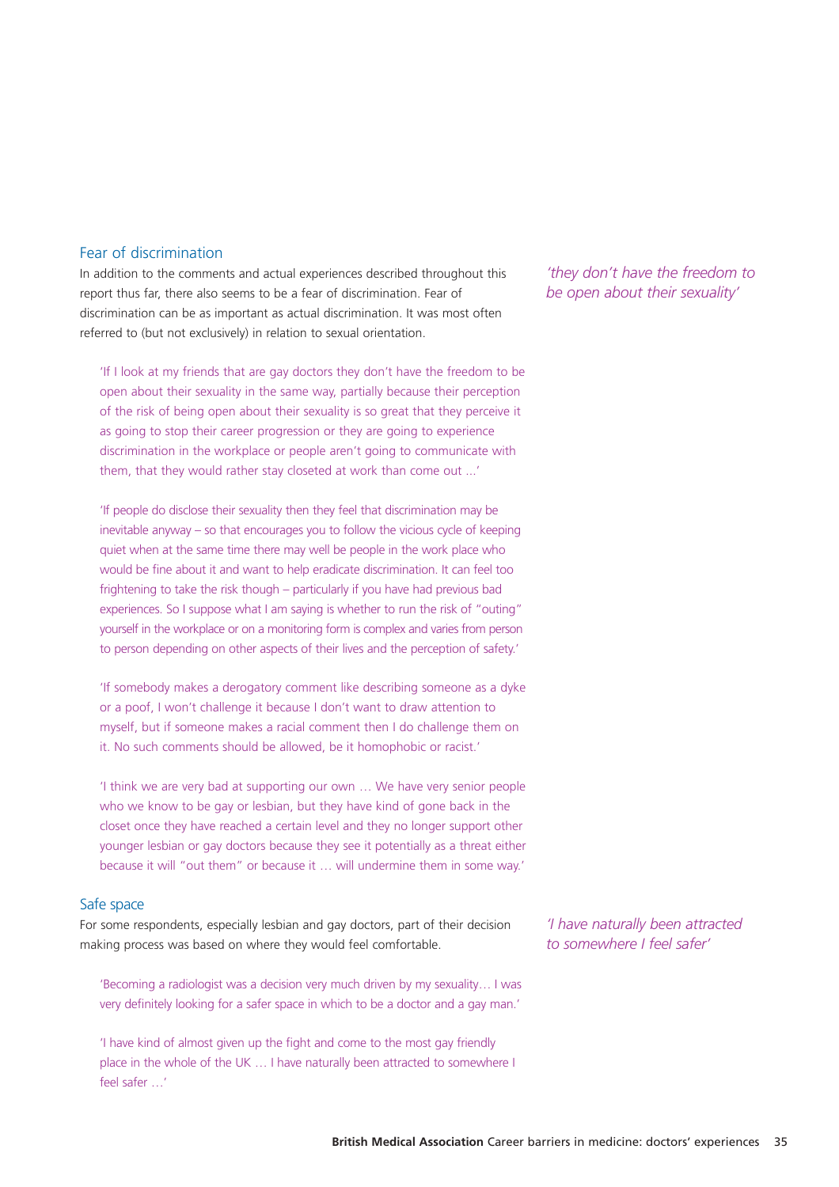## Fear of discrimination

In addition to the comments and actual experiences described throughout this report thus far, there also seems to be a fear of discrimination. Fear of discrimination can be as important as actual discrimination. It was most often referred to (but not exclusively) in relation to sexual orientation.

*'they don't have the freedom to be open about their sexuality'*

'If I look at my friends that are gay doctors they don't have the freedom to be open about their sexuality in the same way, partially because their perception of the risk of being open about their sexuality is so great that they perceive it as going to stop their career progression or they are going to experience discrimination in the workplace or people aren't going to communicate with them, that they would rather stay closeted at work than come out ...'

'If people do disclose their sexuality then they feel that discrimination may be inevitable anyway – so that encourages you to follow the vicious cycle of keeping quiet when at the same time there may well be people in the work place who would be fine about it and want to help eradicate discrimination. It can feel too frightening to take the risk though – particularly if you have had previous bad experiences. So I suppose what I am saying is whether to run the risk of "outing" yourself in the workplace or on a monitoring form is complex and varies from person to person depending on other aspects of their lives and the perception of safety.'

'If somebody makes a derogatory comment like describing someone as a dyke or a poof, I won't challenge it because I don't want to draw attention to myself, but if someone makes a racial comment then I do challenge them on it. No such comments should be allowed, be it homophobic or racist.'

'I think we are very bad at supporting our own … We have very senior people who we know to be gay or lesbian, but they have kind of gone back in the closet once they have reached a certain level and they no longer support other younger lesbian or gay doctors because they see it potentially as a threat either because it will "out them" or because it … will undermine them in some way.'

## Safe space

For some respondents, especially lesbian and gay doctors, part of their decision making process was based on where they would feel comfortable.

*'I have naturally been attracted to somewhere I feel safer'*

'Becoming a radiologist was a decision very much driven by my sexuality… I was very definitely looking for a safer space in which to be a doctor and a gay man.'

'I have kind of almost given up the fight and come to the most gay friendly place in the whole of the UK … I have naturally been attracted to somewhere I feel safer …'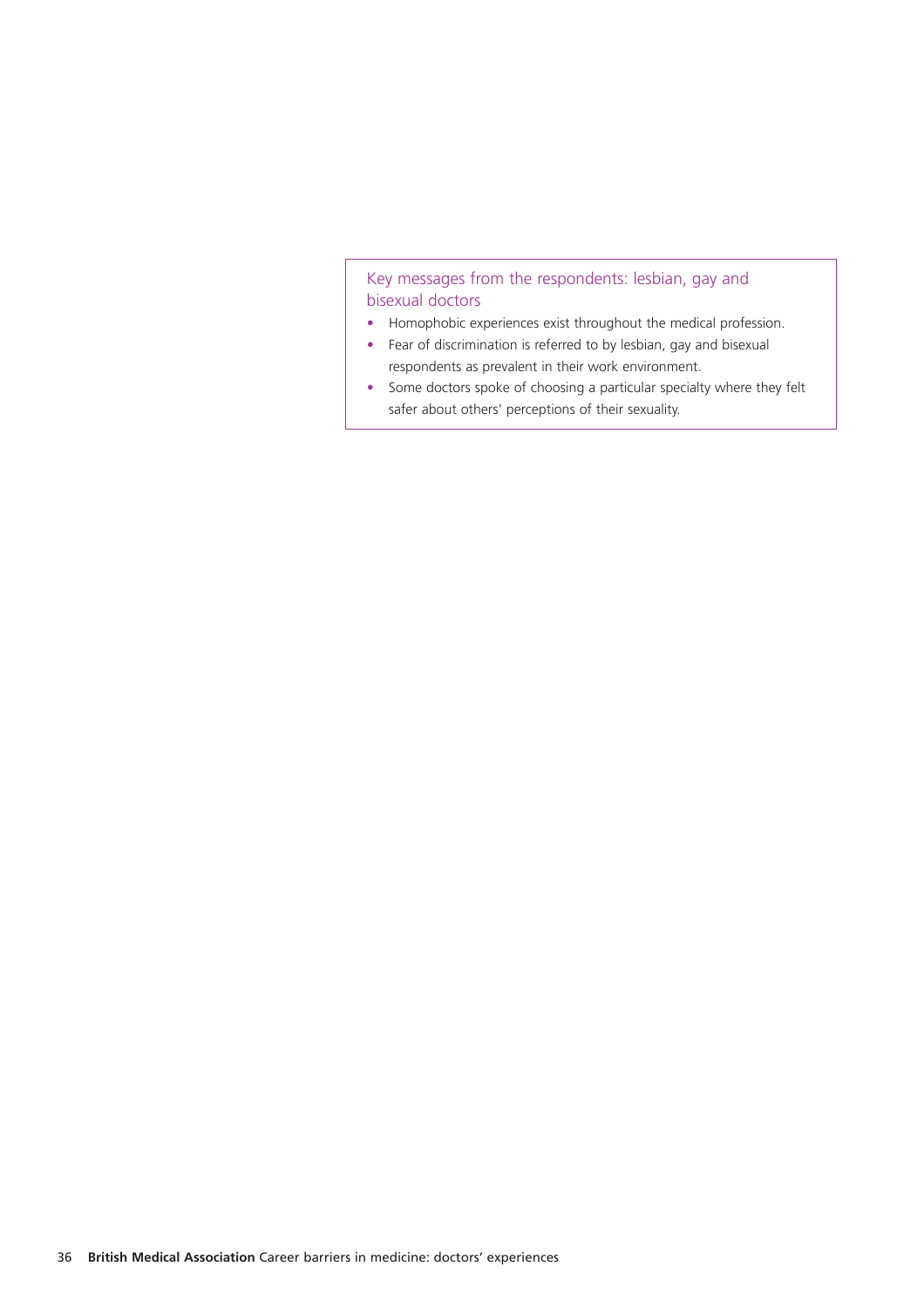### Key messages from the respondents: lesbian, gay and bisexual doctors

- Homophobic experiences exist throughout the medical profession.
- Fear of discrimination is referred to by lesbian, gay and bisexual respondents as prevalent in their work environment.
- Some doctors spoke of choosing a particular specialty where they felt safer about others' perceptions of their sexuality.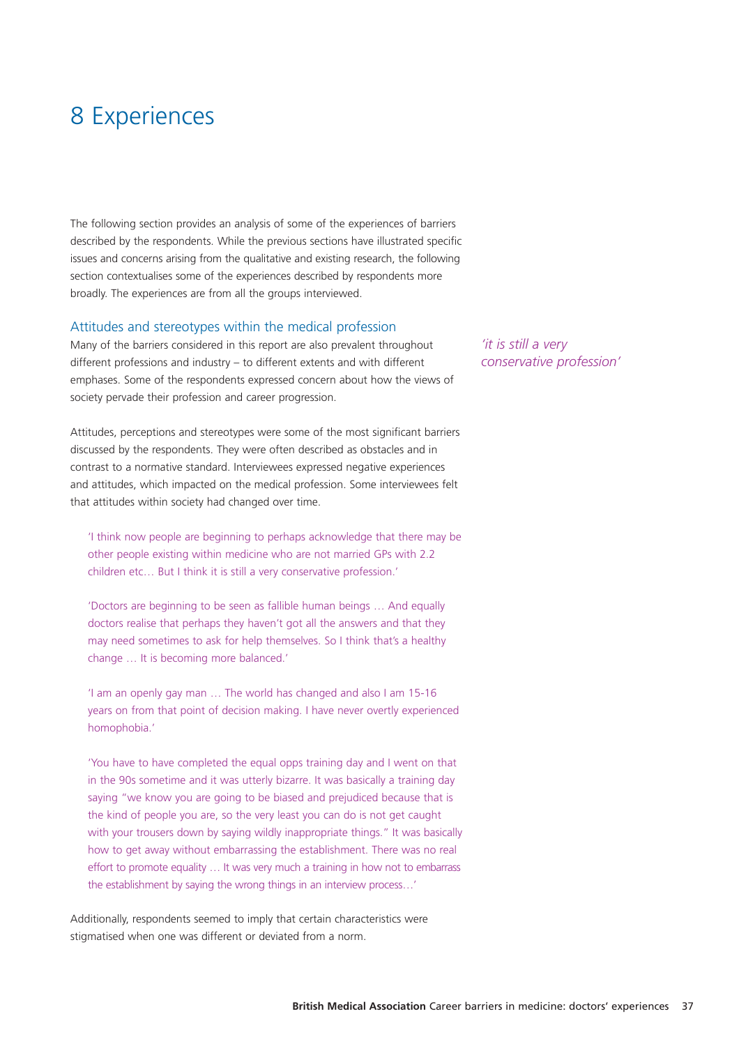# 8 Experiences

The following section provides an analysis of some of the experiences of barriers described by the respondents. While the previous sections have illustrated specific issues and concerns arising from the qualitative and existing research, the following section contextualises some of the experiences described by respondents more broadly. The experiences are from all the groups interviewed.

## Attitudes and stereotypes within the medical profession

Many of the barriers considered in this report are also prevalent throughout different professions and industry – to different extents and with different emphases. Some of the respondents expressed concern about how the views of society pervade their profession and career progression.

*'it is still a very conservative profession'*

Attitudes, perceptions and stereotypes were some of the most significant barriers discussed by the respondents. They were often described as obstacles and in contrast to a normative standard. Interviewees expressed negative experiences and attitudes, which impacted on the medical profession. Some interviewees felt that attitudes within society had changed over time.

> 'I think now people are beginning to perhaps acknowledge that there may be other people existing within medicine who are not married GPs with 2.2 children etc… But I think it is still a very conservative profession.'

> 'Doctors are beginning to be seen as fallible human beings … And equally doctors realise that perhaps they haven't got all the answers and that they may need sometimes to ask for help themselves. So I think that's a healthy change … It is becoming more balanced.'

> 'I am an openly gay man … The world has changed and also I am 15-16 years on from that point of decision making. I have never overtly experienced homophobia.'

> 'You have to have completed the equal opps training day and I went on that in the 90s sometime and it was utterly bizarre. It was basically a training day saying "we know you are going to be biased and prejudiced because that is the kind of people you are, so the very least you can do is not get caught with your trousers down by saying wildly inappropriate things." It was basically how to get away without embarrassing the establishment. There was no real effort to promote equality … It was very much a training in how not to embarrass the establishment by saying the wrong things in an interview process…'

Additionally, respondents seemed to imply that certain characteristics were stigmatised when one was different or deviated from a norm.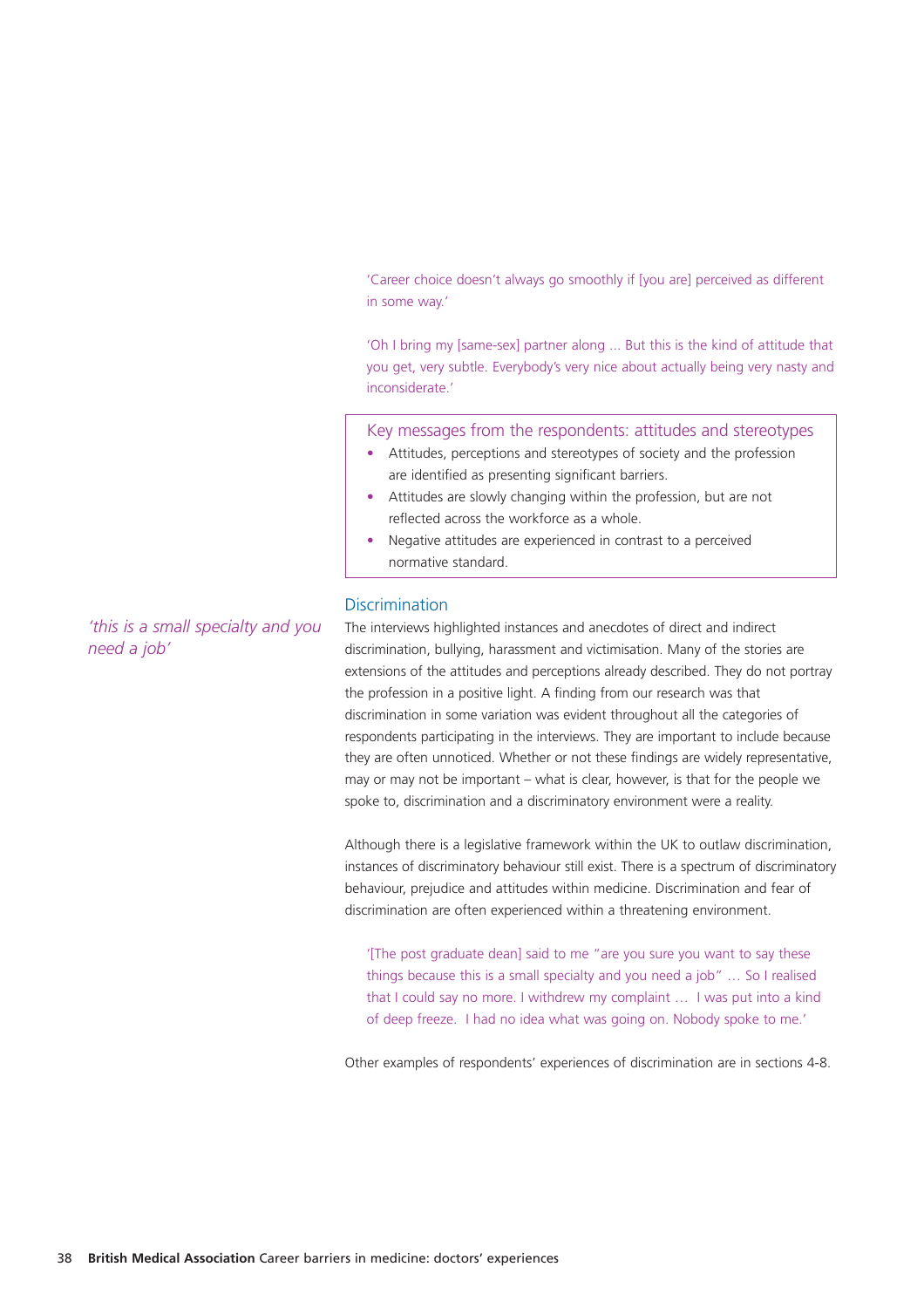'Career choice doesn't always go smoothly if [you are] perceived as different in some way.'

'Oh I bring my [same-sex] partner along ... But this is the kind of attitude that you get, very subtle. Everybody's very nice about actually being very nasty and inconsiderate.'

### Key messages from the respondents: attitudes and stereotypes

- Attitudes, perceptions and stereotypes of society and the profession are identified as presenting significant barriers.
- Attitudes are slowly changing within the profession, but are not reflected across the workforce as a whole.
- Negative attitudes are experienced in contrast to a perceived normative standard.

## Discrimination

*'this is a small specialty and you need a job'*

The interviews highlighted instances and anecdotes of direct and indirect discrimination, bullying, harassment and victimisation. Many of the stories are extensions of the attitudes and perceptions already described. They do not portray the profession in a positive light. A finding from our research was that discrimination in some variation was evident throughout all the categories of respondents participating in the interviews. They are important to include because they are often unnoticed. Whether or not these findings are widely representative, may or may not be important – what is clear, however, is that for the people we spoke to, discrimination and a discriminatory environment were a reality.

Although there is a legislative framework within the UK to outlaw discrimination, instances of discriminatory behaviour still exist. There is a spectrum of discriminatory behaviour, prejudice and attitudes within medicine. Discrimination and fear of discrimination are often experienced within a threatening environment.

'[The post graduate dean] said to me "are you sure you want to say these things because this is a small specialty and you need a job" … So I realised that I could say no more. I withdrew my complaint … I was put into a kind of deep freeze. I had no idea what was going on. Nobody spoke to me.'

Other examples of respondents' experiences of discrimination are in sections 4-8.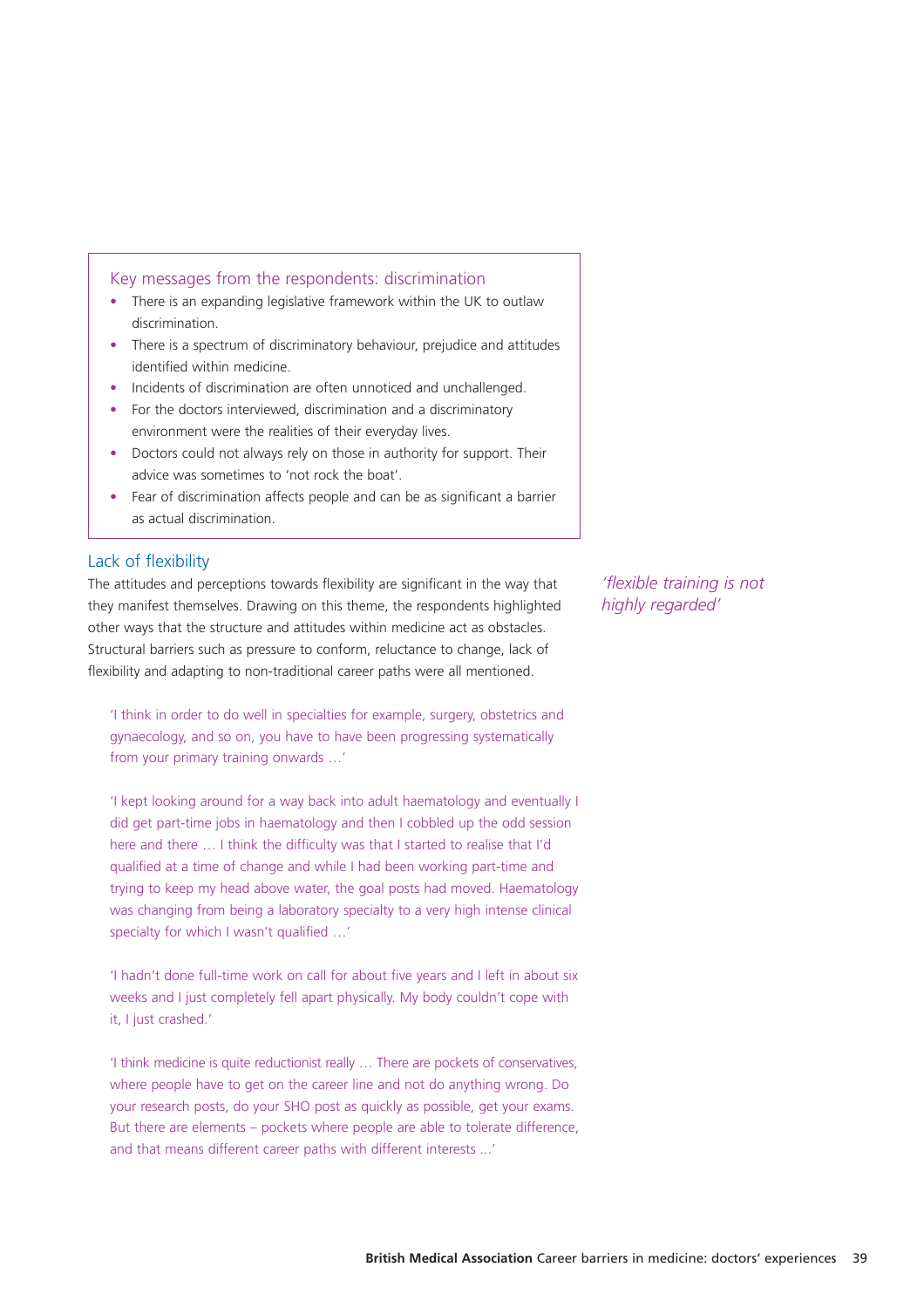## Key messages from the respondents: discrimination

- There is an expanding legislative framework within the UK to outlaw discrimination.
- There is a spectrum of discriminatory behaviour, prejudice and attitudes identified within medicine.
- Incidents of discrimination are often unnoticed and unchallenged.
- For the doctors interviewed, discrimination and a discriminatory environment were the realities of their everyday lives.
- Doctors could not always rely on those in authority for support. Their advice was sometimes to 'not rock the boat'.
- Fear of discrimination affects people and can be as significant a barrier as actual discrimination.

## Lack of flexibility

The attitudes and perceptions towards flexibility are significant in the way that they manifest themselves. Drawing on this theme, the respondents highlighted other ways that the structure and attitudes within medicine act as obstacles. Structural barriers such as pressure to conform, reluctance to change, lack of flexibility and adapting to non-traditional career paths were all mentioned.

*'flexible training is not highly regarded'*

> 'I think in order to do well in specialties for example, surgery, obstetrics and gynaecology, and so on, you have to have been progressing systematically from your primary training onwards …'

> 'I kept looking around for a way back into adult haematology and eventually I did get part-time jobs in haematology and then I cobbled up the odd session here and there … I think the difficulty was that I started to realise that I'd qualified at a time of change and while I had been working part-time and trying to keep my head above water, the goal posts had moved. Haematology was changing from being a laboratory specialty to a very high intense clinical specialty for which I wasn't qualified …'

> 'I hadn't done full-time work on call for about five years and I left in about six weeks and I just completely fell apart physically. My body couldn't cope with it, I just crashed.'

> 'I think medicine is quite reductionist really … There are pockets of conservatives, where people have to get on the career line and not do anything wrong. Do your research posts, do your SHO post as quickly as possible, get your exams. But there are elements – pockets where people are able to tolerate difference, and that means different career paths with different interests ...'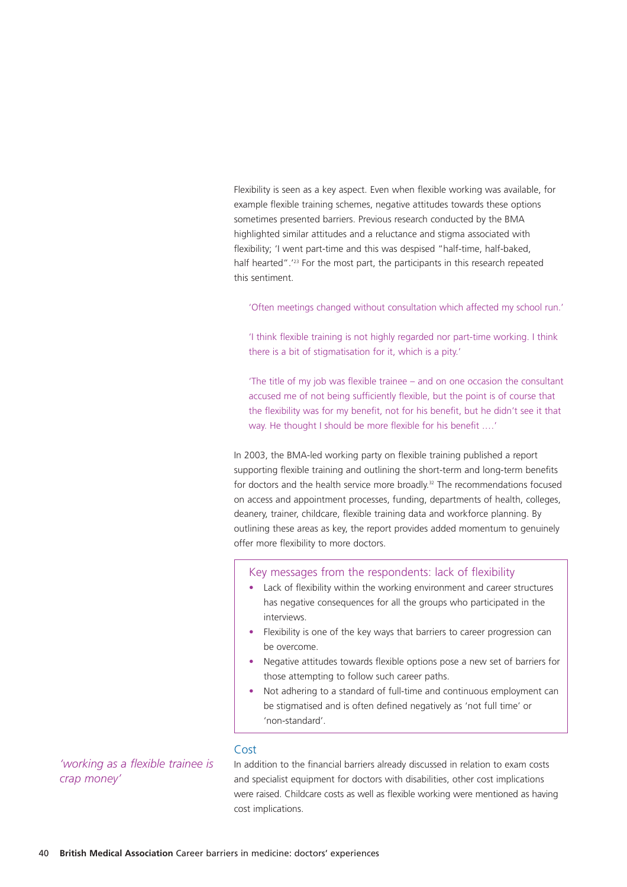Flexibility is seen as a key aspect. Even when flexible working was available, for example flexible training schemes, negative attitudes towards these options sometimes presented barriers. Previous research conducted by the BMA highlighted similar attitudes and a reluctance and stigma associated with flexibility; 'I went part-time and this was despised "half-time, half-baked, half hearted".'[23] For the most part, the participants in this research repeated this sentiment.

> 'Often meetings changed without consultation which affected my school run.'

> 'I think flexible training is not highly regarded nor part-time working. I think there is a bit of stigmatisation for it, which is a pity.'

> 'The title of my job was flexible trainee – and on one occasion the consultant accused me of not being sufficiently flexible, but the point is of course that the flexibility was for my benefit, not for his benefit, but he didn't see it that way. He thought I should be more flexible for his benefit ….'

In 2003, the BMA-led working party on flexible training published a report supporting flexible training and outlining the short-term and long-term benefits for doctors and the health service more broadly.[32] The recommendations focused on access and appointment processes, funding, departments of health, colleges, deanery, trainer, childcare, flexible training data and workforce planning. By outlining these areas as key, the report provides added momentum to genuinely offer more flexibility to more doctors.

### Key messages from the respondents: lack of flexibility

- Lack of flexibility within the working environment and career structures has negative consequences for all the groups who participated in the interviews.
- Flexibility is one of the key ways that barriers to career progression can be overcome.
- Negative attitudes towards flexible options pose a new set of barriers for those attempting to follow such career paths.
- Not adhering to a standard of full-time and continuous employment can be stigmatised and is often defined negatively as 'not full time' or 'non-standard'.

## Cost

*'working as a flexible trainee is crap money'*

In addition to the financial barriers already discussed in relation to exam costs and specialist equipment for doctors with disabilities, other cost implications were raised. Childcare costs as well as flexible working were mentioned as having cost implications.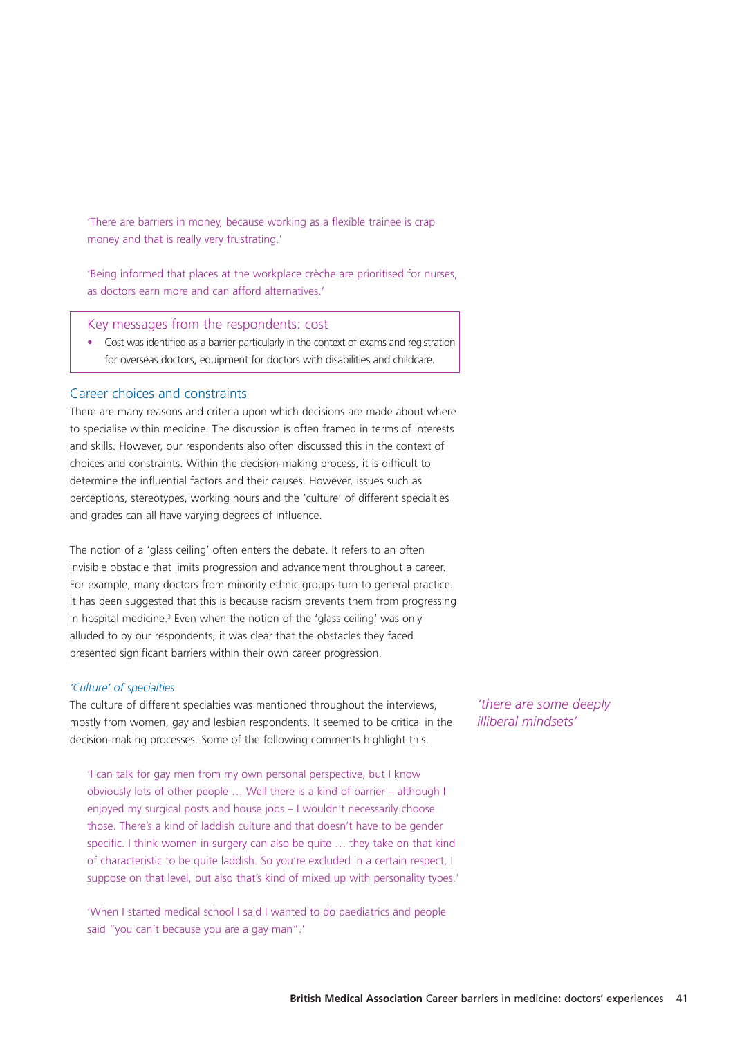'There are barriers in money, because working as a flexible trainee is crap money and that is really very frustrating.'

'Being informed that places at the workplace crèche are prioritised for nurses, as doctors earn more and can afford alternatives.'

### Key messages from the respondents: cost

- Cost was identified as a barrier particularly in the context of exams and registration for overseas doctors, equipment for doctors with disabilities and childcare.

## Career choices and constraints

There are many reasons and criteria upon which decisions are made about where to specialise within medicine. The discussion is often framed in terms of interests and skills. However, our respondents also often discussed this in the context of choices and constraints. Within the decision-making process, it is difficult to determine the influential factors and their causes. However, issues such as perceptions, stereotypes, working hours and the 'culture' of different specialties and grades can all have varying degrees of influence.

The notion of a 'glass ceiling' often enters the debate. It refers to an often invisible obstacle that limits progression and advancement throughout a career. For example, many doctors from minority ethnic groups turn to general practice. It has been suggested that this is because racism prevents them from progressing in hospital medicine.[3] Even when the notion of the 'glass ceiling' was only alluded to by our respondents, it was clear that the obstacles they faced presented significant barriers within their own career progression.

### *'Culture' of specialties*

The culture of different specialties was mentioned throughout the interviews, mostly from women, gay and lesbian respondents. It seemed to be critical in the decision-making processes. Some of the following comments highlight this.

*'there are some deeply illiberal mindsets'*

'I can talk for gay men from my own personal perspective, but I know obviously lots of other people … Well there is a kind of barrier – although I enjoyed my surgical posts and house jobs – I wouldn't necessarily choose those. There's a kind of laddish culture and that doesn't have to be gender specific. I think women in surgery can also be quite … they take on that kind of characteristic to be quite laddish. So you're excluded in a certain respect, I suppose on that level, but also that's kind of mixed up with personality types.'

'When I started medical school I said I wanted to do paediatrics and people said "you can't because you are a gay man".'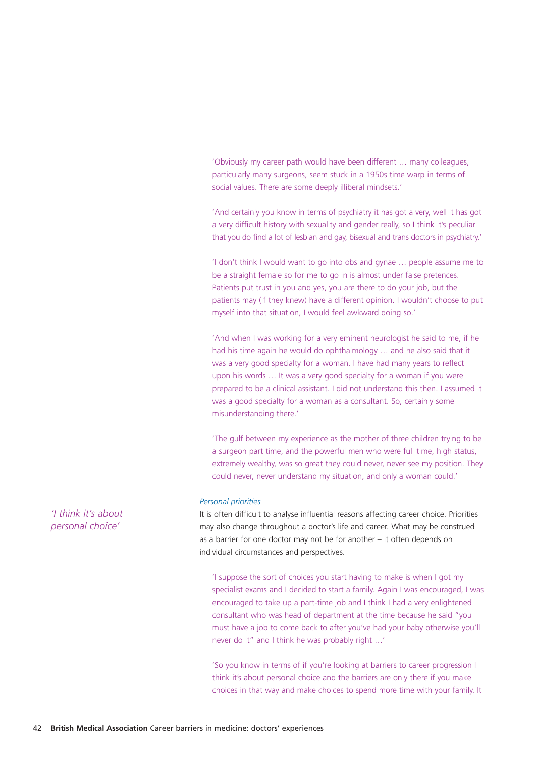'Obviously my career path would have been different … many colleagues, particularly many surgeons, seem stuck in a 1950s time warp in terms of social values. There are some deeply illiberal mindsets.'

'And certainly you know in terms of psychiatry it has got a very, well it has got a very difficult history with sexuality and gender really, so I think it's peculiar that you do find a lot of lesbian and gay, bisexual and trans doctors in psychiatry.'

'I don't think I would want to go into obs and gynae … people assume me to be a straight female so for me to go in is almost under false pretences. Patients put trust in you and yes, you are there to do your job, but the patients may (if they knew) have a different opinion. I wouldn't choose to put myself into that situation, I would feel awkward doing so.'

'And when I was working for a very eminent neurologist he said to me, if he had his time again he would do ophthalmology … and he also said that it was a very good specialty for a woman. I have had many years to reflect upon his words … It was a very good specialty for a woman if you were prepared to be a clinical assistant. I did not understand this then. I assumed it was a good specialty for a woman as a consultant. So, certainly some misunderstanding there.'

'The gulf between my experience as the mother of three children trying to be a surgeon part time, and the powerful men who were full time, high status, extremely wealthy, was so great they could never, never see my position. They could never, never understand my situation, and only a woman could.'

*'I think it's about personal choice'*

*Personal priorities*

It is often difficult to analyse influential reasons affecting career choice. Priorities may also change throughout a doctor's life and career. What may be construed as a barrier for one doctor may not be for another – it often depends on individual circumstances and perspectives.

'I suppose the sort of choices you start having to make is when I got my specialist exams and I decided to start a family. Again I was encouraged, I was encouraged to take up a part-time job and I think I had a very enlightened consultant who was head of department at the time because he said "you must have a job to come back to after you've had your baby otherwise you'll never do it" and I think he was probably right …'

'So you know in terms of if you're looking at barriers to career progression I think it's about personal choice and the barriers are only there if you make choices in that way and make choices to spend more time with your family. It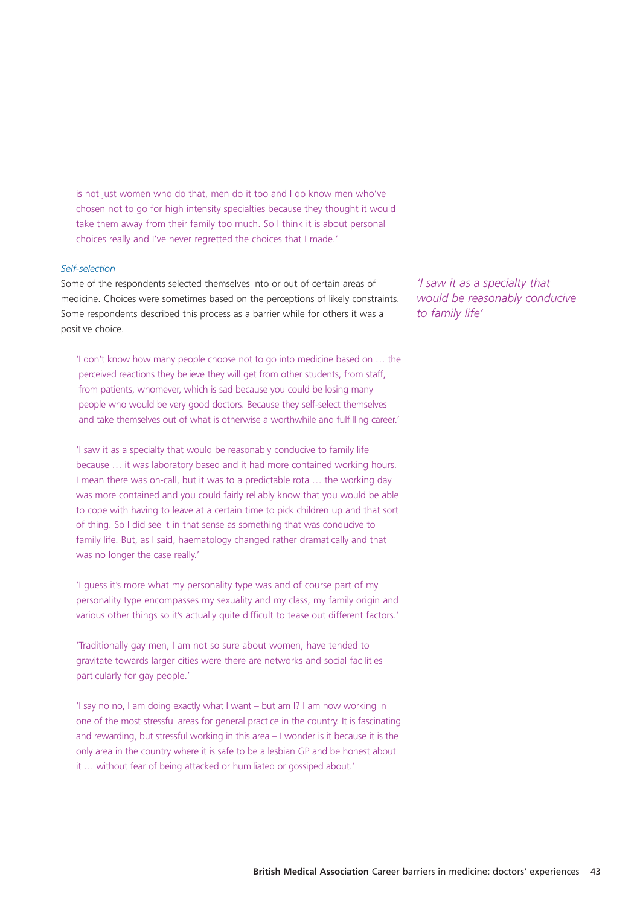is not just women who do that, men do it too and I do know men who've chosen not to go for high intensity specialties because they thought it would take them away from their family too much. So I think it is about personal choices really and I've never regretted the choices that I made.'

*Self-selection*

Some of the respondents selected themselves into or out of certain areas of medicine. Choices were sometimes based on the perceptions of likely constraints. Some respondents described this process as a barrier while for others it was a positive choice.

*'I saw it as a specialty that would be reasonably conducive to family life'*

> 'I don't know how many people choose not to go into medicine based on … the perceived reactions they believe they will get from other students, from staff, from patients, whomever, which is sad because you could be losing many people who would be very good doctors. Because they self-select themselves and take themselves out of what is otherwise a worthwhile and fulfilling career.'

> 'I saw it as a specialty that would be reasonably conducive to family life because … it was laboratory based and it had more contained working hours. I mean there was on-call, but it was to a predictable rota … the working day was more contained and you could fairly reliably know that you would be able to cope with having to leave at a certain time to pick children up and that sort of thing. So I did see it in that sense as something that was conducive to family life. But, as I said, haematology changed rather dramatically and that was no longer the case really.'

> 'I guess it's more what my personality type was and of course part of my personality type encompasses my sexuality and my class, my family origin and various other things so it's actually quite difficult to tease out different factors.'

> 'Traditionally gay men, I am not so sure about women, have tended to gravitate towards larger cities were there are networks and social facilities particularly for gay people.'

> 'I say no no, I am doing exactly what I want – but am I? I am now working in one of the most stressful areas for general practice in the country. It is fascinating and rewarding, but stressful working in this area – I wonder is it because it is the only area in the country where it is safe to be a lesbian GP and be honest about it … without fear of being attacked or humiliated or gossiped about.'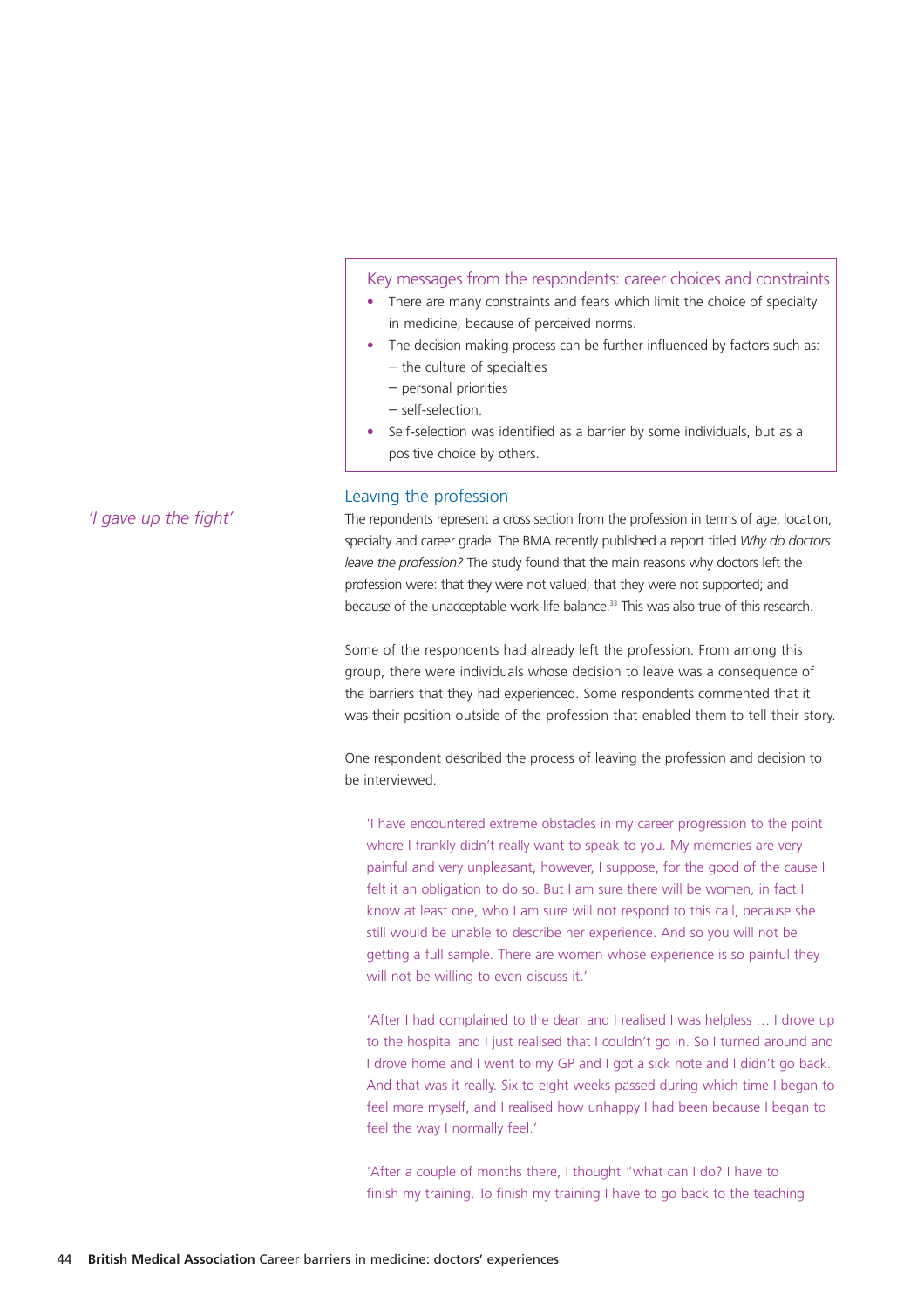### Key messages from the respondents: career choices and constraints

- There are many constraints and fears which limit the choice of specialty in medicine, because of perceived norms.
- The decision making process can be further influenced by factors such as:
  - the culture of specialties
  - personal priorities
  - self-selection.
- Self-selection was identified as a barrier by some individuals, but as a positive choice by others.

## Leaving the profession

*'I gave up the fight'*

The respondents represent a cross section from the profession in terms of age, location, specialty and career grade. The BMA recently published a report titled *Why do doctors leave the profession?* The study found that the main reasons why doctors left the profession were: that they were not valued; that they were not supported; and because of the unacceptable work-life balance.[33] This was also true of this research.

Some of the respondents had already left the profession. From among this group, there were individuals whose decision to leave was a consequence of the barriers that they had experienced. Some respondents commented that it was their position outside of the profession that enabled them to tell their story.

One respondent described the process of leaving the profession and decision to be interviewed.

> 'I have encountered extreme obstacles in my career progression to the point where I frankly didn't really want to speak to you. My memories are very painful and very unpleasant, however, I suppose, for the good of the cause I felt it an obligation to do so. But I am sure there will be women, in fact I know at least one, who I am sure will not respond to this call, because she still would be unable to describe her experience. And so you will not be getting a full sample. There are women whose experience is so painful they will not be willing to even discuss it.'

> 'After I had complained to the dean and I realised I was helpless … I drove up to the hospital and I just realised that I couldn't go in. So I turned around and I drove home and I went to my GP and I got a sick note and I didn't go back. And that was it really. Six to eight weeks passed during which time I began to feel more myself, and I realised how unhappy I had been because I began to feel the way I normally feel.'

> 'After a couple of months there, I thought "what can I do? I have to finish my training. To finish my training I have to go back to the teaching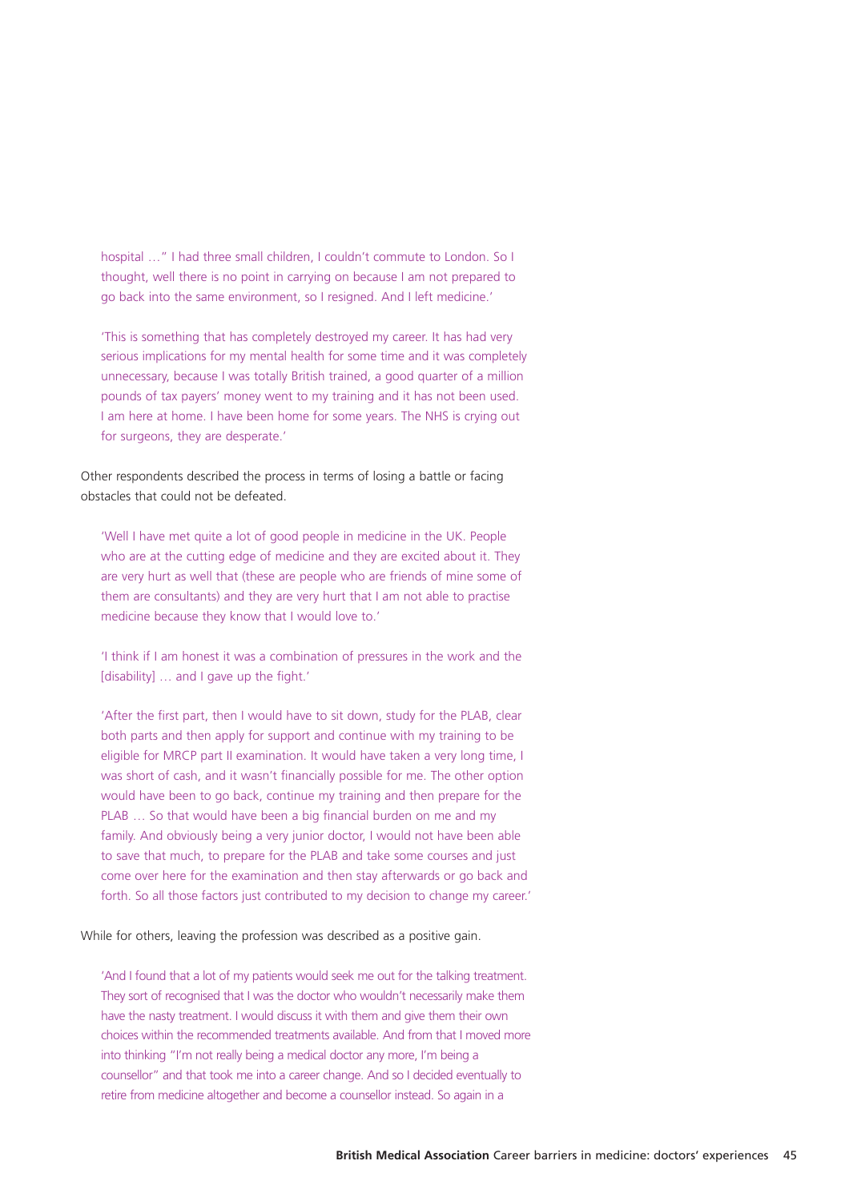> hospital …" I had three small children, I couldn't commute to London. So I thought, well there is no point in carrying on because I am not prepared to go back into the same environment, so I resigned. And I left medicine.'

> 'This is something that has completely destroyed my career. It has had very serious implications for my mental health for some time and it was completely unnecessary, because I was totally British trained, a good quarter of a million pounds of tax payers' money went to my training and it has not been used. I am here at home. I have been home for some years. The NHS is crying out for surgeons, they are desperate.'

Other respondents described the process in terms of losing a battle or facing obstacles that could not be defeated.

> 'Well I have met quite a lot of good people in medicine in the UK. People who are at the cutting edge of medicine and they are excited about it. They are very hurt as well that (these are people who are friends of mine some of them are consultants) and they are very hurt that I am not able to practise medicine because they know that I would love to.'

> 'I think if I am honest it was a combination of pressures in the work and the [disability] … and I gave up the fight.'

> 'After the first part, then I would have to sit down, study for the PLAB, clear both parts and then apply for support and continue with my training to be eligible for MRCP part II examination. It would have taken a very long time, I was short of cash, and it wasn't financially possible for me. The other option would have been to go back, continue my training and then prepare for the PLAB … So that would have been a big financial burden on me and my family. And obviously being a very junior doctor, I would not have been able to save that much, to prepare for the PLAB and take some courses and just come over here for the examination and then stay afterwards or go back and forth. So all those factors just contributed to my decision to change my career.'

While for others, leaving the profession was described as a positive gain.

> 'And I found that a lot of my patients would seek me out for the talking treatment. They sort of recognised that I was the doctor who wouldn't necessarily make them have the nasty treatment. I would discuss it with them and give them their own choices within the recommended treatments available. And from that I moved more into thinking "I'm not really being a medical doctor any more, I'm being a counsellor" and that took me into a career change. And so I decided eventually to retire from medicine altogether and become a counsellor instead. So again in a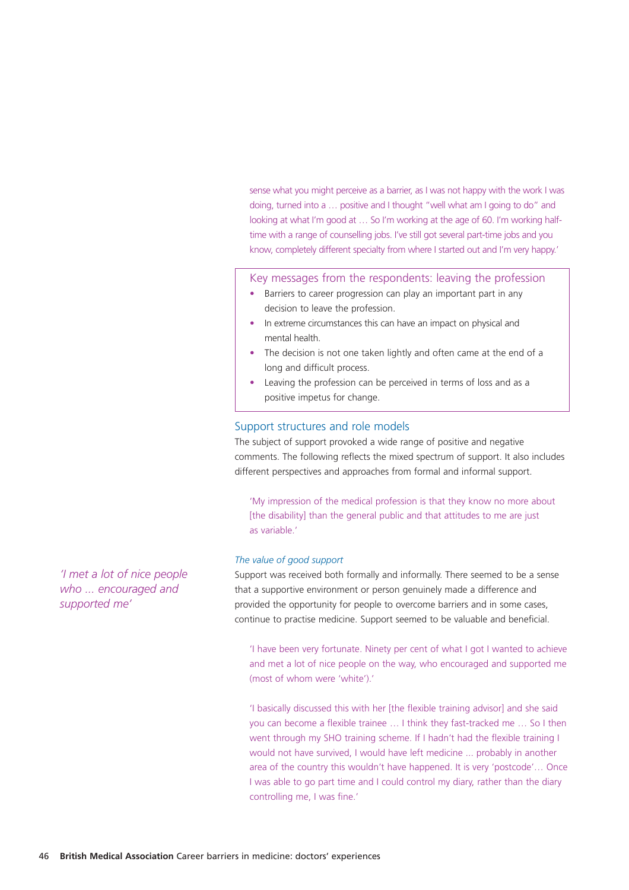sense what you might perceive as a barrier, as I was not happy with the work I was doing, turned into a … positive and I thought "well what am I going to do" and looking at what I'm good at … So I'm working at the age of 60. I'm working half-time with a range of counselling jobs. I've still got several part-time jobs and you know, completely different specialty from where I started out and I'm very happy.'

> **Key messages from the respondents: leaving the profession**
>
> - Barriers to career progression can play an important part in any decision to leave the profession.
> - In extreme circumstances this can have an impact on physical and mental health.
> - The decision is not one taken lightly and often came at the end of a long and difficult process.
> - Leaving the profession can be perceived in terms of loss and as a positive impetus for change.

## Support structures and role models

The subject of support provoked a wide range of positive and negative comments. The following reflects the mixed spectrum of support. It also includes different perspectives and approaches from formal and informal support.

> 'My impression of the medical profession is that they know no more about [the disability] than the general public and that attitudes to me are just as variable.'

### *The value of good support*

*'I met a lot of nice people who ... encouraged and supported me'*

Support was received both formally and informally. There seemed to be a sense that a supportive environment or person genuinely made a difference and provided the opportunity for people to overcome barriers and in some cases, continue to practise medicine. Support seemed to be valuable and beneficial.

> 'I have been very fortunate. Ninety per cent of what I got I wanted to achieve and met a lot of nice people on the way, who encouraged and supported me (most of whom were 'white').'

> 'I basically discussed this with her [the flexible training advisor] and she said you can become a flexible trainee … I think they fast-tracked me … So I then went through my SHO training scheme. If I hadn't had the flexible training I would not have survived, I would have left medicine ... probably in another area of the country this wouldn't have happened. It is very 'postcode'… Once I was able to go part time and I could control my diary, rather than the diary controlling me, I was fine.'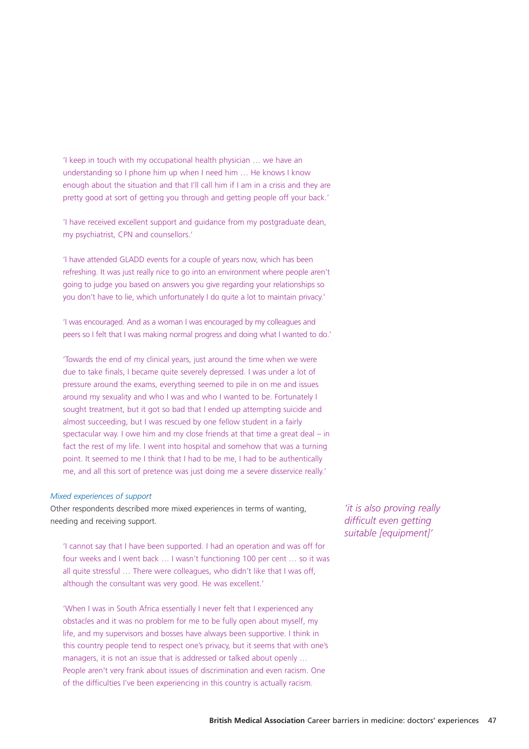'I keep in touch with my occupational health physician … we have an understanding so I phone him up when I need him … He knows I know enough about the situation and that I'll call him if I am in a crisis and they are pretty good at sort of getting you through and getting people off your back.'

'I have received excellent support and guidance from my postgraduate dean, my psychiatrist, CPN and counsellors.'

'I have attended GLADD events for a couple of years now, which has been refreshing. It was just really nice to go into an environment where people aren't going to judge you based on answers you give regarding your relationships so you don't have to lie, which unfortunately I do quite a lot to maintain privacy.'

'I was encouraged. And as a woman I was encouraged by my colleagues and peers so I felt that I was making normal progress and doing what I wanted to do.'

'Towards the end of my clinical years, just around the time when we were due to take finals, I became quite severely depressed. I was under a lot of pressure around the exams, everything seemed to pile in on me and issues around my sexuality and who I was and who I wanted to be. Fortunately I sought treatment, but it got so bad that I ended up attempting suicide and almost succeeding, but I was rescued by one fellow student in a fairly spectacular way. I owe him and my close friends at that time a great deal – in fact the rest of my life. I went into hospital and somehow that was a turning point. It seemed to me I think that I had to be me, I had to be authentically me, and all this sort of pretence was just doing me a severe disservice really.'

*Mixed experiences of support*

Other respondents described more mixed experiences in terms of wanting, needing and receiving support.

*'it is also proving really difficult even getting suitable [equipment]'*

'I cannot say that I have been supported. I had an operation and was off for four weeks and I went back … I wasn't functioning 100 per cent … so it was all quite stressful … There were colleagues, who didn't like that I was off, although the consultant was very good. He was excellent.'

'When I was in South Africa essentially I never felt that I experienced any obstacles and it was no problem for me to be fully open about myself, my life, and my supervisors and bosses have always been supportive. I think in this country people tend to respect one's privacy, but it seems that with one's managers, it is not an issue that is addressed or talked about openly … People aren't very frank about issues of discrimination and even racism. One of the difficulties I've been experiencing in this country is actually racism.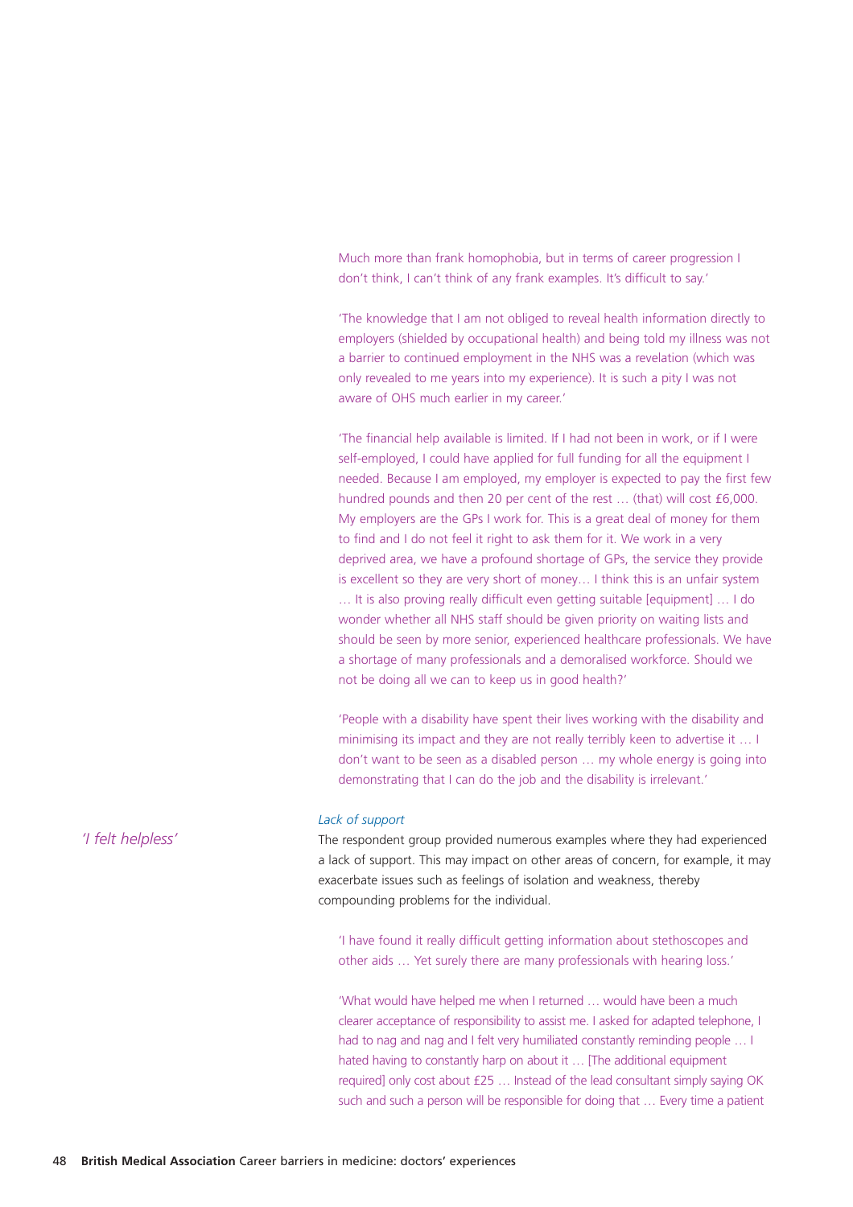Much more than frank homophobia, but in terms of career progression I don't think, I can't think of any frank examples. It's difficult to say.'

'The knowledge that I am not obliged to reveal health information directly to employers (shielded by occupational health) and being told my illness was not a barrier to continued employment in the NHS was a revelation (which was only revealed to me years into my experience). It is such a pity I was not aware of OHS much earlier in my career.'

'The financial help available is limited. If I had not been in work, or if I were self-employed, I could have applied for full funding for all the equipment I needed. Because I am employed, my employer is expected to pay the first few hundred pounds and then 20 per cent of the rest … (that) will cost £6,000. My employers are the GPs I work for. This is a great deal of money for them to find and I do not feel it right to ask them for it. We work in a very deprived area, we have a profound shortage of GPs, the service they provide is excellent so they are very short of money… I think this is an unfair system … It is also proving really difficult even getting suitable [equipment] … I do wonder whether all NHS staff should be given priority on waiting lists and should be seen by more senior, experienced healthcare professionals. We have a shortage of many professionals and a demoralised workforce. Should we not be doing all we can to keep us in good health?'

'People with a disability have spent their lives working with the disability and minimising its impact and they are not really terribly keen to advertise it … I don't want to be seen as a disabled person … my whole energy is going into demonstrating that I can do the job and the disability is irrelevant.'

*'I felt helpless'*

*Lack of support*

The respondent group provided numerous examples where they had experienced a lack of support. This may impact on other areas of concern, for example, it may exacerbate issues such as feelings of isolation and weakness, thereby compounding problems for the individual.

'I have found it really difficult getting information about stethoscopes and other aids … Yet surely there are many professionals with hearing loss.'

'What would have helped me when I returned … would have been a much clearer acceptance of responsibility to assist me. I asked for adapted telephone, I had to nag and nag and I felt very humiliated constantly reminding people … I hated having to constantly harp on about it … [The additional equipment required] only cost about £25 … Instead of the lead consultant simply saying OK such and such a person will be responsible for doing that … Every time a patient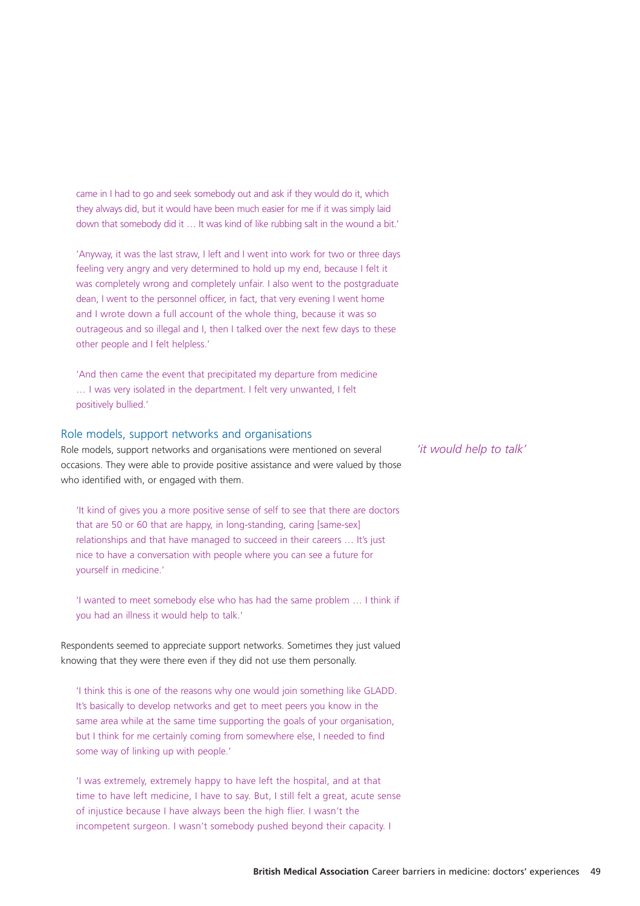came in I had to go and seek somebody out and ask if they would do it, which they always did, but it would have been much easier for me if it was simply laid down that somebody did it … It was kind of like rubbing salt in the wound a bit.'

'Anyway, it was the last straw, I left and I went into work for two or three days feeling very angry and very determined to hold up my end, because I felt it was completely wrong and completely unfair. I also went to the postgraduate dean, I went to the personnel officer, in fact, that very evening I went home and I wrote down a full account of the whole thing, because it was so outrageous and so illegal and I, then I talked over the next few days to these other people and I felt helpless.'

'And then came the event that precipitated my departure from medicine … I was very isolated in the department. I felt very unwanted, I felt positively bullied.'

## Role models, support networks and organisations

*'it would help to talk'*

Role models, support networks and organisations were mentioned on several occasions. They were able to provide positive assistance and were valued by those who identified with, or engaged with them.

'It kind of gives you a more positive sense of self to see that there are doctors that are 50 or 60 that are happy, in long-standing, caring [same-sex] relationships and that have managed to succeed in their careers … It's just nice to have a conversation with people where you can see a future for yourself in medicine.'

'I wanted to meet somebody else who has had the same problem … I think if you had an illness it would help to talk.'

Respondents seemed to appreciate support networks. Sometimes they just valued knowing that they were there even if they did not use them personally.

'I think this is one of the reasons why one would join something like GLADD. It's basically to develop networks and get to meet peers you know in the same area while at the same time supporting the goals of your organisation, but I think for me certainly coming from somewhere else, I needed to find some way of linking up with people.'

'I was extremely, extremely happy to have left the hospital, and at that time to have left medicine, I have to say. But, I still felt a great, acute sense of injustice because I have always been the high flier. I wasn't the incompetent surgeon. I wasn't somebody pushed beyond their capacity. I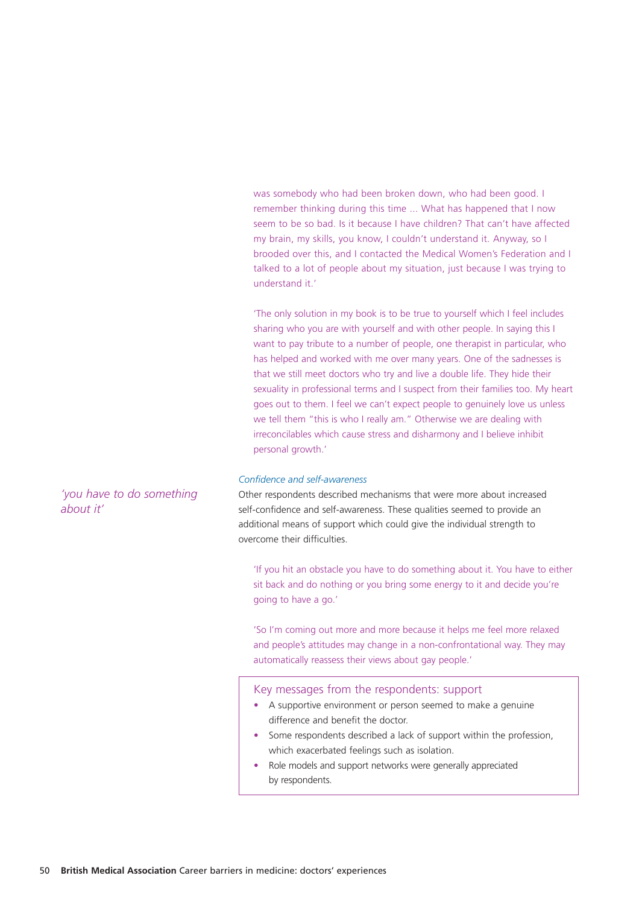was somebody who had been broken down, who had been good. I remember thinking during this time ... What has happened that I now seem to be so bad. Is it because I have children? That can't have affected my brain, my skills, you know, I couldn't understand it. Anyway, so I brooded over this, and I contacted the Medical Women's Federation and I talked to a lot of people about my situation, just because I was trying to understand it.'

'The only solution in my book is to be true to yourself which I feel includes sharing who you are with yourself and with other people. In saying this I want to pay tribute to a number of people, one therapist in particular, who has helped and worked with me over many years. One of the sadnesses is that we still meet doctors who try and live a double life. They hide their sexuality in professional terms and I suspect from their families too. My heart goes out to them. I feel we can't expect people to genuinely love us unless we tell them "this is who I really am." Otherwise we are dealing with irreconcilables which cause stress and disharmony and I believe inhibit personal growth.'

### *Confidence and self-awareness*

*'you have to do something about it'*

Other respondents described mechanisms that were more about increased self-confidence and self-awareness. These qualities seemed to provide an additional means of support which could give the individual strength to overcome their difficulties.

'If you hit an obstacle you have to do something about it. You have to either sit back and do nothing or you bring some energy to it and decide you're going to have a go.'

'So I'm coming out more and more because it helps me feel more relaxed and people's attitudes may change in a non-confrontational way. They may automatically reassess their views about gay people.'

### Key messages from the respondents: support

- A supportive environment or person seemed to make a genuine difference and benefit the doctor.
- Some respondents described a lack of support within the profession, which exacerbated feelings such as isolation.
- Role models and support networks were generally appreciated by respondents.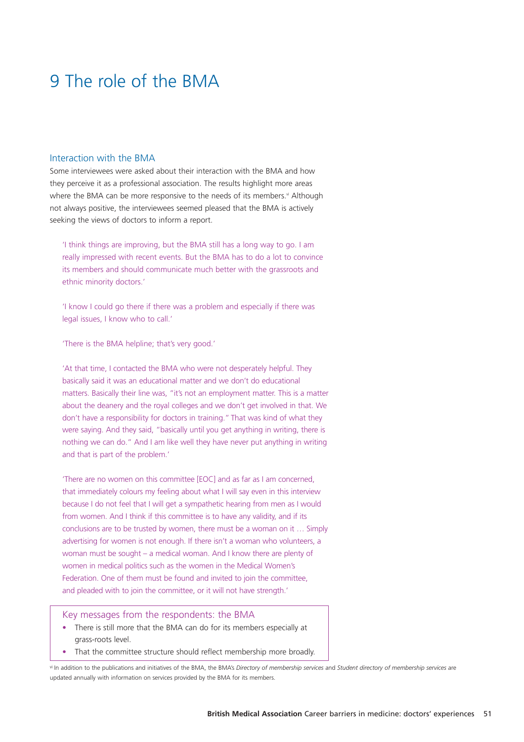# 9 The role of the BMA

## Interaction with the BMA

Some interviewees were asked about their interaction with the BMA and how they perceive it as a professional association. The results highlight more areas where the BMA can be more responsive to the needs of its members.[vi] Although not always positive, the interviewees seemed pleased that the BMA is actively seeking the views of doctors to inform a report.

> 'I think things are improving, but the BMA still has a long way to go. I am really impressed with recent events. But the BMA has to do a lot to convince its members and should communicate much better with the grassroots and ethnic minority doctors.'

> 'I know I could go there if there was a problem and especially if there was legal issues, I know who to call.'

> 'There is the BMA helpline; that's very good.'

> 'At that time, I contacted the BMA who were not desperately helpful. They basically said it was an educational matter and we don't do educational matters. Basically their line was, "it's not an employment matter. This is a matter about the deanery and the royal colleges and we don't get involved in that. We don't have a responsibility for doctors in training." That was kind of what they were saying. And they said, "basically until you get anything in writing, there is nothing we can do." And I am like well they have never put anything in writing and that is part of the problem.'

> 'There are no women on this committee [EOC] and as far as I am concerned, that immediately colours my feeling about what I will say even in this interview because I do not feel that I will get a sympathetic hearing from men as I would from women. And I think if this committee is to have any validity, and if its conclusions are to be trusted by women, there must be a woman on it … Simply advertising for women is not enough. If there isn't a woman who volunteers, a woman must be sought – a medical woman. And I know there are plenty of women in medical politics such as the women in the Medical Women's Federation. One of them must be found and invited to join the committee, and pleaded with to join the committee, or it will not have strength.'

### Key messages from the respondents: the BMA

- There is still more that the BMA can do for its members especially at grass-roots level.
- That the committee structure should reflect membership more broadly.

[vi] In addition to the publications and initiatives of the BMA, the BMA's *Directory of membership services* and *Student directory of membership services* are updated annually with information on services provided by the BMA for its members.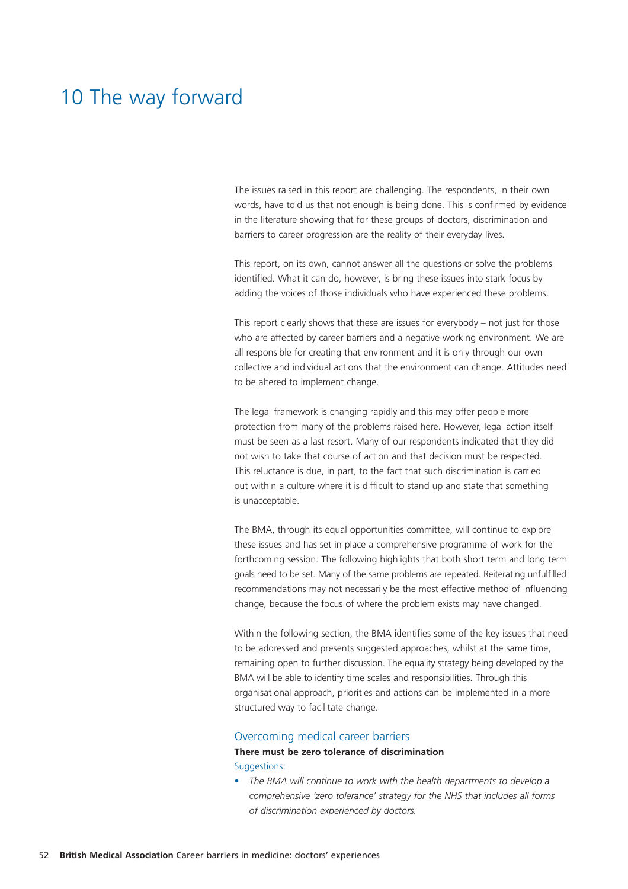# 10 The way forward

The issues raised in this report are challenging. The respondents, in their own words, have told us that not enough is being done. This is confirmed by evidence in the literature showing that for these groups of doctors, discrimination and barriers to career progression are the reality of their everyday lives.

This report, on its own, cannot answer all the questions or solve the problems identified. What it can do, however, is bring these issues into stark focus by adding the voices of those individuals who have experienced these problems.

This report clearly shows that these are issues for everybody – not just for those who are affected by career barriers and a negative working environment. We are all responsible for creating that environment and it is only through our own collective and individual actions that the environment can change. Attitudes need to be altered to implement change.

The legal framework is changing rapidly and this may offer people more protection from many of the problems raised here. However, legal action itself must be seen as a last resort. Many of our respondents indicated that they did not wish to take that course of action and that decision must be respected. This reluctance is due, in part, to the fact that such discrimination is carried out within a culture where it is difficult to stand up and state that something is unacceptable.

The BMA, through its equal opportunities committee, will continue to explore these issues and has set in place a comprehensive programme of work for the forthcoming session. The following highlights that both short term and long term goals need to be set. Many of the same problems are repeated. Reiterating unfulfilled recommendations may not necessarily be the most effective method of influencing change, because the focus of where the problem exists may have changed.

Within the following section, the BMA identifies some of the key issues that need to be addressed and presents suggested approaches, whilst at the same time, remaining open to further discussion. The equality strategy being developed by the BMA will be able to identify time scales and responsibilities. Through this organisational approach, priorities and actions can be implemented in a more structured way to facilitate change.

## Overcoming medical career barriers

**There must be zero tolerance of discrimination**

Suggestions:

- *The BMA will continue to work with the health departments to develop a comprehensive 'zero tolerance' strategy for the NHS that includes all forms of discrimination experienced by doctors.*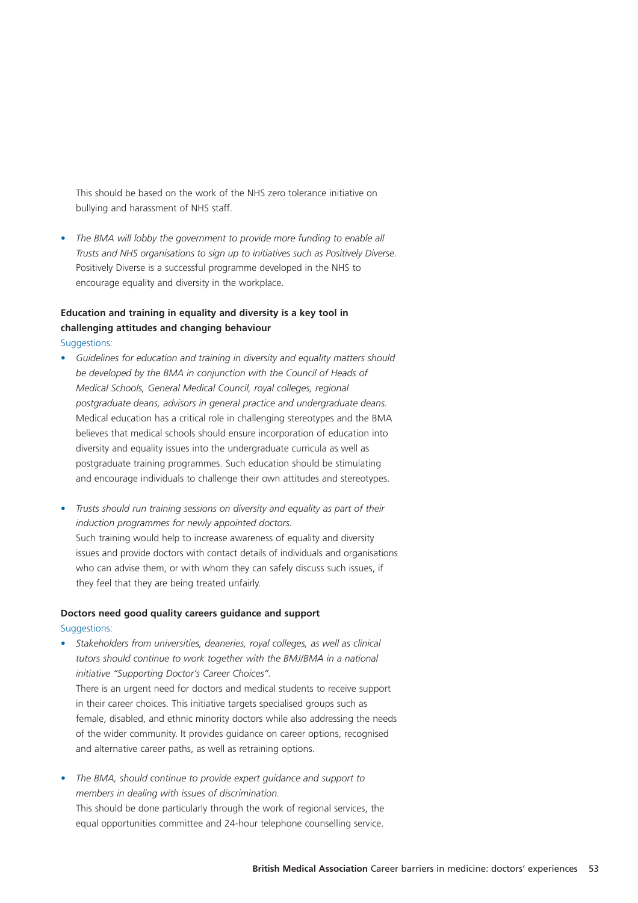This should be based on the work of the NHS zero tolerance initiative on bullying and harassment of NHS staff.

- *The BMA will lobby the government to provide more funding to enable all Trusts and NHS organisations to sign up to initiatives such as Positively Diverse.* Positively Diverse is a successful programme developed in the NHS to encourage equality and diversity in the workplace.

**Education and training in equality and diversity is a key tool in challenging attitudes and changing behaviour**

Suggestions:

- *Guidelines for education and training in diversity and equality matters should be developed by the BMA in conjunction with the Council of Heads of Medical Schools, General Medical Council, royal colleges, regional postgraduate deans, advisors in general practice and undergraduate deans.* Medical education has a critical role in challenging stereotypes and the BMA believes that medical schools should ensure incorporation of education into diversity and equality issues into the undergraduate curricula as well as postgraduate training programmes. Such education should be stimulating and encourage individuals to challenge their own attitudes and stereotypes.

- *Trusts should run training sessions on diversity and equality as part of their induction programmes for newly appointed doctors.*
  Such training would help to increase awareness of equality and diversity issues and provide doctors with contact details of individuals and organisations who can advise them, or with whom they can safely discuss such issues, if they feel that they are being treated unfairly.

**Doctors need good quality careers guidance and support**

Suggestions:

- *Stakeholders from universities, deaneries, royal colleges, as well as clinical tutors should continue to work together with the BMJ/BMA in a national initiative "Supporting Doctor's Career Choices".*
  There is an urgent need for doctors and medical students to receive support in their career choices. This initiative targets specialised groups such as female, disabled, and ethnic minority doctors while also addressing the needs of the wider community. It provides guidance on career options, recognised and alternative career paths, as well as retraining options.

- *The BMA, should continue to provide expert guidance and support to members in dealing with issues of discrimination.*
  This should be done particularly through the work of regional services, the equal opportunities committee and 24-hour telephone counselling service.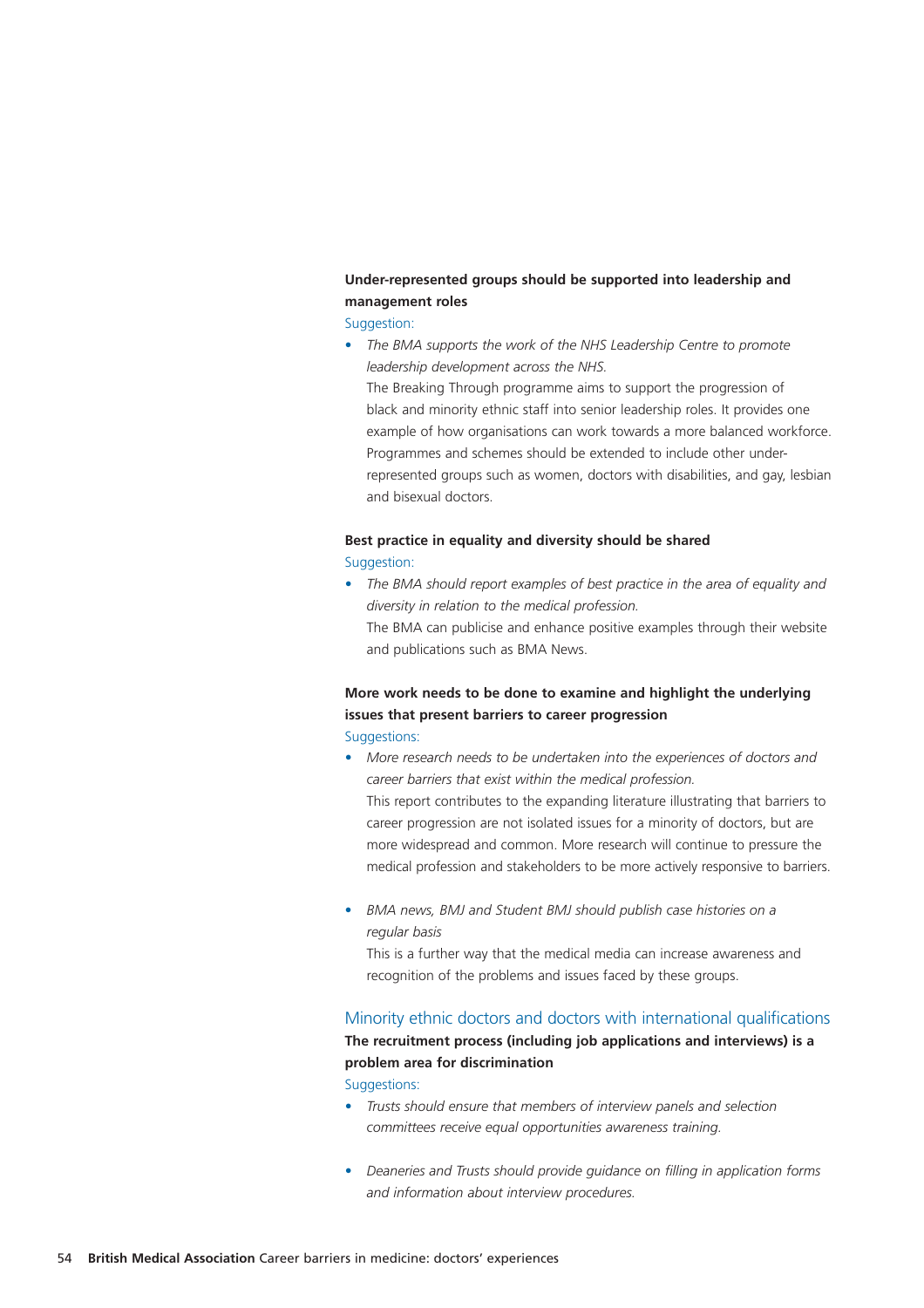**Under-represented groups should be supported into leadership and management roles**

Suggestion:

- *The BMA supports the work of the NHS Leadership Centre to promote leadership development across the NHS.*
  The Breaking Through programme aims to support the progression of black and minority ethnic staff into senior leadership roles. It provides one example of how organisations can work towards a more balanced workforce. Programmes and schemes should be extended to include other under-represented groups such as women, doctors with disabilities, and gay, lesbian and bisexual doctors.

**Best practice in equality and diversity should be shared**

Suggestion:

- *The BMA should report examples of best practice in the area of equality and diversity in relation to the medical profession.*
  The BMA can publicise and enhance positive examples through their website and publications such as BMA News.

**More work needs to be done to examine and highlight the underlying issues that present barriers to career progression**

Suggestions:

- *More research needs to be undertaken into the experiences of doctors and career barriers that exist within the medical profession.*
  This report contributes to the expanding literature illustrating that barriers to career progression are not isolated issues for a minority of doctors, but are more widespread and common. More research will continue to pressure the medical profession and stakeholders to be more actively responsive to barriers.

- *BMA news, BMJ and Student BMJ should publish case histories on a regular basis*
  This is a further way that the medical media can increase awareness and recognition of the problems and issues faced by these groups.

## Minority ethnic doctors and doctors with international qualifications

**The recruitment process (including job applications and interviews) is a problem area for discrimination**

Suggestions:

- *Trusts should ensure that members of interview panels and selection committees receive equal opportunities awareness training.*

- *Deaneries and Trusts should provide guidance on filling in application forms and information about interview procedures.*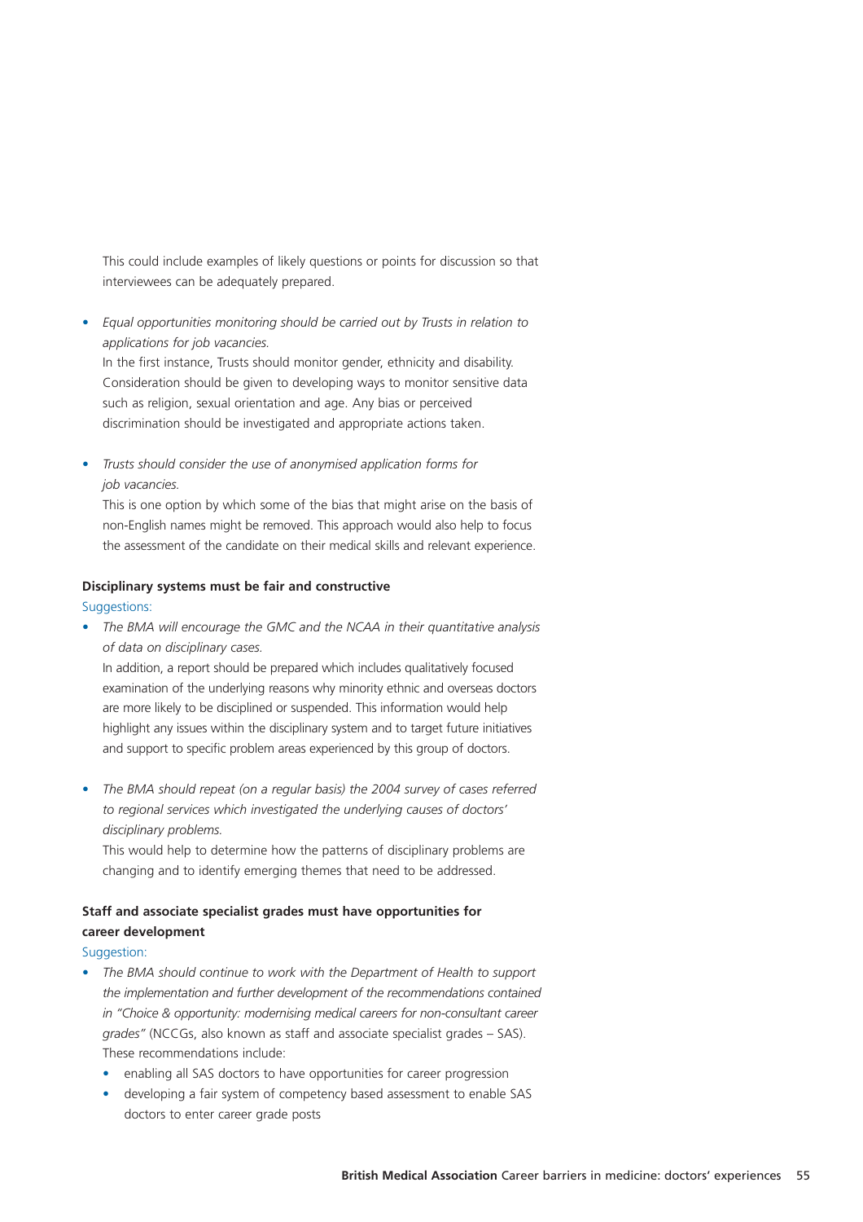This could include examples of likely questions or points for discussion so that interviewees can be adequately prepared.

- *Equal opportunities monitoring should be carried out by Trusts in relation to applications for job vacancies.*
  In the first instance, Trusts should monitor gender, ethnicity and disability. Consideration should be given to developing ways to monitor sensitive data such as religion, sexual orientation and age. Any bias or perceived discrimination should be investigated and appropriate actions taken.

- *Trusts should consider the use of anonymised application forms for job vacancies.*
  This is one option by which some of the bias that might arise on the basis of non-English names might be removed. This approach would also help to focus the assessment of the candidate on their medical skills and relevant experience.

**Disciplinary systems must be fair and constructive**

Suggestions:

- *The BMA will encourage the GMC and the NCAA in their quantitative analysis of data on disciplinary cases.*
  In addition, a report should be prepared which includes qualitatively focused examination of the underlying reasons why minority ethnic and overseas doctors are more likely to be disciplined or suspended. This information would help highlight any issues within the disciplinary system and to target future initiatives and support to specific problem areas experienced by this group of doctors.

- *The BMA should repeat (on a regular basis) the 2004 survey of cases referred to regional services which investigated the underlying causes of doctors' disciplinary problems.*
  This would help to determine how the patterns of disciplinary problems are changing and to identify emerging themes that need to be addressed.

**Staff and associate specialist grades must have opportunities for career development**

Suggestion:

- *The BMA should continue to work with the Department of Health to support the implementation and further development of the recommendations contained in "Choice & opportunity: modernising medical careers for non-consultant career grades"* (NCCGs, also known as staff and associate specialist grades – SAS). These recommendations include:
  - enabling all SAS doctors to have opportunities for career progression
  - developing a fair system of competency based assessment to enable SAS doctors to enter career grade posts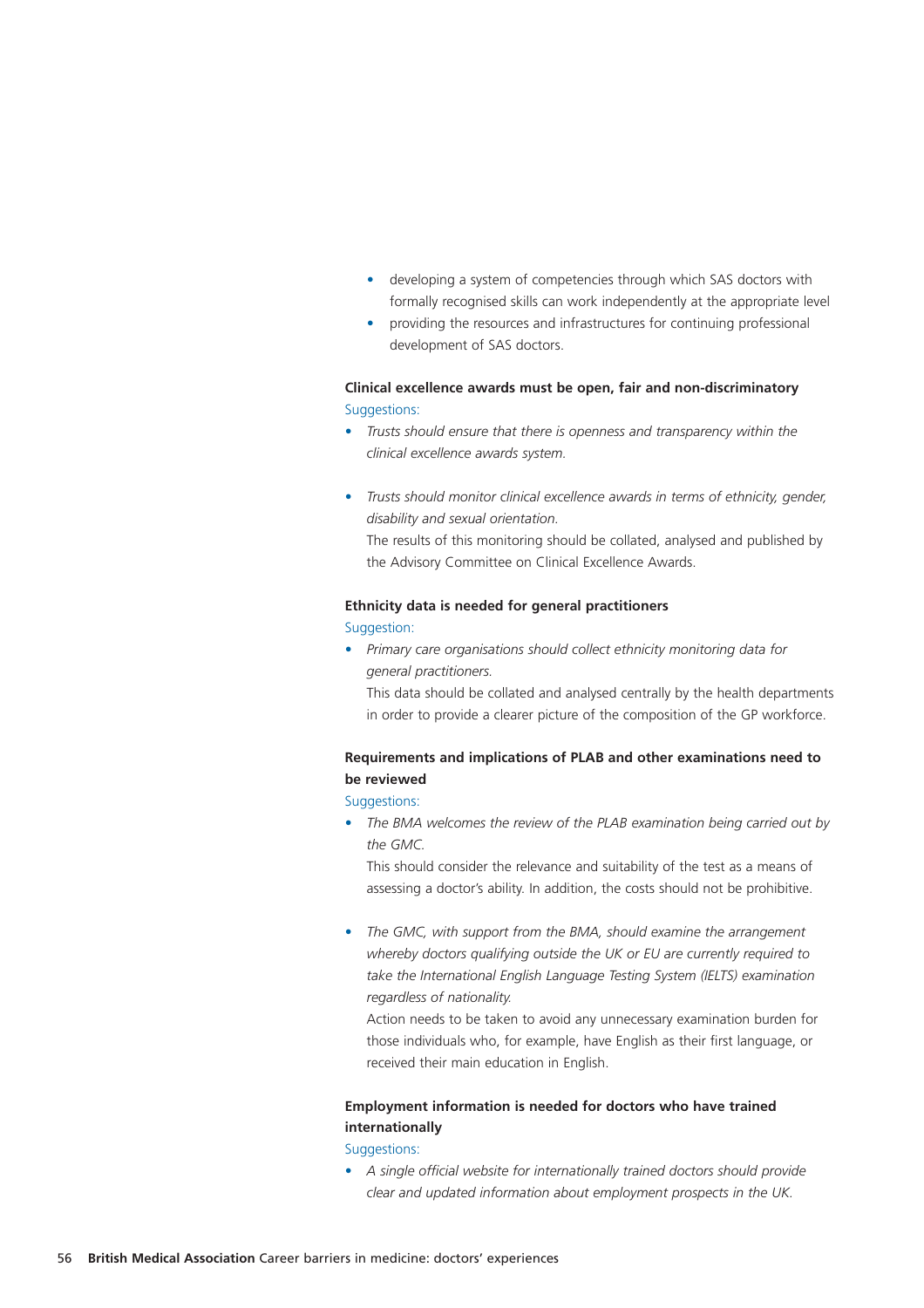- developing a system of competencies through which SAS doctors with formally recognised skills can work independently at the appropriate level
- providing the resources and infrastructures for continuing professional development of SAS doctors.

**Clinical excellence awards must be open, fair and non-discriminatory**

Suggestions:

- *Trusts should ensure that there is openness and transparency within the clinical excellence awards system.*

- *Trusts should monitor clinical excellence awards in terms of ethnicity, gender, disability and sexual orientation.*
  The results of this monitoring should be collated, analysed and published by the Advisory Committee on Clinical Excellence Awards.

**Ethnicity data is needed for general practitioners**

Suggestion:

- *Primary care organisations should collect ethnicity monitoring data for general practitioners.*
  This data should be collated and analysed centrally by the health departments in order to provide a clearer picture of the composition of the GP workforce.

**Requirements and implications of PLAB and other examinations need to be reviewed**

Suggestions:

- *The BMA welcomes the review of the PLAB examination being carried out by the GMC.*
  This should consider the relevance and suitability of the test as a means of assessing a doctor's ability. In addition, the costs should not be prohibitive.

- *The GMC, with support from the BMA, should examine the arrangement whereby doctors qualifying outside the UK or EU are currently required to take the International English Language Testing System (IELTS) examination regardless of nationality.*
  Action needs to be taken to avoid any unnecessary examination burden for those individuals who, for example, have English as their first language, or received their main education in English.

**Employment information is needed for doctors who have trained internationally**

Suggestions:

- *A single official website for internationally trained doctors should provide clear and updated information about employment prospects in the UK.*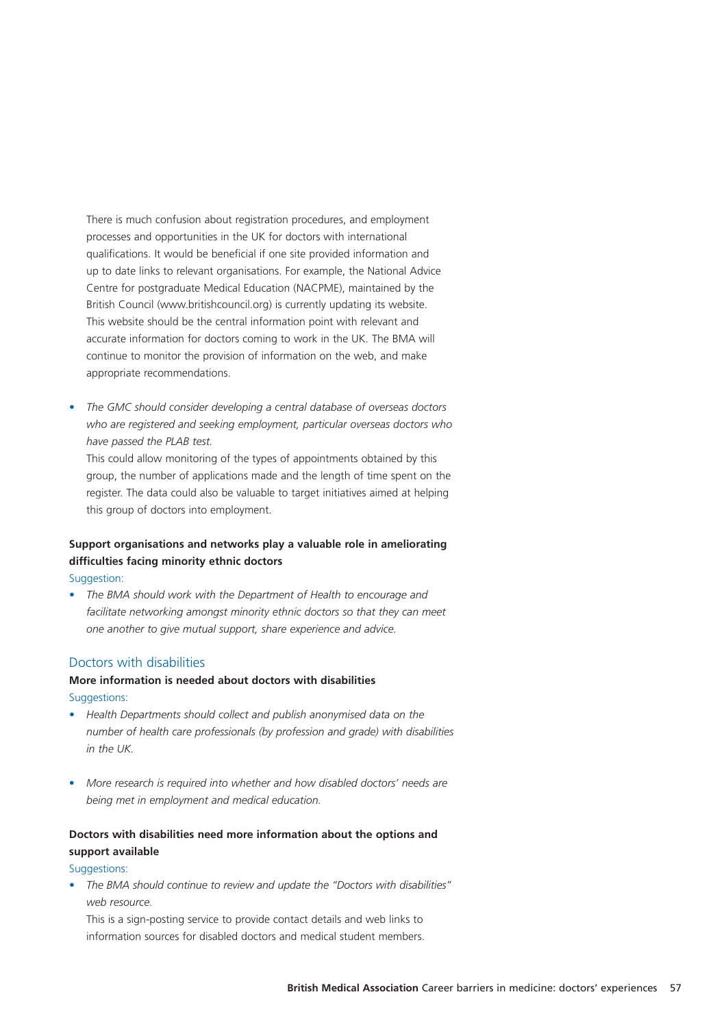There is much confusion about registration procedures, and employment processes and opportunities in the UK for doctors with international qualifications. It would be beneficial if one site provided information and up to date links to relevant organisations. For example, the National Advice Centre for postgraduate Medical Education (NACPME), maintained by the British Council (www.britishcouncil.org) is currently updating its website. This website should be the central information point with relevant and accurate information for doctors coming to work in the UK. The BMA will continue to monitor the provision of information on the web, and make appropriate recommendations.

- *The GMC should consider developing a central database of overseas doctors who are registered and seeking employment, particular overseas doctors who have passed the PLAB test.*

  This could allow monitoring of the types of appointments obtained by this group, the number of applications made and the length of time spent on the register. The data could also be valuable to target initiatives aimed at helping this group of doctors into employment.

**Support organisations and networks play a valuable role in ameliorating difficulties facing minority ethnic doctors**

Suggestion:

- *The BMA should work with the Department of Health to encourage and facilitate networking amongst minority ethnic doctors so that they can meet one another to give mutual support, share experience and advice.*

## Doctors with disabilities

**More information is needed about doctors with disabilities**

Suggestions:

- *Health Departments should collect and publish anonymised data on the number of health care professionals (by profession and grade) with disabilities in the UK.*

- *More research is required into whether and how disabled doctors' needs are being met in employment and medical education.*

**Doctors with disabilities need more information about the options and support available**

Suggestions:

- *The BMA should continue to review and update the "Doctors with disabilities" web resource.*

  This is a sign-posting service to provide contact details and web links to information sources for disabled doctors and medical student members.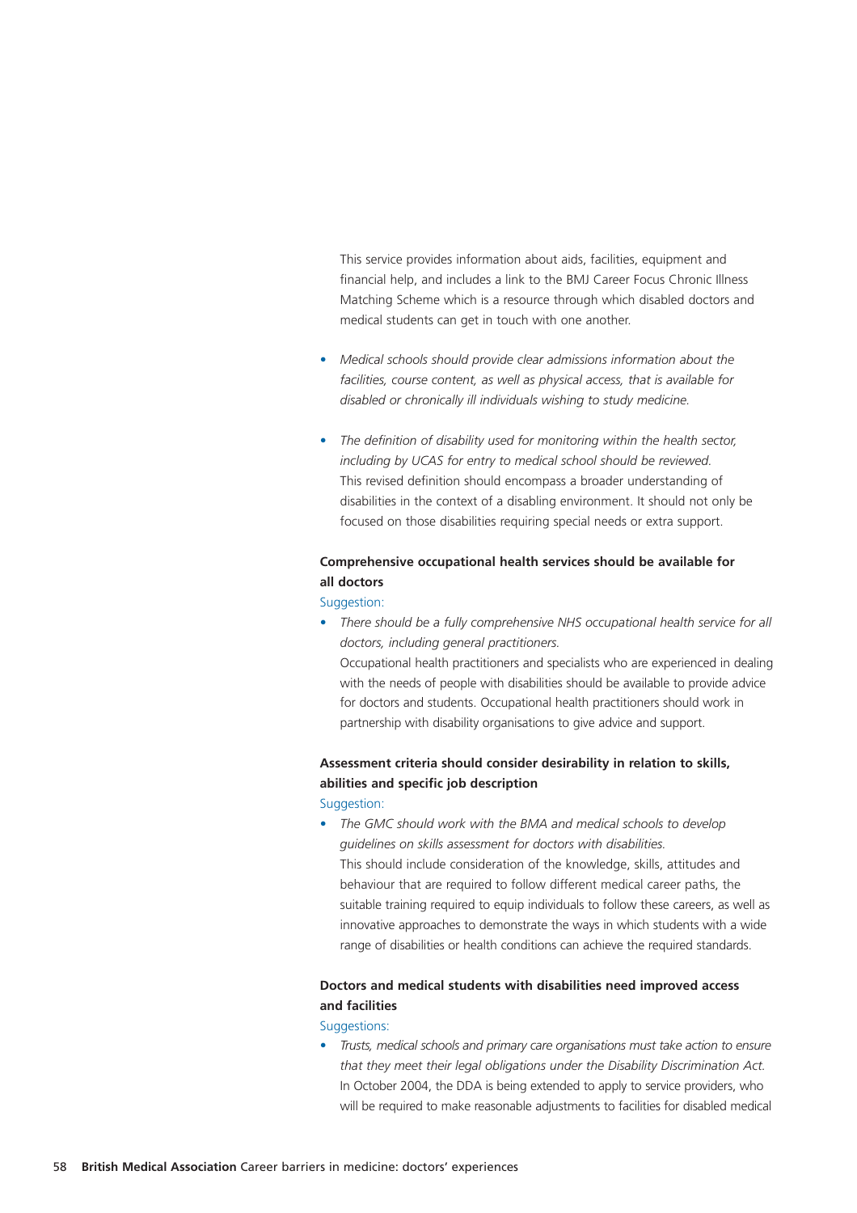This service provides information about aids, facilities, equipment and financial help, and includes a link to the BMJ Career Focus Chronic Illness Matching Scheme which is a resource through which disabled doctors and medical students can get in touch with one another.

- *Medical schools should provide clear admissions information about the facilities, course content, as well as physical access, that is available for disabled or chronically ill individuals wishing to study medicine.*

- *The definition of disability used for monitoring within the health sector, including by UCAS for entry to medical school should be reviewed.* This revised definition should encompass a broader understanding of disabilities in the context of a disabling environment. It should not only be focused on those disabilities requiring special needs or extra support.

**Comprehensive occupational health services should be available for all doctors**

Suggestion:

- *There should be a fully comprehensive NHS occupational health service for all doctors, including general practitioners.*
  Occupational health practitioners and specialists who are experienced in dealing with the needs of people with disabilities should be available to provide advice for doctors and students. Occupational health practitioners should work in partnership with disability organisations to give advice and support.

**Assessment criteria should consider desirability in relation to skills, abilities and specific job description**

Suggestion:

- *The GMC should work with the BMA and medical schools to develop guidelines on skills assessment for doctors with disabilities.*
  This should include consideration of the knowledge, skills, attitudes and behaviour that are required to follow different medical career paths, the suitable training required to equip individuals to follow these careers, as well as innovative approaches to demonstrate the ways in which students with a wide range of disabilities or health conditions can achieve the required standards.

**Doctors and medical students with disabilities need improved access and facilities**

Suggestions:

- *Trusts, medical schools and primary care organisations must take action to ensure that they meet their legal obligations under the Disability Discrimination Act.*
  In October 2004, the DDA is being extended to apply to service providers, who will be required to make reasonable adjustments to facilities for disabled medical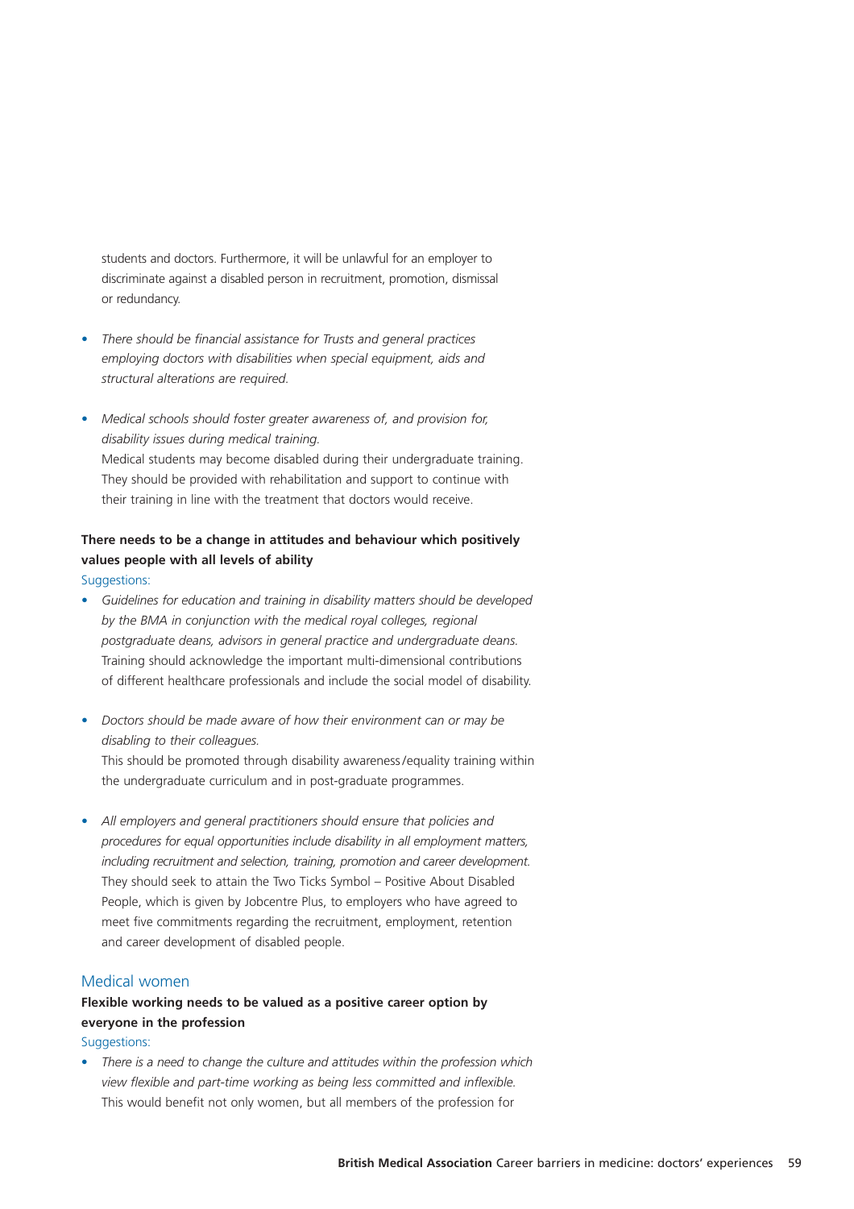students and doctors. Furthermore, it will be unlawful for an employer to discriminate against a disabled person in recruitment, promotion, dismissal or redundancy.

- *There should be financial assistance for Trusts and general practices employing doctors with disabilities when special equipment, aids and structural alterations are required.*

- *Medical schools should foster greater awareness of, and provision for, disability issues during medical training.*
  Medical students may become disabled during their undergraduate training. They should be provided with rehabilitation and support to continue with their training in line with the treatment that doctors would receive.

**There needs to be a change in attitudes and behaviour which positively values people with all levels of ability**

Suggestions:

- *Guidelines for education and training in disability matters should be developed by the BMA in conjunction with the medical royal colleges, regional postgraduate deans, advisors in general practice and undergraduate deans.*
  Training should acknowledge the important multi-dimensional contributions of different healthcare professionals and include the social model of disability.

- *Doctors should be made aware of how their environment can or may be disabling to their colleagues.*
  This should be promoted through disability awareness/equality training within the undergraduate curriculum and in post-graduate programmes.

- *All employers and general practitioners should ensure that policies and procedures for equal opportunities include disability in all employment matters, including recruitment and selection, training, promotion and career development.*
  They should seek to attain the Two Ticks Symbol – Positive About Disabled People, which is given by Jobcentre Plus, to employers who have agreed to meet five commitments regarding the recruitment, employment, retention and career development of disabled people.

## Medical women

**Flexible working needs to be valued as a positive career option by everyone in the profession**

Suggestions:

- *There is a need to change the culture and attitudes within the profession which view flexible and part-time working as being less committed and inflexible.*
  This would benefit not only women, but all members of the profession for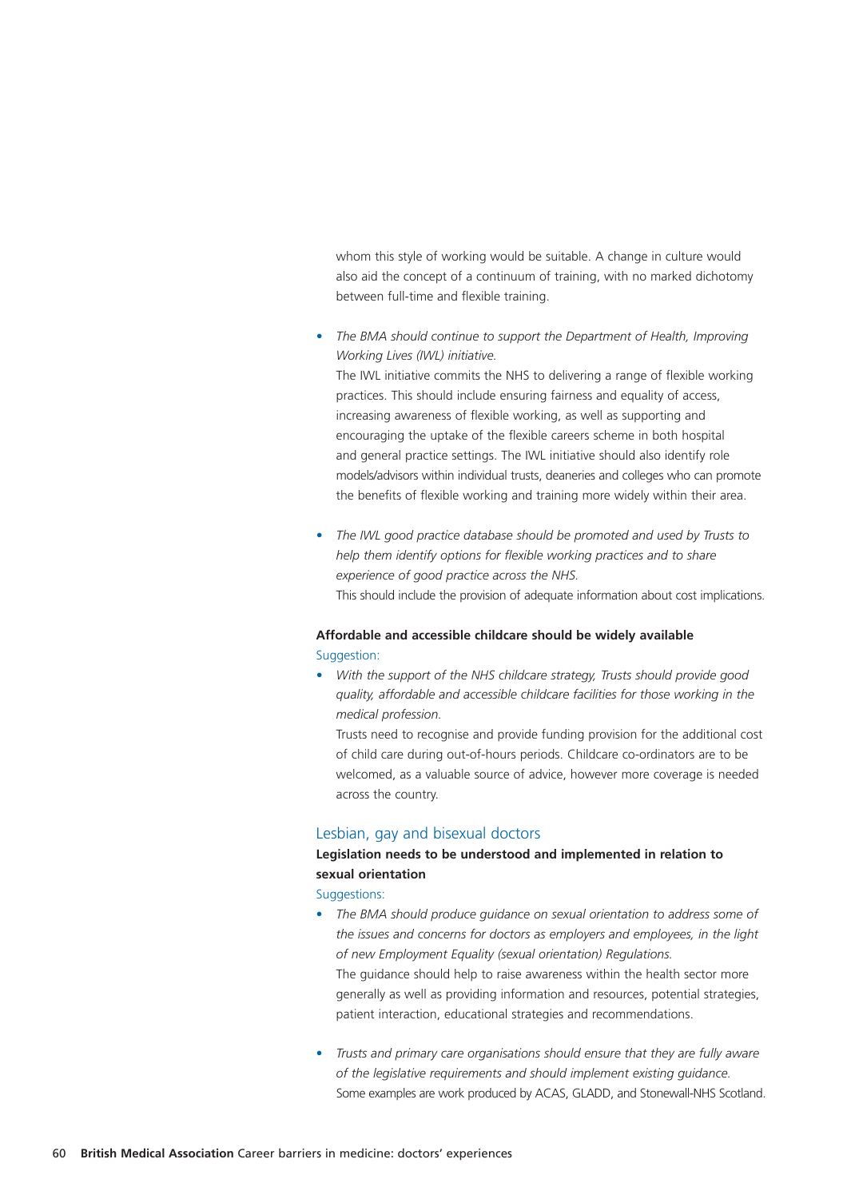whom this style of working would be suitable. A change in culture would also aid the concept of a continuum of training, with no marked dichotomy between full-time and flexible training.

- *The BMA should continue to support the Department of Health, Improving Working Lives (IWL) initiative.*
  The IWL initiative commits the NHS to delivering a range of flexible working practices. This should include ensuring fairness and equality of access, increasing awareness of flexible working, as well as supporting and encouraging the uptake of the flexible careers scheme in both hospital and general practice settings. The IWL initiative should also identify role models/advisors within individual trusts, deaneries and colleges who can promote the benefits of flexible working and training more widely within their area.

- *The IWL good practice database should be promoted and used by Trusts to help them identify options for flexible working practices and to share experience of good practice across the NHS.*
  This should include the provision of adequate information about cost implications.

**Affordable and accessible childcare should be widely available**

Suggestion:

- *With the support of the NHS childcare strategy, Trusts should provide good quality, affordable and accessible childcare facilities for those working in the medical profession.*
  Trusts need to recognise and provide funding provision for the additional cost of child care during out-of-hours periods. Childcare co-ordinators are to be welcomed, as a valuable source of advice, however more coverage is needed across the country.

## Lesbian, gay and bisexual doctors

**Legislation needs to be understood and implemented in relation to sexual orientation**

Suggestions:

- *The BMA should produce guidance on sexual orientation to address some of the issues and concerns for doctors as employers and employees, in the light of new Employment Equality (sexual orientation) Regulations.*
  The guidance should help to raise awareness within the health sector more generally as well as providing information and resources, potential strategies, patient interaction, educational strategies and recommendations.

- *Trusts and primary care organisations should ensure that they are fully aware of the legislative requirements and should implement existing guidance.*
  Some examples are work produced by ACAS, GLADD, and Stonewall-NHS Scotland.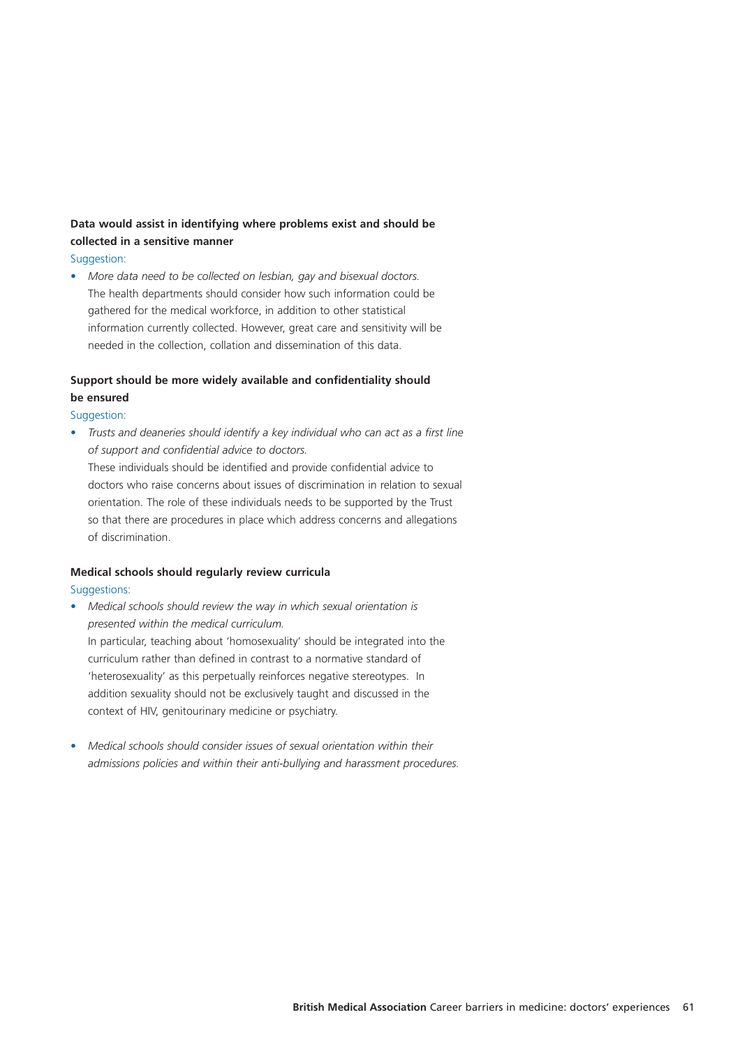**Data would assist in identifying where problems exist and should be collected in a sensitive manner**

Suggestion:

- *More data need to be collected on lesbian, gay and bisexual doctors.* The health departments should consider how such information could be gathered for the medical workforce, in addition to other statistical information currently collected. However, great care and sensitivity will be needed in the collection, collation and dissemination of this data.

**Support should be more widely available and confidentiality should be ensured**

Suggestion:

- *Trusts and deaneries should identify a key individual who can act as a first line of support and confidential advice to doctors.* These individuals should be identified and provide confidential advice to doctors who raise concerns about issues of discrimination in relation to sexual orientation. The role of these individuals needs to be supported by the Trust so that there are procedures in place which address concerns and allegations of discrimination.

**Medical schools should regularly review curricula**

Suggestions:

- *Medical schools should review the way in which sexual orientation is presented within the medical curriculum.* In particular, teaching about 'homosexuality' should be integrated into the curriculum rather than defined in contrast to a normative standard of 'heterosexuality' as this perpetually reinforces negative stereotypes. In addition sexuality should not be exclusively taught and discussed in the context of HIV, genitourinary medicine or psychiatry.

- *Medical schools should consider issues of sexual orientation within their admissions policies and within their anti-bullying and harassment procedures.*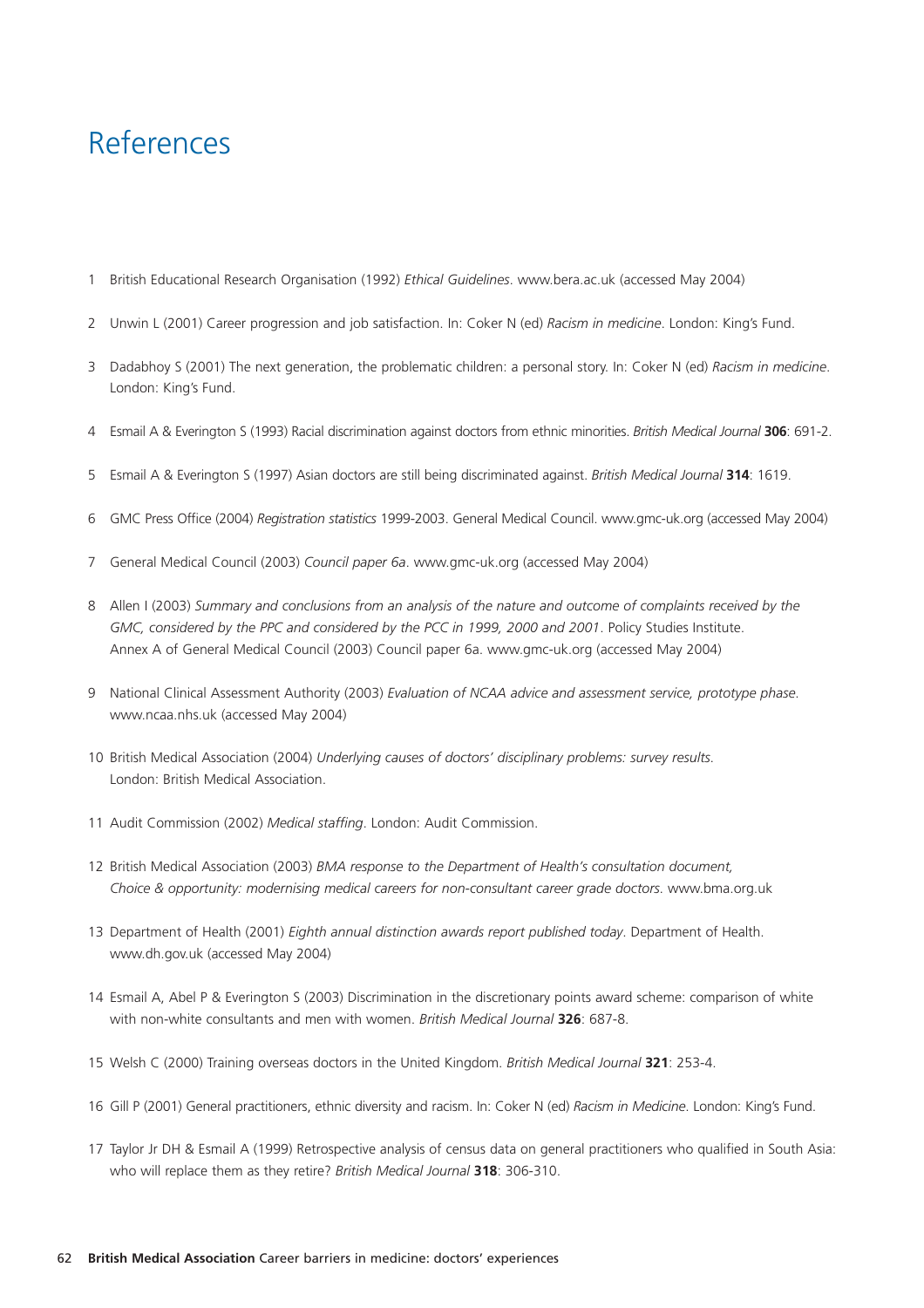# References

1. British Educational Research Organisation (1992) *Ethical Guidelines*. www.bera.ac.uk (accessed May 2004)

2. Unwin L (2001) Career progression and job satisfaction. In: Coker N (ed) *Racism in medicine*. London: King's Fund.

3. Dadabhoy S (2001) The next generation, the problematic children: a personal story. In: Coker N (ed) *Racism in medicine*. London: King's Fund.

4. Esmail A & Everington S (1993) Racial discrimination against doctors from ethnic minorities. *British Medical Journal* **306**: 691-2.

5. Esmail A & Everington S (1997) Asian doctors are still being discriminated against. *British Medical Journal* **314**: 1619.

6. GMC Press Office (2004) *Registration statistics* 1999-2003. General Medical Council. www.gmc-uk.org (accessed May 2004)

7. General Medical Council (2003) *Council paper 6a*. www.gmc-uk.org (accessed May 2004)

8. Allen I (2003) *Summary and conclusions from an analysis of the nature and outcome of complaints received by the GMC, considered by the PPC and considered by the PCC in 1999, 2000 and 2001*. Policy Studies Institute. Annex A of General Medical Council (2003) Council paper 6a. www.gmc-uk.org (accessed May 2004)

9. National Clinical Assessment Authority (2003) *Evaluation of NCAA advice and assessment service, prototype phase*. www.ncaa.nhs.uk (accessed May 2004)

10. British Medical Association (2004) *Underlying causes of doctors' disciplinary problems: survey results*. London: British Medical Association.

11. Audit Commission (2002) *Medical staffing*. London: Audit Commission.

12. British Medical Association (2003) *BMA response to the Department of Health's consultation document, Choice & opportunity: modernising medical careers for non-consultant career grade doctors*. www.bma.org.uk

13. Department of Health (2001) *Eighth annual distinction awards report published today*. Department of Health. www.dh.gov.uk (accessed May 2004)

14. Esmail A, Abel P & Everington S (2003) Discrimination in the discretionary points award scheme: comparison of white with non-white consultants and men with women. *British Medical Journal* **326**: 687-8.

15. Welsh C (2000) Training overseas doctors in the United Kingdom. *British Medical Journal* **321**: 253-4.

16. Gill P (2001) General practitioners, ethnic diversity and racism. In: Coker N (ed) *Racism in Medicine*. London: King's Fund.

17. Taylor Jr DH & Esmail A (1999) Retrospective analysis of census data on general practitioners who qualified in South Asia: who will replace them as they retire? *British Medical Journal* **318**: 306-310.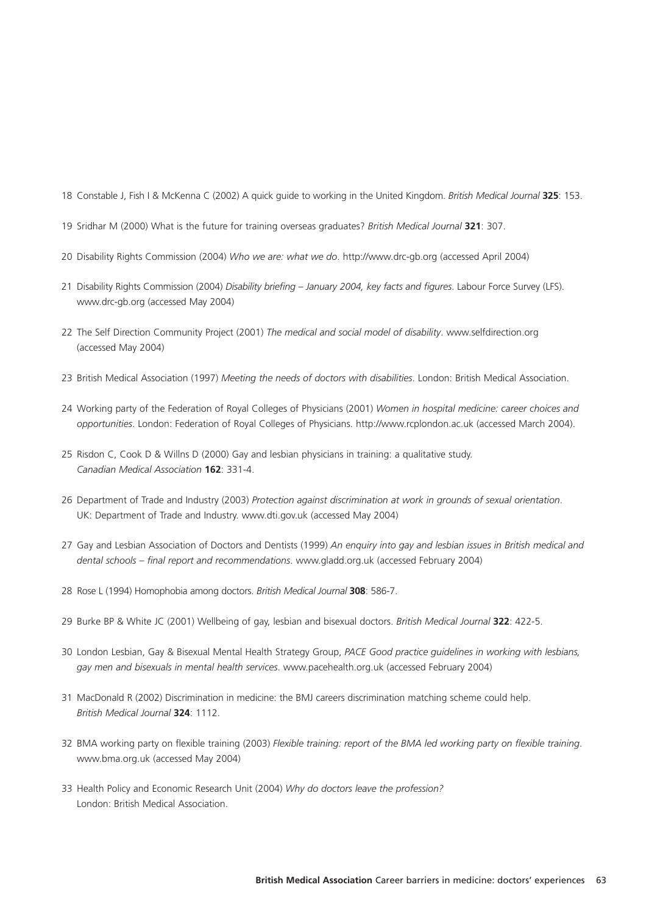18 Constable J, Fish I & McKenna C (2002) A quick guide to working in the United Kingdom. *British Medical Journal* **325**: 153.

19 Sridhar M (2000) What is the future for training overseas graduates? *British Medical Journal* **321**: 307.

20 Disability Rights Commission (2004) *Who we are: what we do*. http://www.drc-gb.org (accessed April 2004)

21 Disability Rights Commission (2004) *Disability briefing – January 2004, key facts and figures*. Labour Force Survey (LFS). www.drc-gb.org (accessed May 2004)

22 The Self Direction Community Project (2001) *The medical and social model of disability*. www.selfdirection.org (accessed May 2004)

23 British Medical Association (1997) *Meeting the needs of doctors with disabilities*. London: British Medical Association.

24 Working party of the Federation of Royal Colleges of Physicians (2001) *Women in hospital medicine: career choices and opportunities*. London: Federation of Royal Colleges of Physicians. http://www.rcplondon.ac.uk (accessed March 2004).

25 Risdon C, Cook D & Willns D (2000) Gay and lesbian physicians in training: a qualitative study. *Canadian Medical Association* **162**: 331-4.

26 Department of Trade and Industry (2003) *Protection against discrimination at work in grounds of sexual orientation*. UK: Department of Trade and Industry. www.dti.gov.uk (accessed May 2004)

27 Gay and Lesbian Association of Doctors and Dentists (1999) *An enquiry into gay and lesbian issues in British medical and dental schools – final report and recommendations*. www.gladd.org.uk (accessed February 2004)

28 Rose L (1994) Homophobia among doctors. *British Medical Journal* **308**: 586-7.

29 Burke BP & White JC (2001) Wellbeing of gay, lesbian and bisexual doctors. *British Medical Journal* **322**: 422-5.

30 London Lesbian, Gay & Bisexual Mental Health Strategy Group, *PACE Good practice guidelines in working with lesbians, gay men and bisexuals in mental health services*. www.pacehealth.org.uk (accessed February 2004)

31 MacDonald R (2002) Discrimination in medicine: the BMJ careers discrimination matching scheme could help. *British Medical Journal* **324**: 1112.

32 BMA working party on flexible training (2003) *Flexible training: report of the BMA led working party on flexible training*. www.bma.org.uk (accessed May 2004)

33 Health Policy and Economic Research Unit (2004) *Why do doctors leave the profession?* London: British Medical Association.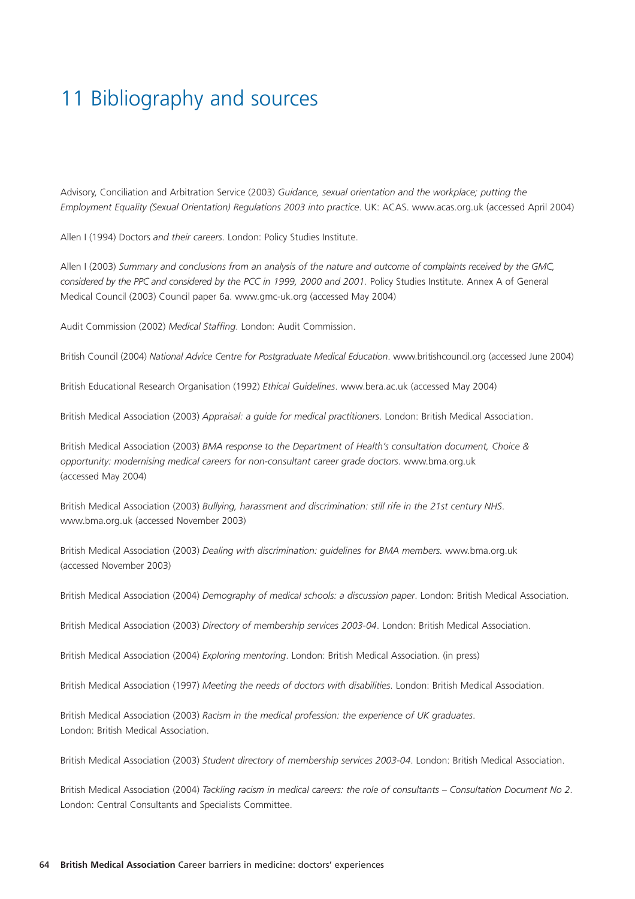# 11 Bibliography and sources

Advisory, Conciliation and Arbitration Service (2003) *Guidance, sexual orientation and the workplace; putting the Employment Equality (Sexual Orientation) Regulations 2003 into practice*. UK: ACAS. www.acas.org.uk (accessed April 2004)

Allen I (1994) Doctors *and their careers*. London: Policy Studies Institute.

Allen I (2003) *Summary and conclusions from an analysis of the nature and outcome of complaints received by the GMC, considered by the PPC and considered by the PCC in 1999, 2000 and 2001.* Policy Studies Institute. Annex A of General Medical Council (2003) Council paper 6a. www.gmc-uk.org (accessed May 2004)

Audit Commission (2002) *Medical Staffing*. London: Audit Commission.

British Council (2004) *National Advice Centre for Postgraduate Medical Education*. www.britishcouncil.org (accessed June 2004)

British Educational Research Organisation (1992) *Ethical Guidelines*. www.bera.ac.uk (accessed May 2004)

British Medical Association (2003) *Appraisal: a guide for medical practitioners*. London: British Medical Association.

British Medical Association (2003) *BMA response to the Department of Health's consultation document, Choice & opportunity: modernising medical careers for non-consultant career grade doctors*. www.bma.org.uk (accessed May 2004)

British Medical Association (2003) *Bullying, harassment and discrimination: still rife in the 21st century NHS*. www.bma.org.uk (accessed November 2003)

British Medical Association (2003) *Dealing with discrimination: guidelines for BMA members.* www.bma.org.uk (accessed November 2003)

British Medical Association (2004) *Demography of medical schools: a discussion paper*. London: British Medical Association.

British Medical Association (2003) *Directory of membership services 2003-04*. London: British Medical Association.

British Medical Association (2004) *Exploring mentoring*. London: British Medical Association. (in press)

British Medical Association (1997) *Meeting the needs of doctors with disabilities*. London: British Medical Association.

British Medical Association (2003) *Racism in the medical profession: the experience of UK graduates*. London: British Medical Association.

British Medical Association (2003) *Student directory of membership services 2003-04*. London: British Medical Association.

British Medical Association (2004) *Tackling racism in medical careers: the role of consultants – Consultation Document No 2*. London: Central Consultants and Specialists Committee.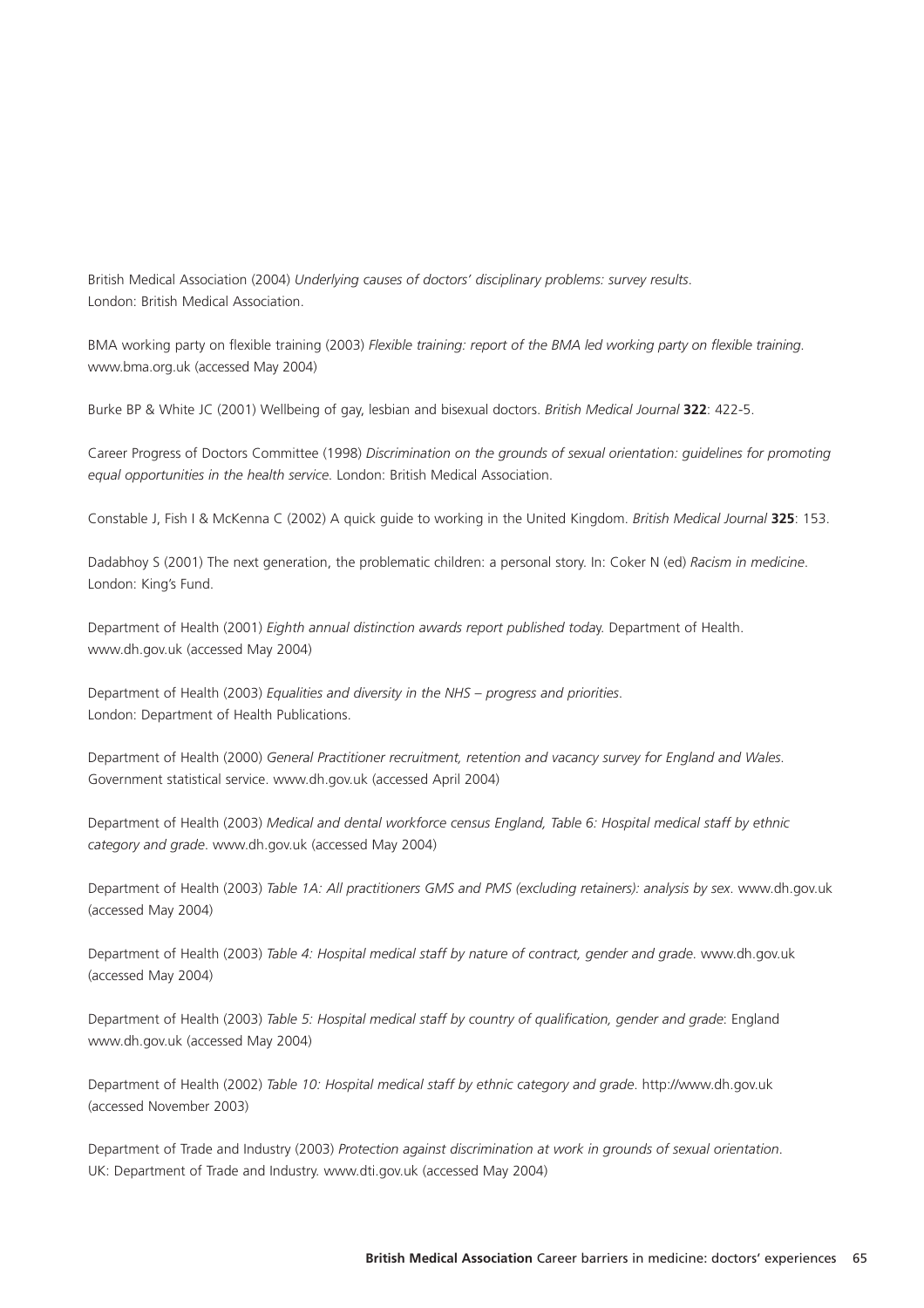British Medical Association (2004) *Underlying causes of doctors' disciplinary problems: survey results*. London: British Medical Association.

BMA working party on flexible training (2003) *Flexible training: report of the BMA led working party on flexible training*. www.bma.org.uk (accessed May 2004)

Burke BP & White JC (2001) Wellbeing of gay, lesbian and bisexual doctors. *British Medical Journal* **322**: 422-5.

Career Progress of Doctors Committee (1998) *Discrimination on the grounds of sexual orientation: guidelines for promoting equal opportunities in the health service*. London: British Medical Association.

Constable J, Fish I & McKenna C (2002) A quick guide to working in the United Kingdom. *British Medical Journal* **325**: 153.

Dadabhoy S (2001) The next generation, the problematic children: a personal story. In: Coker N (ed) *Racism in medicine*. London: King's Fund.

Department of Health (2001) *Eighth annual distinction awards report published today*. Department of Health. www.dh.gov.uk (accessed May 2004)

Department of Health (2003) *Equalities and diversity in the NHS – progress and priorities*. London: Department of Health Publications.

Department of Health (2000) *General Practitioner recruitment, retention and vacancy survey for England and Wales*. Government statistical service. www.dh.gov.uk (accessed April 2004)

Department of Health (2003) *Medical and dental workforce census England, Table 6: Hospital medical staff by ethnic category and grade*. www.dh.gov.uk (accessed May 2004)

Department of Health (2003) *Table 1A: All practitioners GMS and PMS (excluding retainers): analysis by sex*. www.dh.gov.uk (accessed May 2004)

Department of Health (2003) *Table 4: Hospital medical staff by nature of contract, gender and grade*. www.dh.gov.uk (accessed May 2004)

Department of Health (2003) *Table 5: Hospital medical staff by country of qualification, gender and grade*: England www.dh.gov.uk (accessed May 2004)

Department of Health (2002) *Table 10: Hospital medical staff by ethnic category and grade*. http://www.dh.gov.uk (accessed November 2003)

Department of Trade and Industry (2003) *Protection against discrimination at work in grounds of sexual orientation*. UK: Department of Trade and Industry. www.dti.gov.uk (accessed May 2004)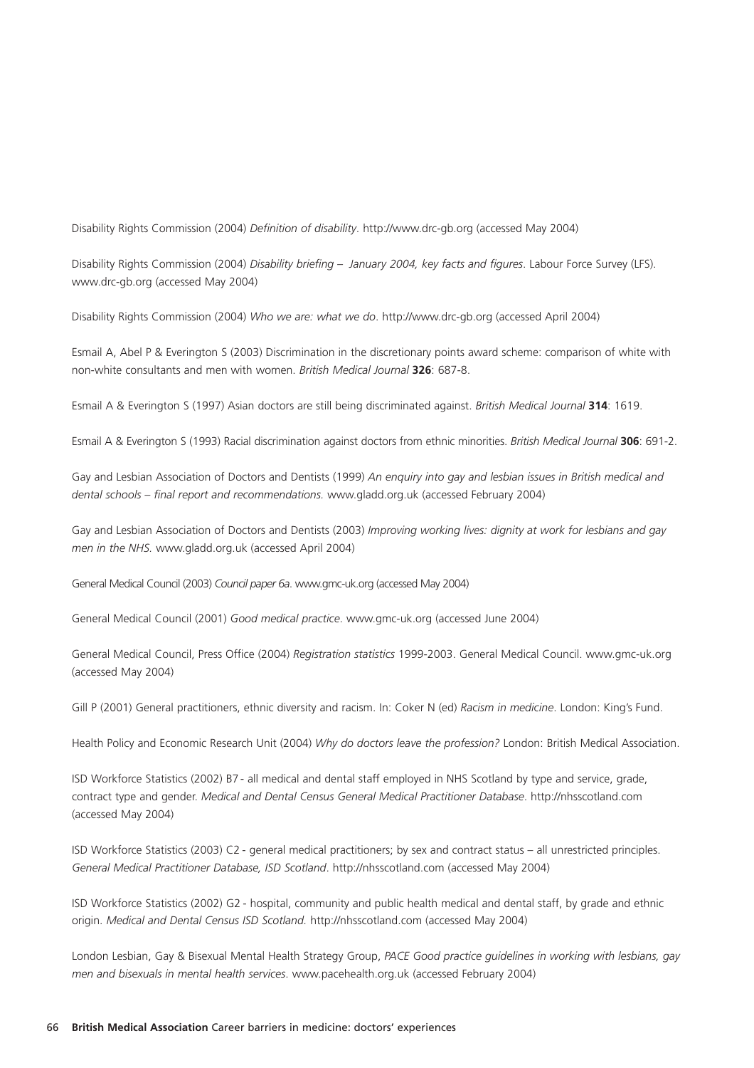Disability Rights Commission (2004) *Definition of disability*. http://www.drc-gb.org (accessed May 2004)

Disability Rights Commission (2004) *Disability briefing – January 2004, key facts and figures*. Labour Force Survey (LFS). www.drc-gb.org (accessed May 2004)

Disability Rights Commission (2004) *Who we are: what we do*. http://www.drc-gb.org (accessed April 2004)

Esmail A, Abel P & Everington S (2003) Discrimination in the discretionary points award scheme: comparison of white with non-white consultants and men with women. *British Medical Journal* **326**: 687-8.

Esmail A & Everington S (1997) Asian doctors are still being discriminated against. *British Medical Journal* **314**: 1619.

Esmail A & Everington S (1993) Racial discrimination against doctors from ethnic minorities. *British Medical Journal* **306**: 691-2.

Gay and Lesbian Association of Doctors and Dentists (1999) *An enquiry into gay and lesbian issues in British medical and dental schools – final report and recommendations.* www.gladd.org.uk (accessed February 2004)

Gay and Lesbian Association of Doctors and Dentists (2003) *Improving working lives: dignity at work for lesbians and gay men in the NHS.* www.gladd.org.uk (accessed April 2004)

General Medical Council (2003) *Council paper 6a*. www.gmc-uk.org (accessed May 2004)

General Medical Council (2001) *Good medical practice*. www.gmc-uk.org (accessed June 2004)

General Medical Council, Press Office (2004) *Registration statistics* 1999-2003. General Medical Council. www.gmc-uk.org (accessed May 2004)

Gill P (2001) General practitioners, ethnic diversity and racism. In: Coker N (ed) *Racism in medicine*. London: King's Fund.

Health Policy and Economic Research Unit (2004) *Why do doctors leave the profession?* London: British Medical Association.

ISD Workforce Statistics (2002) B7 - all medical and dental staff employed in NHS Scotland by type and service, grade, contract type and gender. *Medical and Dental Census General Medical Practitioner Database*. http://nhsscotland.com (accessed May 2004)

ISD Workforce Statistics (2003) C2 - general medical practitioners; by sex and contract status – all unrestricted principles. *General Medical Practitioner Database, ISD Scotland*. http://nhsscotland.com (accessed May 2004)

ISD Workforce Statistics (2002) G2 - hospital, community and public health medical and dental staff, by grade and ethnic origin. *Medical and Dental Census ISD Scotland.* http://nhsscotland.com (accessed May 2004)

London Lesbian, Gay & Bisexual Mental Health Strategy Group, *PACE Good practice guidelines in working with lesbians, gay men and bisexuals in mental health services*. www.pacehealth.org.uk (accessed February 2004)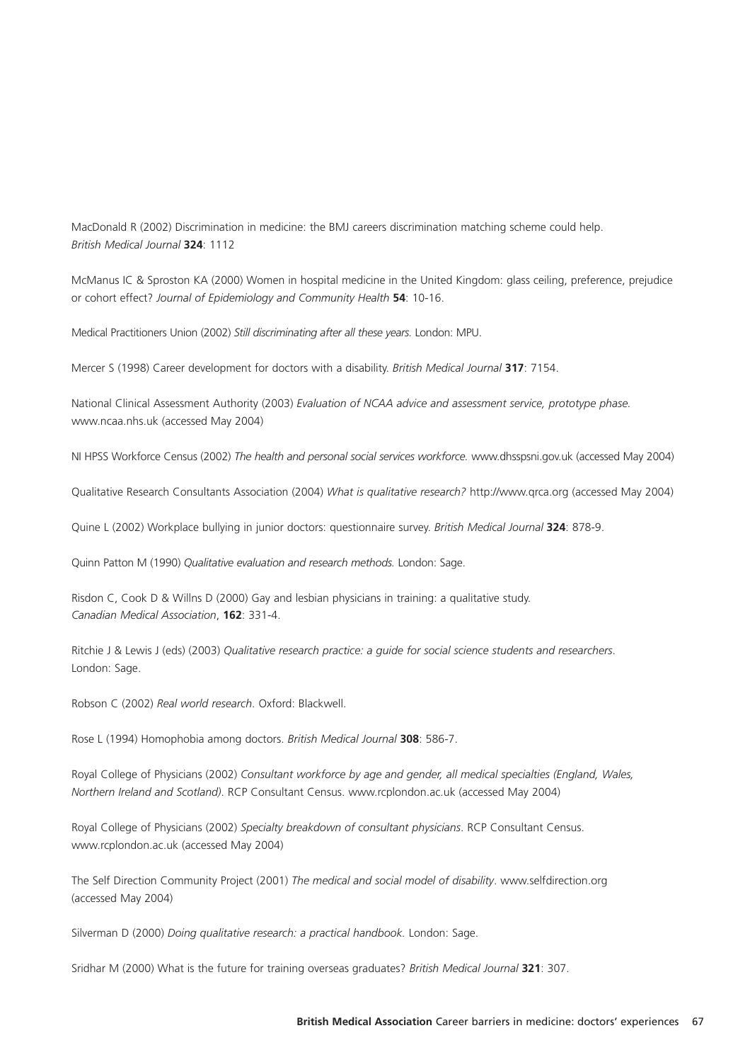MacDonald R (2002) Discrimination in medicine: the BMJ careers discrimination matching scheme could help. *British Medical Journal* **324**: 1112

McManus IC & Sproston KA (2000) Women in hospital medicine in the United Kingdom: glass ceiling, preference, prejudice or cohort effect? *Journal of Epidemiology and Community Health* **54**: 10-16.

Medical Practitioners Union (2002) *Still discriminating after all these years.* London: MPU.

Mercer S (1998) Career development for doctors with a disability. *British Medical Journal* **317**: 7154.

National Clinical Assessment Authority (2003) *Evaluation of NCAA advice and assessment service, prototype phase.* www.ncaa.nhs.uk (accessed May 2004)

NI HPSS Workforce Census (2002) *The health and personal social services workforce.* www.dhsspsni.gov.uk (accessed May 2004)

Qualitative Research Consultants Association (2004) *What is qualitative research?* http://www.qrca.org (accessed May 2004)

Quine L (2002) Workplace bullying in junior doctors: questionnaire survey. *British Medical Journal* **324**: 878-9.

Quinn Patton M (1990) *Qualitative evaluation and research methods.* London: Sage.

Risdon C, Cook D & Willns D (2000) Gay and lesbian physicians in training: a qualitative study. *Canadian Medical Association*, **162**: 331-4.

Ritchie J & Lewis J (eds) (2003) *Qualitative research practice: a guide for social science students and researchers*. London: Sage.

Robson C (2002) *Real world research*. Oxford: Blackwell.

Rose L (1994) Homophobia among doctors. *British Medical Journal* **308**: 586-7.

Royal College of Physicians (2002) *Consultant workforce by age and gender, all medical specialties (England, Wales, Northern Ireland and Scotland)*. RCP Consultant Census. www.rcplondon.ac.uk (accessed May 2004)

Royal College of Physicians (2002) *Specialty breakdown of consultant physicians*. RCP Consultant Census. www.rcplondon.ac.uk (accessed May 2004)

The Self Direction Community Project (2001) *The medical and social model of disability*. www.selfdirection.org (accessed May 2004)

Silverman D (2000) *Doing qualitative research: a practical handbook*. London: Sage.

Sridhar M (2000) What is the future for training overseas graduates? *British Medical Journal* **321**: 307.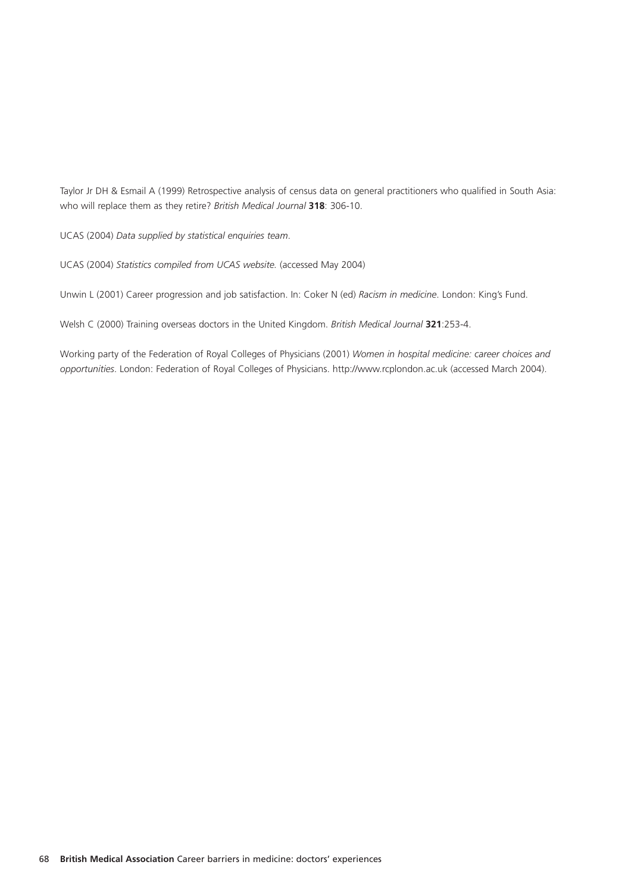Taylor Jr DH & Esmail A (1999) Retrospective analysis of census data on general practitioners who qualified in South Asia: who will replace them as they retire? *British Medical Journal* **318**: 306-10.

UCAS (2004) *Data supplied by statistical enquiries team*.

UCAS (2004) *Statistics compiled from UCAS website.* (accessed May 2004)

Unwin L (2001) Career progression and job satisfaction. In: Coker N (ed) *Racism in medicine*. London: King's Fund.

Welsh C (2000) Training overseas doctors in the United Kingdom. *British Medical Journal* **321**:253-4.

Working party of the Federation of Royal Colleges of Physicians (2001) *Women in hospital medicine: career choices and opportunities*. London: Federation of Royal Colleges of Physicians. http://www.rcplondon.ac.uk (accessed March 2004).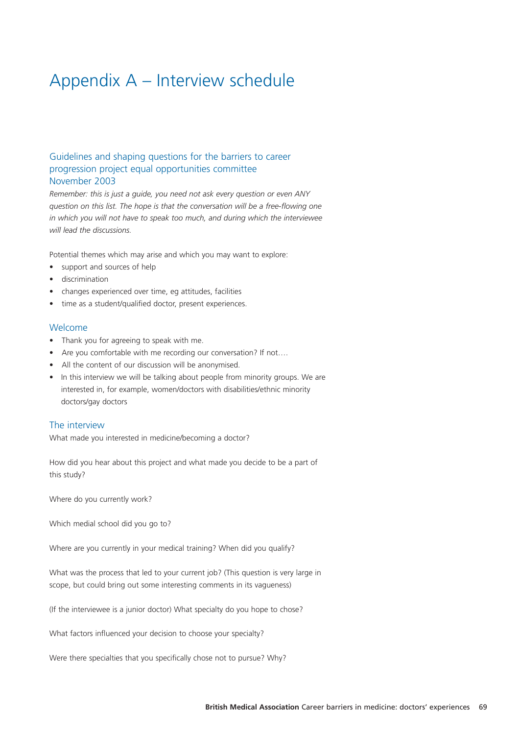# Appendix A – Interview schedule

## Guidelines and shaping questions for the barriers to career progression project equal opportunities committee November 2003

*Remember: this is just a guide, you need not ask every question or even ANY question on this list. The hope is that the conversation will be a free-flowing one in which you will not have to speak too much, and during which the interviewee will lead the discussions.*

Potential themes which may arise and which you may want to explore:

- support and sources of help
- discrimination
- changes experienced over time, eg attitudes, facilities
- time as a student/qualified doctor, present experiences.

## Welcome

- Thank you for agreeing to speak with me.
- Are you comfortable with me recording our conversation? If not….
- All the content of our discussion will be anonymised.
- In this interview we will be talking about people from minority groups. We are interested in, for example, women/doctors with disabilities/ethnic minority doctors/gay doctors

## The interview

What made you interested in medicine/becoming a doctor?

How did you hear about this project and what made you decide to be a part of this study?

Where do you currently work?

Which medial school did you go to?

Where are you currently in your medical training? When did you qualify?

What was the process that led to your current job? (This question is very large in scope, but could bring out some interesting comments in its vagueness)

(If the interviewee is a junior doctor) What specialty do you hope to chose?

What factors influenced your decision to choose your specialty?

Were there specialties that you specifically chose not to pursue? Why?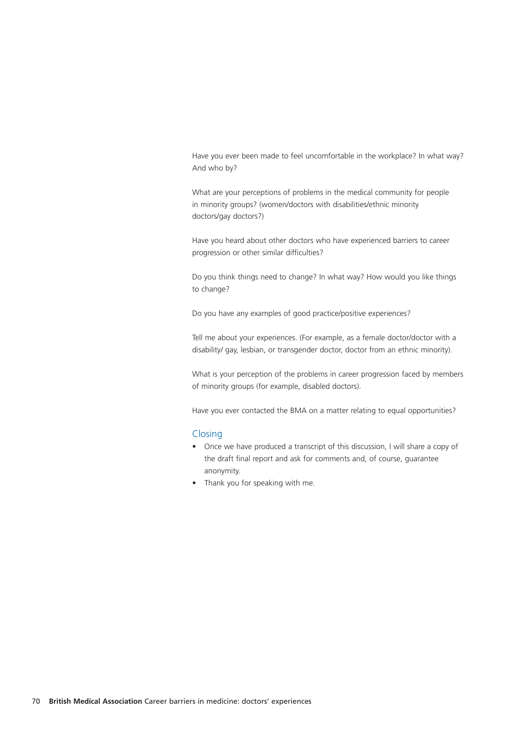Have you ever been made to feel uncomfortable in the workplace? In what way? And who by?

What are your perceptions of problems in the medical community for people in minority groups? (women/doctors with disabilities/ethnic minority doctors/gay doctors?)

Have you heard about other doctors who have experienced barriers to career progression or other similar difficulties?

Do you think things need to change? In what way? How would you like things to change?

Do you have any examples of good practice/positive experiences?

Tell me about your experiences. (For example, as a female doctor/doctor with a disability/ gay, lesbian, or transgender doctor, doctor from an ethnic minority).

What is your perception of the problems in career progression faced by members of minority groups (for example, disabled doctors).

Have you ever contacted the BMA on a matter relating to equal opportunities?

## Closing

- Once we have produced a transcript of this discussion, I will share a copy of the draft final report and ask for comments and, of course, guarantee anonymity.
- Thank you for speaking with me.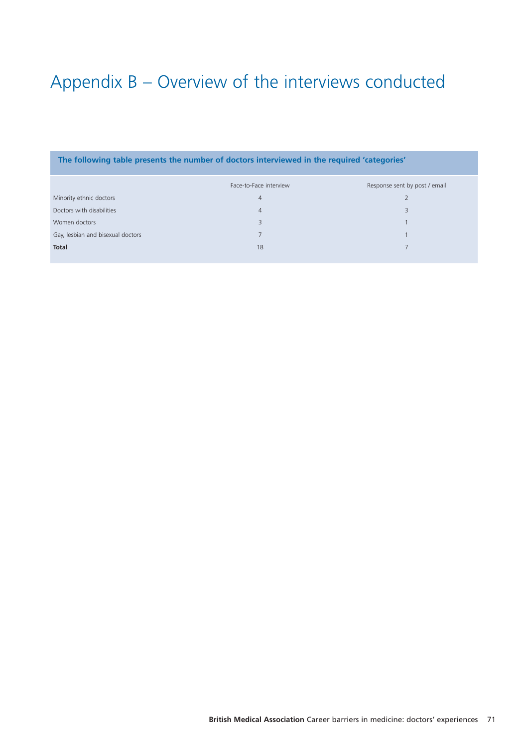# Appendix B – Overview of the interviews conducted

**The following table presents the number of doctors interviewed in the required 'categories'**

| | Face-to-Face interview | Response sent by post / email |
|---|---|---|
| Minority ethnic doctors | 4 | 2 |
| Doctors with disabilities | 4 | 3 |
| Women doctors | 3 | 1 |
| Gay, lesbian and bisexual doctors | 7 | 1 |
| **Total** | 18 | 7 |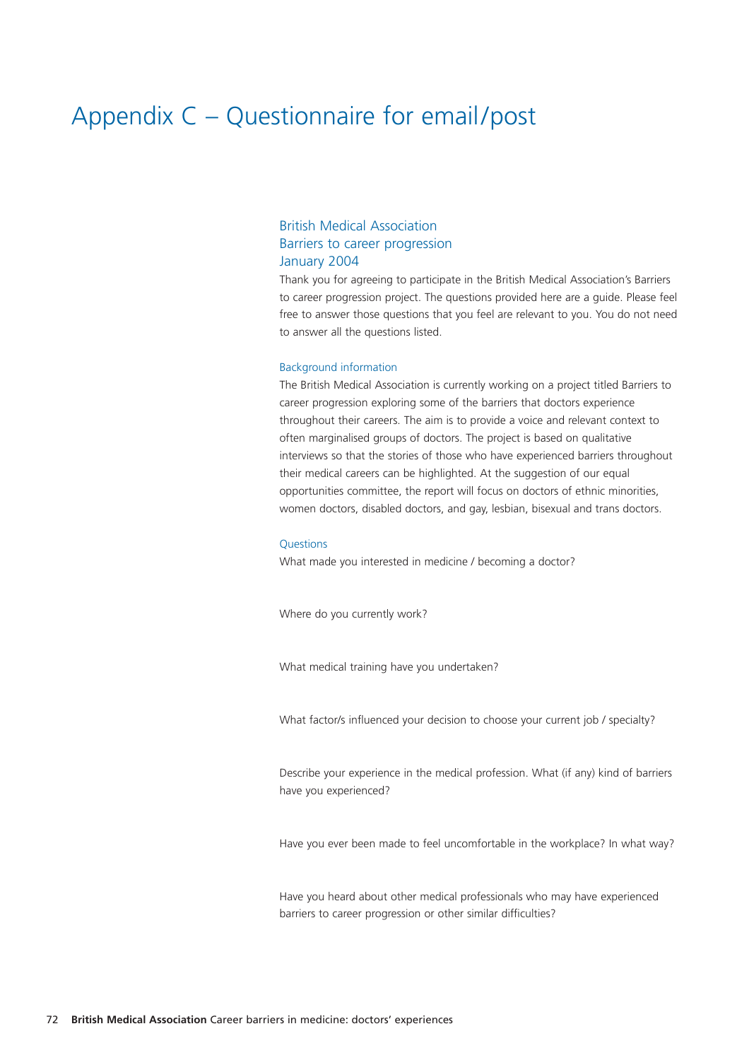# Appendix C – Questionnaire for email/post

## British Medical Association
## Barriers to career progression
## January 2004

Thank you for agreeing to participate in the British Medical Association's Barriers to career progression project. The questions provided here are a guide. Please feel free to answer those questions that you feel are relevant to you. You do not need to answer all the questions listed.

### Background information

The British Medical Association is currently working on a project titled Barriers to career progression exploring some of the barriers that doctors experience throughout their careers. The aim is to provide a voice and relevant context to often marginalised groups of doctors. The project is based on qualitative interviews so that the stories of those who have experienced barriers throughout their medical careers can be highlighted. At the suggestion of our equal opportunities committee, the report will focus on doctors of ethnic minorities, women doctors, disabled doctors, and gay, lesbian, bisexual and trans doctors.

### Questions

What made you interested in medicine / becoming a doctor?

Where do you currently work?

What medical training have you undertaken?

What factor/s influenced your decision to choose your current job / specialty?

Describe your experience in the medical profession. What (if any) kind of barriers have you experienced?

Have you ever been made to feel uncomfortable in the workplace? In what way?

Have you heard about other medical professionals who may have experienced barriers to career progression or other similar difficulties?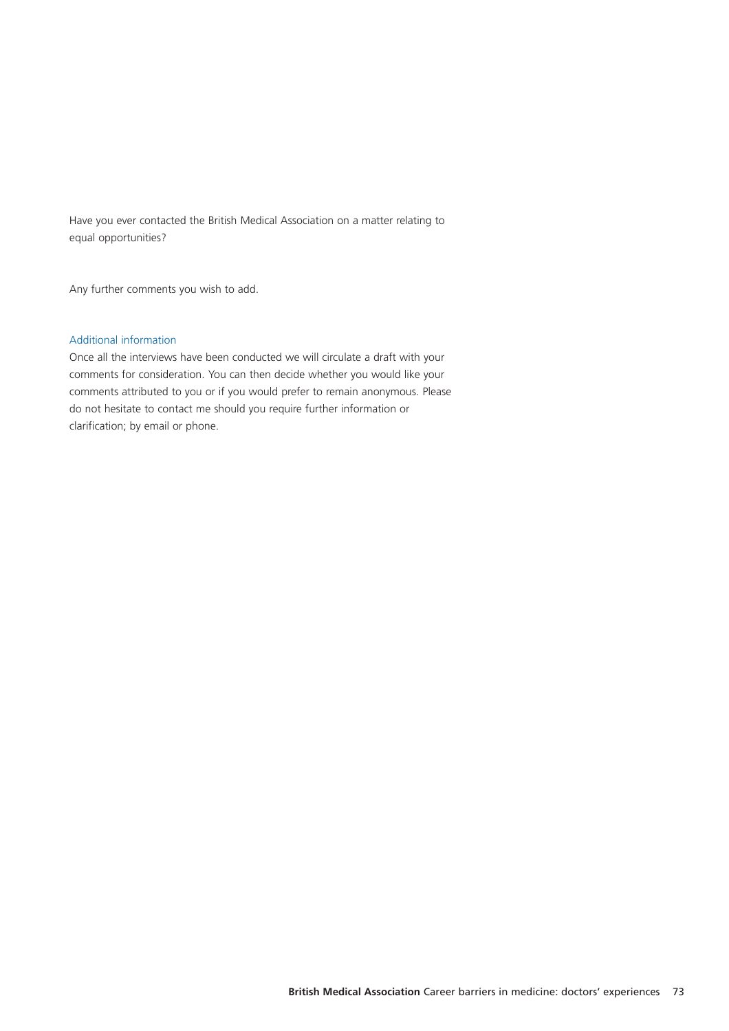Have you ever contacted the British Medical Association on a matter relating to equal opportunities?

Any further comments you wish to add.

### Additional information

Once all the interviews have been conducted we will circulate a draft with your comments for consideration. You can then decide whether you would like your comments attributed to you or if you would prefer to remain anonymous. Please do not hesitate to contact me should you require further information or clarification; by email or phone.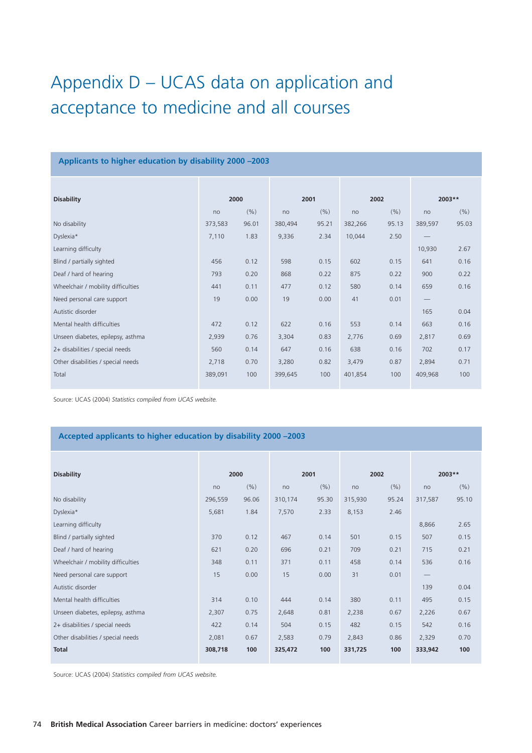# Appendix D – UCAS data on application and acceptance to medicine and all courses

**Applicants to higher education by disability 2000 –2003**

| Disability | 2000 | | 2001 | | 2002 | | 2003** | |
|---|---|---|---|---|---|---|---|---|
| | no | (%) | no | (%) | no | (%) | no | (%) |
| No disability | 373,583 | 96.01 | 380,494 | 95.21 | 382,266 | 95.13 | 389,597 | 95.03 |
| Dyslexia* | 7,110 | 1.83 | 9,336 | 2.34 | 10,044 | 2.50 | — | |
| Learning difficulty | | | | | | | 10,930 | 2.67 |
| Blind / partially sighted | 456 | 0.12 | 598 | 0.15 | 602 | 0.15 | 641 | 0.16 |
| Deaf / hard of hearing | 793 | 0.20 | 868 | 0.22 | 875 | 0.22 | 900 | 0.22 |
| Wheelchair / mobility difficulties | 441 | 0.11 | 477 | 0.12 | 580 | 0.14 | 659 | 0.16 |
| Need personal care support | 19 | 0.00 | 19 | 0.00 | 41 | 0.01 | — | |
| Autistic disorder | | | | | | | 165 | 0.04 |
| Mental health difficulties | 472 | 0.12 | 622 | 0.16 | 553 | 0.14 | 663 | 0.16 |
| Unseen diabetes, epilepsy, asthma | 2,939 | 0.76 | 3,304 | 0.83 | 2,776 | 0.69 | 2,817 | 0.69 |
| 2+ disabilities / special needs | 560 | 0.14 | 647 | 0.16 | 638 | 0.16 | 702 | 0.17 |
| Other disabilities / special needs | 2,718 | 0.70 | 3,280 | 0.82 | 3,479 | 0.87 | 2,894 | 0.71 |
| Total | 389,091 | 100 | 399,645 | 100 | 401,854 | 100 | 409,968 | 100 |

Source: UCAS (2004) *Statistics compiled from UCAS website.*

**Accepted applicants to higher education by disability 2000 –2003**

| Disability | 2000 | | 2001 | | 2002 | | 2003** | |
|---|---|---|---|---|---|---|---|---|
| | no | (%) | no | (%) | no | (%) | no | (%) |
| No disability | 296,559 | 96.06 | 310,174 | 95.30 | 315,930 | 95.24 | 317,587 | 95.10 |
| Dyslexia* | 5,681 | 1.84 | 7,570 | 2.33 | 8,153 | 2.46 | | |
| Learning difficulty | | | | | | | 8,866 | 2.65 |
| Blind / partially sighted | 370 | 0.12 | 467 | 0.14 | 501 | 0.15 | 507 | 0.15 |
| Deaf / hard of hearing | 621 | 0.20 | 696 | 0.21 | 709 | 0.21 | 715 | 0.21 |
| Wheelchair / mobility difficulties | 348 | 0.11 | 371 | 0.11 | 458 | 0.14 | 536 | 0.16 |
| Need personal care support | 15 | 0.00 | 15 | 0.00 | 31 | 0.01 | — | |
| Autistic disorder | | | | | | | 139 | 0.04 |
| Mental health difficulties | 314 | 0.10 | 444 | 0.14 | 380 | 0.11 | 495 | 0.15 |
| Unseen diabetes, epilepsy, asthma | 2,307 | 0.75 | 2,648 | 0.81 | 2,238 | 0.67 | 2,226 | 0.67 |
| 2+ disabilities / special needs | 422 | 0.14 | 504 | 0.15 | 482 | 0.15 | 542 | 0.16 |
| Other disabilities / special needs | 2,081 | 0.67 | 2,583 | 0.79 | 2,843 | 0.86 | 2,329 | 0.70 |
| **Total** | **308,718** | **100** | **325,472** | **100** | **331,725** | **100** | **333,942** | **100** |

Source: UCAS (2004) *Statistics compiled from UCAS website.*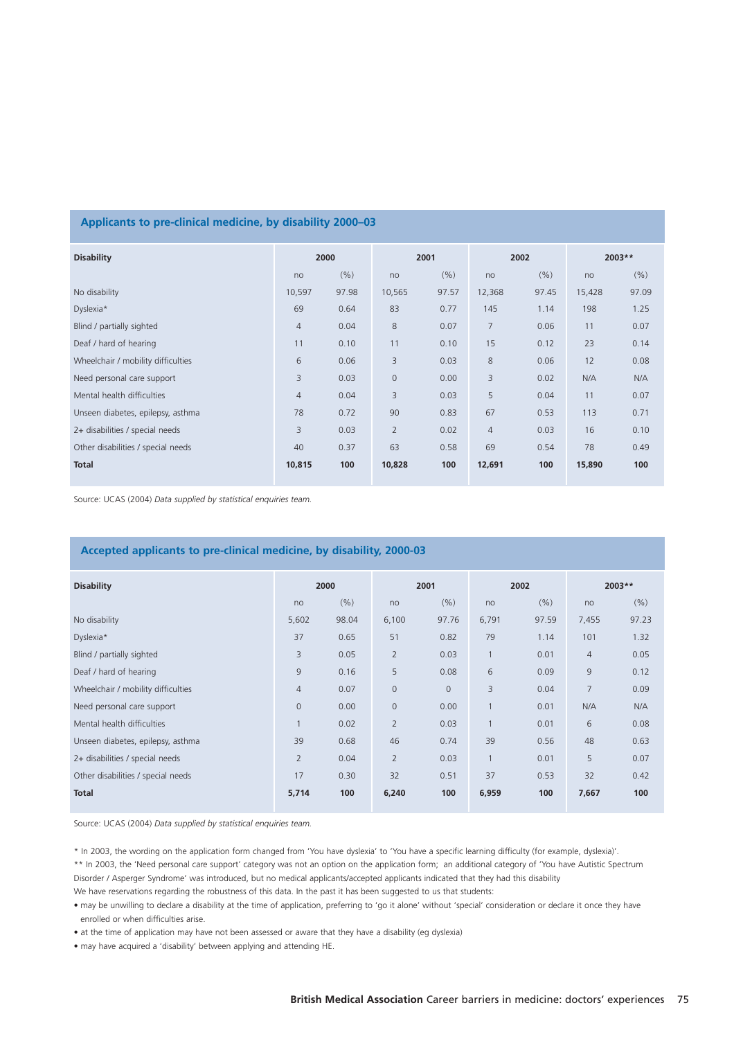## Applicants to pre-clinical medicine, by disability 2000–03

| Disability | 2000 | | 2001 | | 2002 | | 2003** | |
|---|---|---|---|---|---|---|---|---|
| | no | (%) | no | (%) | no | (%) | no | (%) |
| No disability | 10,597 | 97.98 | 10,565 | 97.57 | 12,368 | 97.45 | 15,428 | 97.09 |
| Dyslexia* | 69 | 0.64 | 83 | 0.77 | 145 | 1.14 | 198 | 1.25 |
| Blind / partially sighted | 4 | 0.04 | 8 | 0.07 | 7 | 0.06 | 11 | 0.07 |
| Deaf / hard of hearing | 11 | 0.10 | 11 | 0.10 | 15 | 0.12 | 23 | 0.14 |
| Wheelchair / mobility difficulties | 6 | 0.06 | 3 | 0.03 | 8 | 0.06 | 12 | 0.08 |
| Need personal care support | 3 | 0.03 | 0 | 0.00 | 3 | 0.02 | N/A | N/A |
| Mental health difficulties | 4 | 0.04 | 3 | 0.03 | 5 | 0.04 | 11 | 0.07 |
| Unseen diabetes, epilepsy, asthma | 78 | 0.72 | 90 | 0.83 | 67 | 0.53 | 113 | 0.71 |
| 2+ disabilities / special needs | 3 | 0.03 | 2 | 0.02 | 4 | 0.03 | 16 | 0.10 |
| Other disabilities / special needs | 40 | 0.37 | 63 | 0.58 | 69 | 0.54 | 78 | 0.49 |
| **Total** | **10,815** | **100** | **10,828** | **100** | **12,691** | **100** | **15,890** | **100** |

Source: UCAS (2004) *Data supplied by statistical enquiries team.*

## Accepted applicants to pre-clinical medicine, by disability, 2000-03

| Disability | 2000 | | 2001 | | 2002 | | 2003** | |
|---|---|---|---|---|---|---|---|---|
| | no | (%) | no | (%) | no | (%) | no | (%) |
| No disability | 5,602 | 98.04 | 6,100 | 97.76 | 6,791 | 97.59 | 7,455 | 97.23 |
| Dyslexia* | 37 | 0.65 | 51 | 0.82 | 79 | 1.14 | 101 | 1.32 |
| Blind / partially sighted | 3 | 0.05 | 2 | 0.03 | 1 | 0.01 | 4 | 0.05 |
| Deaf / hard of hearing | 9 | 0.16 | 5 | 0.08 | 6 | 0.09 | 9 | 0.12 |
| Wheelchair / mobility difficulties | 4 | 0.07 | 0 | 0 | 3 | 0.04 | 7 | 0.09 |
| Need personal care support | 0 | 0.00 | 0 | 0.00 | 1 | 0.01 | N/A | N/A |
| Mental health difficulties | 1 | 0.02 | 2 | 0.03 | 1 | 0.01 | 6 | 0.08 |
| Unseen diabetes, epilepsy, asthma | 39 | 0.68 | 46 | 0.74 | 39 | 0.56 | 48 | 0.63 |
| 2+ disabilities / special needs | 2 | 0.04 | 2 | 0.03 | 1 | 0.01 | 5 | 0.07 |
| Other disabilities / special needs | 17 | 0.30 | 32 | 0.51 | 37 | 0.53 | 32 | 0.42 |
| **Total** | **5,714** | **100** | **6,240** | **100** | **6,959** | **100** | **7,667** | **100** |

Source: UCAS (2004) *Data supplied by statistical enquiries team.*

* In 2003, the wording on the application form changed from 'You have dyslexia' to 'You have a specific learning difficulty (for example, dyslexia)'.

** In 2003, the 'Need personal care support' category was not an option on the application form; an additional category of 'You have Autistic Spectrum Disorder / Asperger Syndrome' was introduced, but no medical applicants/accepted applicants indicated that they had this disability

We have reservations regarding the robustness of this data. In the past it has been suggested to us that students:

- may be unwilling to declare a disability at the time of application, preferring to 'go it alone' without 'special' consideration or declare it once they have enrolled or when difficulties arise.
- at the time of application may have not been assessed or aware that they have a disability (eg dyslexia)
- may have acquired a 'disability' between applying and attending HE.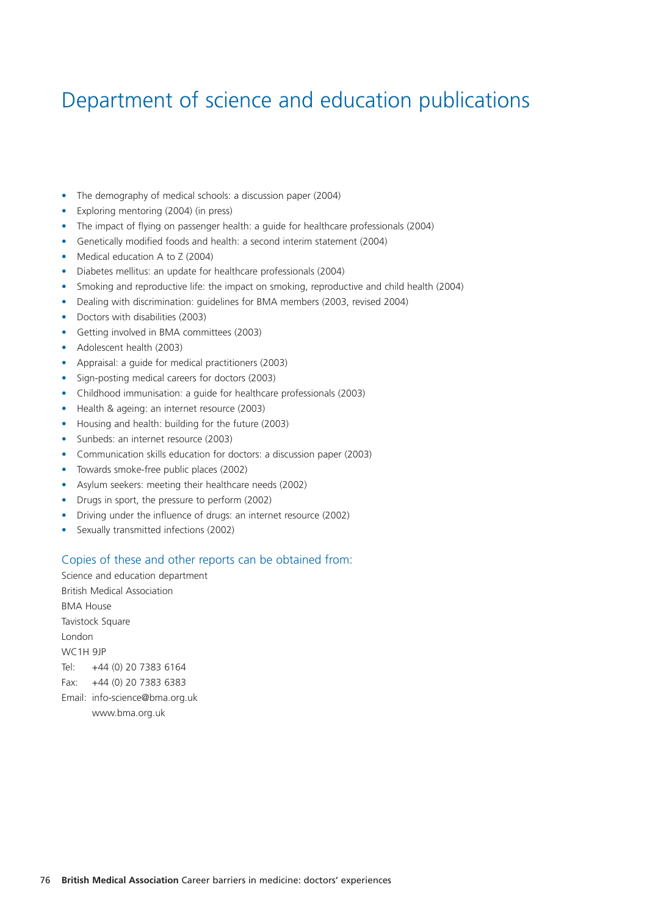# Department of science and education publications

- The demography of medical schools: a discussion paper (2004)
- Exploring mentoring (2004) (in press)
- The impact of flying on passenger health: a guide for healthcare professionals (2004)
- Genetically modified foods and health: a second interim statement (2004)
- Medical education A to Z (2004)
- Diabetes mellitus: an update for healthcare professionals (2004)
- Smoking and reproductive life: the impact on smoking, reproductive and child health (2004)
- Dealing with discrimination: guidelines for BMA members (2003, revised 2004)
- Doctors with disabilities (2003)
- Getting involved in BMA committees (2003)
- Adolescent health (2003)
- Appraisal: a guide for medical practitioners (2003)
- Sign-posting medical careers for doctors (2003)
- Childhood immunisation: a guide for healthcare professionals (2003)
- Health & ageing: an internet resource (2003)
- Housing and health: building for the future (2003)
- Sunbeds: an internet resource (2003)
- Communication skills education for doctors: a discussion paper (2003)
- Towards smoke-free public places (2002)
- Asylum seekers: meeting their healthcare needs (2002)
- Drugs in sport, the pressure to perform (2002)
- Driving under the influence of drugs: an internet resource (2002)
- Sexually transmitted infections (2002)

## Copies of these and other reports can be obtained from:

Science and education department
British Medical Association
BMA House
Tavistock Square
London
WC1H 9JP
Tel: +44 (0) 20 7383 6164
Fax: +44 (0) 20 7383 6383
Email: info-science@bma.org.uk
www.bma.org.uk